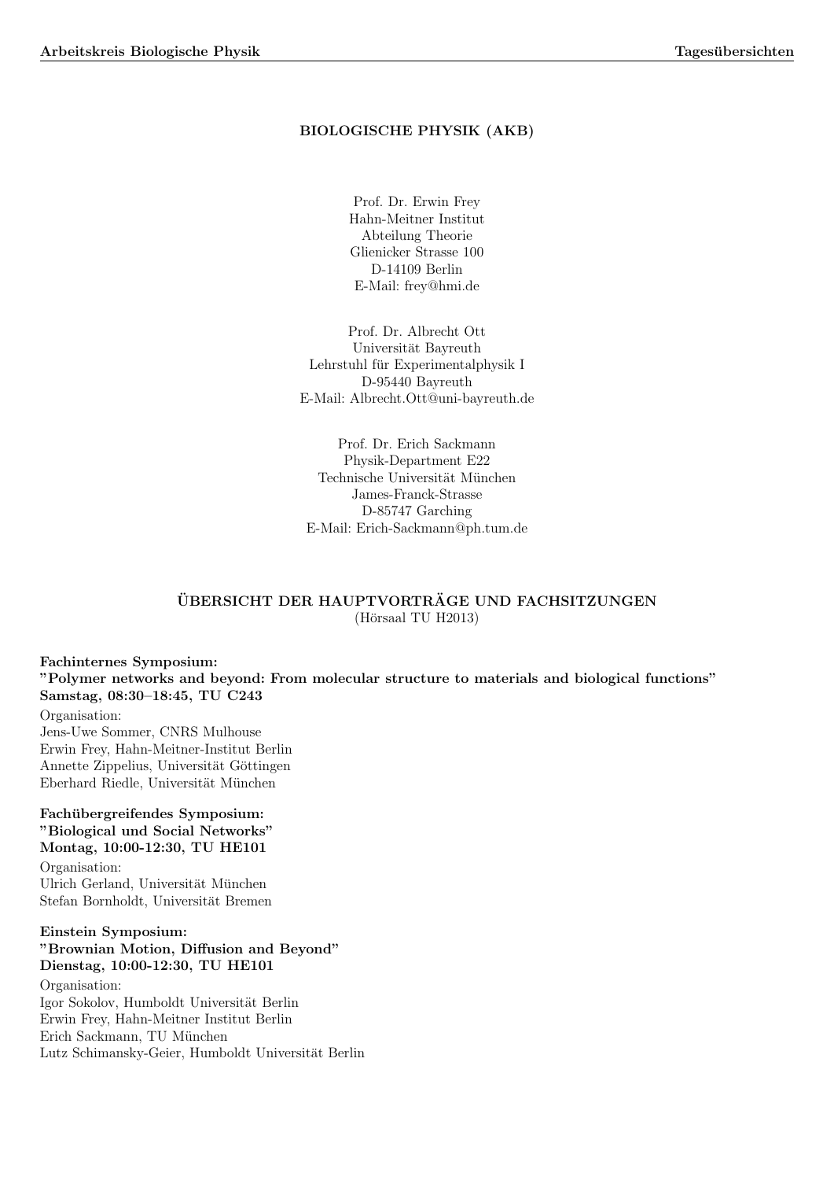# BIOLOGISCHE PHYSIK (AKB)

Prof. Dr. Erwin Frey
Hahn-Meitner Institut
Abteilung Theorie
Glienicker Strasse 100
D-14109 Berlin
E-Mail: frey@hmi.de

Prof. Dr. Albrecht Ott
Universität Bayreuth
Lehrstuhl für Experimentalphysik I
D-95440 Bayreuth
E-Mail: Albrecht.Ott@uni-bayreuth.de

Prof. Dr. Erich Sackmann
Physik-Department E22
Technische Universität München
James-Franck-Strasse
D-85747 Garching
E-Mail: Erich-Sackmann@ph.tum.de

## ÜBERSICHT DER HAUPTVORTRÄGE UND FACHSITZUNGEN

(Hörsaal TU H2013)

**Fachinternes Symposium:**
**"Polymer networks and beyond: From molecular structure to materials and biological functions"**
**Samstag, 08:30–18:45, TU C243**

Organisation:
Jens-Uwe Sommer, CNRS Mulhouse
Erwin Frey, Hahn-Meitner-Institut Berlin
Annette Zippelius, Universität Göttingen
Eberhard Riedle, Universität München

**Fachübergreifendes Symposium:**
**"Biological und Social Networks"**
**Montag, 10:00-12:30, TU HE101**

Organisation:
Ulrich Gerland, Universität München
Stefan Bornholdt, Universität Bremen

**Einstein Symposium:**
**"Brownian Motion, Diffusion and Beyond"**
**Dienstag, 10:00-12:30, TU HE101**

Organisation:
Igor Sokolov, Humboldt Universität Berlin
Erwin Frey, Hahn-Meitner Institut Berlin
Erich Sackmann, TU München
Lutz Schimansky-Geier, Humboldt Universität Berlin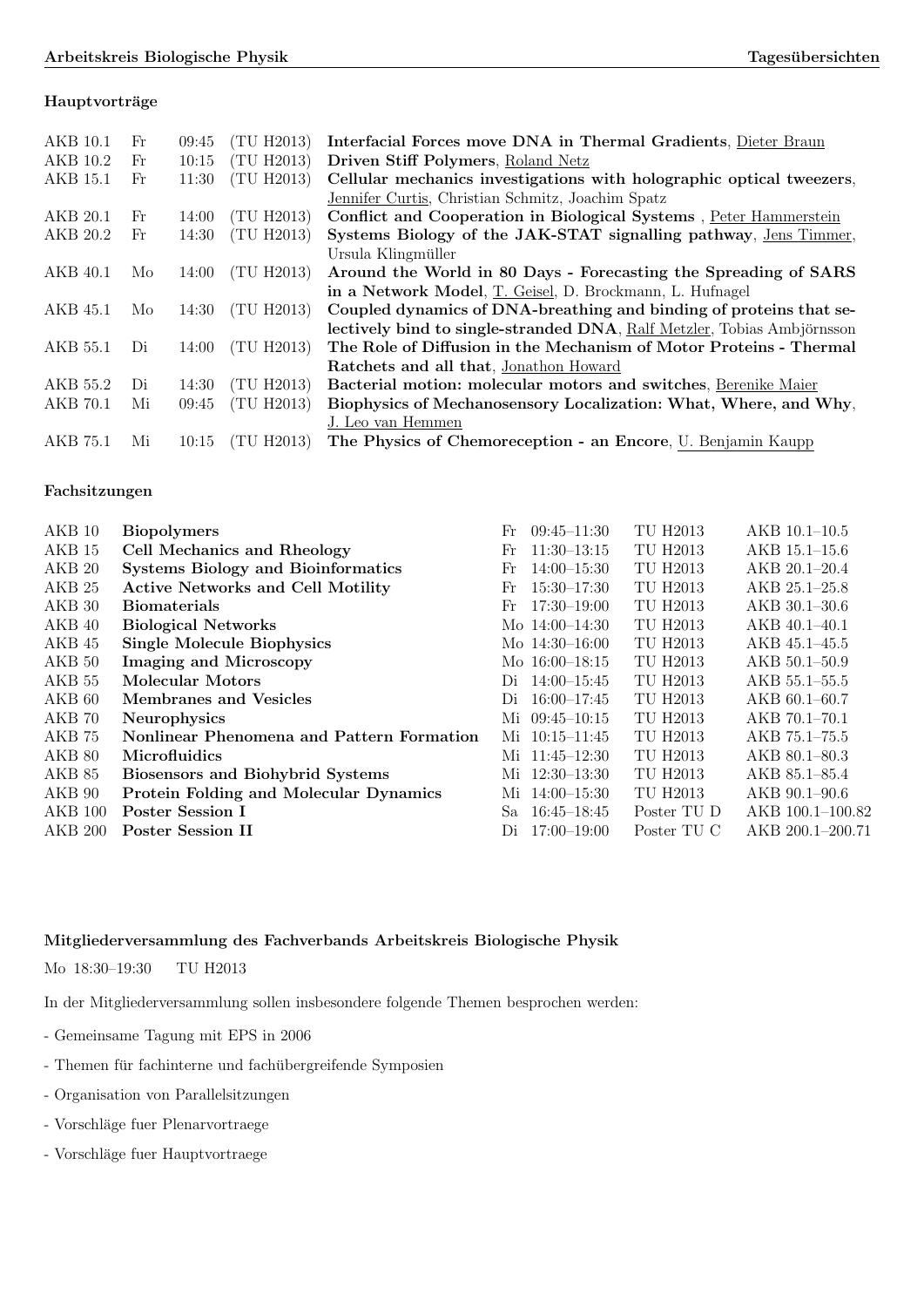### Hauptvorträge

| | | | | |
|---|---|---|---|---|
| AKB 10.1 | Fr | 09:45 | (TU H2013) | **Interfacial Forces move DNA in Thermal Gradients**, Dieter Braun |
| AKB 10.2 | Fr | 10:15 | (TU H2013) | **Driven Stiff Polymers**, Roland Netz |
| AKB 15.1 | Fr | 11:30 | (TU H2013) | **Cellular mechanics investigations with holographic optical tweezers**, Jennifer Curtis, Christian Schmitz, Joachim Spatz |
| AKB 20.1 | Fr | 14:00 | (TU H2013) | **Conflict and Cooperation in Biological Systems** , Peter Hammerstein |
| AKB 20.2 | Fr | 14:30 | (TU H2013) | **Systems Biology of the JAK-STAT signalling pathway**, Jens Timmer, Ursula Klingmüller |
| AKB 40.1 | Mo | 14:00 | (TU H2013) | **Around the World in 80 Days - Forecasting the Spreading of SARS in a Network Model**, T. Geisel, D. Brockmann, L. Hufnagel |
| AKB 45.1 | Mo | 14:30 | (TU H2013) | **Coupled dynamics of DNA-breathing and binding of proteins that selectively bind to single-stranded DNA**, Ralf Metzler, Tobias Ambjörnsson |
| AKB 55.1 | Di | 14:00 | (TU H2013) | **The Role of Diffusion in the Mechanism of Motor Proteins - Thermal Ratchets and all that**, Jonathon Howard |
| AKB 55.2 | Di | 14:30 | (TU H2013) | **Bacterial motion: molecular motors and switches**, Berenike Maier |
| AKB 70.1 | Mi | 09:45 | (TU H2013) | **Biophysics of Mechanosensory Localization: What, Where, and Why**, J. Leo van Hemmen |
| AKB 75.1 | Mi | 10:15 | (TU H2013) | **The Physics of Chemoreception - an Encore**, U. Benjamin Kaupp |

### Fachsitzungen

| | | | | | |
|---|---|---|---|---|---|
| AKB 10 | **Biopolymers** | Fr | 09:45–11:30 | TU H2013 | AKB 10.1–10.5 |
| AKB 15 | **Cell Mechanics and Rheology** | Fr | 11:30–13:15 | TU H2013 | AKB 15.1–15.6 |
| AKB 20 | **Systems Biology and Bioinformatics** | Fr | 14:00–15:30 | TU H2013 | AKB 20.1–20.4 |
| AKB 25 | **Active Networks and Cell Motility** | Fr | 15:30–17:30 | TU H2013 | AKB 25.1–25.8 |
| AKB 30 | **Biomaterials** | Fr | 17:30–19:00 | TU H2013 | AKB 30.1–30.6 |
| AKB 40 | **Biological Networks** | Mo | 14:00–14:30 | TU H2013 | AKB 40.1–40.1 |
| AKB 45 | **Single Molecule Biophysics** | Mo | 14:30–16:00 | TU H2013 | AKB 45.1–45.5 |
| AKB 50 | **Imaging and Microscopy** | Mo | 16:00–18:15 | TU H2013 | AKB 50.1–50.9 |
| AKB 55 | **Molecular Motors** | Di | 14:00–15:45 | TU H2013 | AKB 55.1–55.5 |
| AKB 60 | **Membranes and Vesicles** | Di | 16:00–17:45 | TU H2013 | AKB 60.1–60.7 |
| AKB 70 | **Neurophysics** | Mi | 09:45–10:15 | TU H2013 | AKB 70.1–70.1 |
| AKB 75 | **Nonlinear Phenomena and Pattern Formation** | Mi | 10:15–11:45 | TU H2013 | AKB 75.1–75.5 |
| AKB 80 | **Microfluidics** | Mi | 11:45–12:30 | TU H2013 | AKB 80.1–80.3 |
| AKB 85 | **Biosensors and Biohybrid Systems** | Mi | 12:30–13:30 | TU H2013 | AKB 85.1–85.4 |
| AKB 90 | **Protein Folding and Molecular Dynamics** | Mi | 14:00–15:30 | TU H2013 | AKB 90.1–90.6 |
| AKB 100 | **Poster Session I** | Sa | 16:45–18:45 | Poster TU D | AKB 100.1–100.82 |
| AKB 200 | **Poster Session II** | Di | 17:00–19:00 | Poster TU C | AKB 200.1–200.71 |

### Mitgliederversammlung des Fachverbands Arbeitskreis Biologische Physik

Mo 18:30–19:30 TU H2013

In der Mitgliederversammlung sollen insbesondere folgende Themen besprochen werden:

- Gemeinsame Tagung mit EPS in 2006
- Themen für fachinterne und fachübergreifende Symposien
- Organisation von Parallelsitzungen
- Vorschläge fuer Plenarvortraege
- Vorschläge fuer Hauptvortraege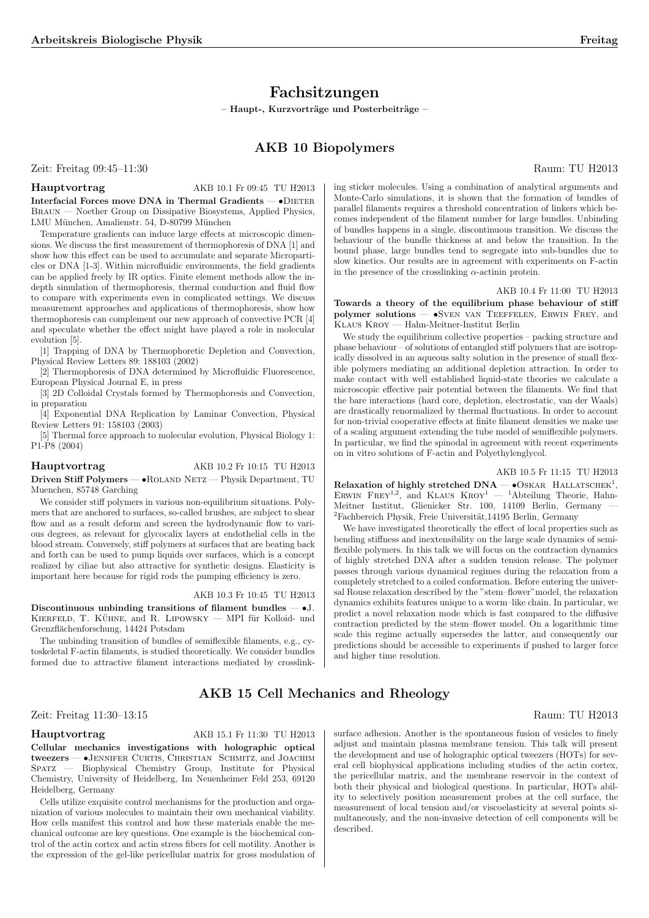# Fachsitzungen

**– Haupt-, Kurzvorträge und Posterbeiträge –**

## AKB 10 Biopolymers

Zeit: Freitag 09:45–11:30 Raum: TU H2013

**Hauptvortrag** AKB 10.1 Fr 09:45 TU H2013

**Interfacial Forces move DNA in Thermal Gradients** — •Dieter Braun — Noether Group on Dissipative Biosystems, Applied Physics, LMU München, Amalienstr. 54, D-80799 München

Temperature gradients can induce large effects at microscopic dimensions. We discuss the first measurement of thermophoresis of DNA [1] and show how this effect can be used to accumulate and separate Microparticles or DNA [1-3]. Within microfluidic environments, the field gradients can be applied freely by IR optics. Finite element methods allow the in-depth simulation of thermophoresis, thermal conduction and fluid flow to compare with experiments even in complicated settings. We discuss measurement approaches and applications of thermophoresis, show how thermophoresis can complement our new approach of convective PCR [4] and speculate whether the effect might have played a role in molecular evolution [5].

[1] Trapping of DNA by Thermophoretic Depletion and Convection, Physical Review Letters 89: 188103 (2002)

[2] Thermophoresis of DNA determined by Microfluidic Fluorescence, European Physical Journal E, in press

[3] 2D Colloidal Crystals formed by Thermophoresis and Convection, in preparation

[4] Exponential DNA Replication by Laminar Convection, Physical Review Letters 91: 158103 (2003)

[5] Thermal force approach to molecular evolution, Physical Biology 1: P1-P8 (2004)

**Hauptvortrag** AKB 10.2 Fr 10:15 TU H2013

**Driven Stiff Polymers** — •Roland Netz — Physik Department, TU Muenchen, 85748 Garching

We consider stiff polymers in various non-equilibrium situations. Polymers that are anchored to surfaces, so-called brushes, are subject to shear flow and as a result deform and screen the hydrodynamic flow to various degrees, as relevant for glycocalix layers at endothelial cells in the blood stream. Conversely, stiff polymers at surfaces that are beating back and forth can be used to pump liquids over surfaces, which is a concept realized by ciliae but also attractive for synthetic designs. Elasticity is important here because for rigid rods the pumping efficiency is zero.

AKB 10.3 Fr 10:45 TU H2013

**Discontinuous unbinding transitions of filament bundles** — •J. Kierfeld, T. Kühne, and R. Lipowsky — MPI für Kolloid- und Grenzflächenforschung, 14424 Potsdam

The unbinding transition of bundles of semiflexible filaments, e.g., cytoskeletal F-actin filaments, is studied theoretically. We consider bundles formed due to attractive filament interactions mediated by crosslinking sticker molecules. Using a combination of analytical arguments and Monte-Carlo simulations, it is shown that the formation of bundles of parallel filaments requires a threshold concentration of linkers which becomes independent of the filament number for large bundles. Unbinding of bundles happens in a single, discontinuous transition. We discuss the behaviour of the bundle thickness at and below the transition. In the bound phase, large bundles tend to segregate into sub-bundles due to slow kinetics. Our results are in agreement with experiments on F-actin in the presence of the crosslinking $\alpha$-actinin protein.

AKB 10.4 Fr 11:00 TU H2013

**Towards a theory of the equilibrium phase behaviour of stiff polymer solutions** — •Sven van Teeffelen, Erwin Frey, and Klaus Kroy — Hahn-Meitner-Institut Berlin

We study the equilibrium collective properties – packing structure and phase behaviour – of solutions of entangled stiff polymers that are isotropically dissolved in an aqueous salty solution in the presence of small flexible polymers mediating an additional depletion attraction. In order to make contact with well established liquid-state theories we calculate a microscopic effective pair potential between the filaments. We find that the bare interactions (hard core, depletion, electrostatic, van der Waals) are drastically renormalized by thermal fluctuations. In order to account for non-trivial cooperative effects at finite filament densities we make use of a scaling argument extending the tube model of semiflexible polymers. In particular, we find the spinodal in agreement with recent experiments on in vitro solutions of F-actin and Polyethylenglycol.

AKB 10.5 Fr 11:15 TU H2013

**Relaxation of highly stretched DNA** — •Oskar Hallatschek[1], Erwin Frey[1,2], and Klaus Kroy[1] — [1]Abteilung Theorie, Hahn-Meitner Institut, Glienicker Str. 100, 14109 Berlin, Germany — [2]Fachbereich Physik, Freie Universität,14195 Berlin, Germany

We have investigated theoretically the effect of local properties such as bending stiffness and inextensibility on the large scale dynamics of semiflexible polymers. In this talk we will focus on the contraction dynamics of highly stretched DNA after a sudden tension release. The polymer passes through various dynamical regimes during the relaxation from a completely stretched to a coiled conformation. Before entering the universal Rouse relaxation described by the "stem–flower" model, the relaxation dynamics exhibits features unique to a worm–like chain. In particular, we predict a novel relaxation mode which is fast compared to the diffusive contraction predicted by the stem–flower model. On a logarithmic time scale this regime actually supersedes the latter, and consequently our predictions should be accessible to experiments if pushed to larger force and higher time resolution.

## AKB 15 Cell Mechanics and Rheology

Zeit: Freitag 11:30–13:15 Raum: TU H2013

**Hauptvortrag** AKB 15.1 Fr 11:30 TU H2013

**Cellular mechanics investigations with holographic optical tweezers** — •Jennifer Curtis, Christian Schmitz, and Joachim Spatz — Biophysical Chemistry Group, Institute for Physical Chemistry, University of Heidelberg, Im Neuenheimer Feld 253, 69120 Heidelberg, Germany

Cells utilize exquisite control mechanisms for the production and organization of various molecules to maintain their own mechanical viability. How cells manifest this control and how these materials enable the mechanical outcome are key questions. One example is the biochemical control of the actin cortex and actin stress fibers for cell motility. Another is the expression of the gel-like pericellular matrix for gross modulation of surface adhesion. Another is the spontaneous fusion of vesicles to finely adjust and maintain plasma membrane tension. This talk will present the development and use of holographic optical tweezers (HOTs) for several cell biophysical applications including studies of the actin cortex, the pericellular matrix, and the membrane reservoir in the context of both their physical and biological questions. In particular, HOTs ability to selectively position measurement probes at the cell surface, the measurement of local tension and/or viscoelasticity at several points simultaneously, and the non-invasive detection of cell components will be described.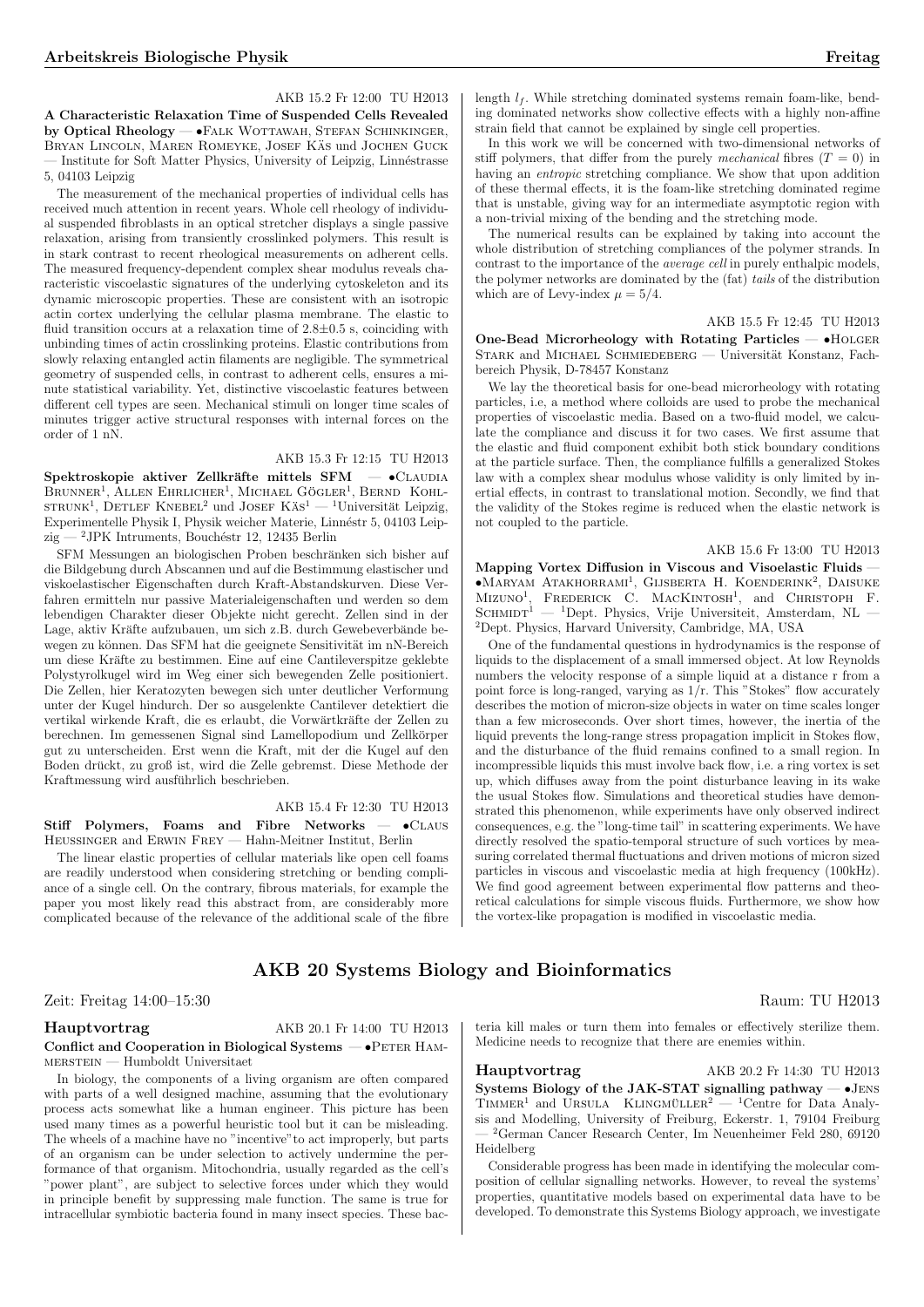AKB 15.2 Fr 12:00 TU H2013

**A Characteristic Relaxation Time of Suspended Cells Revealed by Optical Rheology** — •Falk Wottawah, Stefan Schinkinger, Bryan Lincoln, Maren Romeyke, Josef Käs und Jochen Guck — Institute for Soft Matter Physics, University of Leipzig, Linnéstrasse 5, 04103 Leipzig

The measurement of the mechanical properties of individual cells has received much attention in recent years. Whole cell rheology of individual suspended fibroblasts in an optical stretcher displays a single passive relaxation, arising from transiently crosslinked polymers. This result is in stark contrast to recent rheological measurements on adherent cells. The measured frequency-dependent complex shear modulus reveals characteristic viscoelastic signatures of the underlying cytoskeleton and its dynamic microscopic properties. These are consistent with an isotropic actin cortex underlying the cellular plasma membrane. The elastic to fluid transition occurs at a relaxation time of 2.8±0.5 s, coinciding with unbinding times of actin crosslinking proteins. Elastic contributions from slowly relaxing entangled actin filaments are negligible. The symmetrical geometry of suspended cells, in contrast to adherent cells, ensures a minute statistical variability. Yet, distinctive viscoelastic features between different cell types are seen. Mechanical stimuli on longer time scales of minutes trigger active structural responses with internal forces on the order of 1 nN.

AKB 15.3 Fr 12:15 TU H2013

**Spektroskopie aktiver Zellkräfte mittels SFM** — •Claudia Brunner[1], Allen Ehrlicher[1], Michael Gögler[1], Bernd Kohlstrunk[1], Detlef Knebel[2] und Josef Käs[1] — [1]Universität Leipzig, Experimentelle Physik I, Physik weicher Materie, Linnéstr 5, 04103 Leipzig — [2]JPK Intruments, Bouchéstr 12, 12435 Berlin

SFM Messungen an biologischen Proben beschränken sich bisher auf die Bildgebung durch Abscannen und auf die Bestimmung elastischer und viskoelastischer Eigenschaften durch Kraft-Abstandskurven. Diese Verfahren ermitteln nur passive Materialeigenschaften und werden so dem lebendigen Charakter dieser Objekte nicht gerecht. Zellen sind in der Lage, aktiv Kräfte aufzubauen, um sich z.B. durch Gewebeverbände bewegen zu können. Das SFM hat die geeignete Sensitivität im nN-Bereich um diese Kräfte zu bestimmen. Eine auf eine Cantileverspitze geklebte Polystyrolkugel wird im Weg einer sich bewegenden Zelle positioniert. Die Zellen, hier Keratozyten bewegen sich unter deutlicher Verformung unter der Kugel hindurch. Der so ausgelenkte Cantilever detektiert die vertikal wirkende Kraft, die es erlaubt, die Vorwärtkräfte der Zellen zu berechnen. Im gemessenen Signal sind Lamellopodium und Zellkörper gut zu unterscheiden. Erst wenn die Kraft, mit der die Kugel auf den Boden drückt, zu groß ist, wird die Zelle gebremst. Diese Methode der Kraftmessung wird ausführlich beschrieben.

AKB 15.4 Fr 12:30 TU H2013

**Stiff Polymers, Foams and Fibre Networks** — •Claus Heussinger and Erwin Frey — Hahn-Meitner Institut, Berlin

The linear elastic properties of cellular materials like open cell foams are readily understood when considering stretching or bending compliance of a single cell. On the contrary, fibrous materials, for example the paper you most likely read this abstract from, are considerably more complicated because of the relevance of the additional scale of the fibre length $l_f$. While stretching dominated systems remain foam-like, bending dominated networks show collective effects with a highly non-affine strain field that cannot be explained by single cell properties.

In this work we will be concerned with two-dimensional networks of stiff polymers, that differ from the purely *mechanical* fibres ($T = 0$) in having an *entropic* stretching compliance. We show that upon addition of these thermal effects, it is the foam-like stretching dominated regime that is unstable, giving way for an intermediate asymptotic region with a non-trivial mixing of the bending and the stretching mode.

The numerical results can be explained by taking into account the whole distribution of stretching compliances of the polymer strands. In contrast to the importance of the *average cell* in purely enthalpic models, the polymer networks are dominated by the (fat) *tails* of the distribution which are of Levy-index $\mu = 5/4$.

AKB 15.5 Fr 12:45 TU H2013

**One-Bead Microrheology with Rotating Particles** — •Holger Stark and Michael Schmiedeberg — Universität Konstanz, Fachbereich Physik, D-78457 Konstanz

We lay the theoretical basis for one-bead microrheology with rotating particles, i.e, a method where colloids are used to probe the mechanical properties of viscoelastic media. Based on a two-fluid model, we calculate the compliance and discuss it for two cases. We first assume that the elastic and fluid component exhibit both stick boundary conditions at the particle surface. Then, the compliance fulfills a generalized Stokes law with a complex shear modulus whose validity is only limited by inertial effects, in contrast to translational motion. Secondly, we find that the validity of the Stokes regime is reduced when the elastic network is not coupled to the particle.

AKB 15.6 Fr 13:00 TU H2013

**Mapping Vortex Diffusion in Viscous and Visoelastic Fluids** — •Maryam Atakhorrami[1], Gijsberta H. Koenderink[2], Daisuke Mizuno[1], Frederick C. MacKintosh[1], and Christoph F. Schmidt[1] — [1]Dept. Physics, Vrije Universiteit, Amsterdam, NL — [2]Dept. Physics, Harvard University, Cambridge, MA, USA

One of the fundamental questions in hydrodynamics is the response of liquids to the displacement of a small immersed object. At low Reynolds numbers the velocity response of a simple liquid at a distance r from a point force is long-ranged, varying as 1/r. This "Stokes" flow accurately describes the motion of micron-size objects in water on time scales longer than a few microseconds. Over short times, however, the inertia of the liquid prevents the long-range stress propagation implicit in Stokes flow, and the disturbance of the fluid remains confined to a small region. In incompressible liquids this must involve back flow, i.e. a ring vortex is set up, which diffuses away from the point disturbance leaving in its wake the usual Stokes flow. Simulations and theoretical studies have demonstrated this phenomenon, while experiments have only observed indirect consequences, e.g. the "long-time tail" in scattering experiments. We have directly resolved the spatio-temporal structure of such vortices by measuring correlated thermal fluctuations and driven motions of micron sized particles in viscous and viscoelastic media at high frequency (100kHz). We find good agreement between experimental flow patterns and theoretical calculations for simple viscous fluids. Furthermore, we show how the vortex-like propagation is modified in viscoelastic media.

## AKB 20 Systems Biology and Bioinformatics

Zeit: Freitag 14:00–15:30 Raum: TU H2013

**Hauptvortrag** AKB 20.1 Fr 14:00 TU H2013

**Conflict and Cooperation in Biological Systems** — •Peter Hammerstein — Humboldt Universitaet

In biology, the components of a living organism are often compared with parts of a well designed machine, assuming that the evolutionary process acts somewhat like a human engineer. This picture has been used many times as a powerful heuristic tool but it can be misleading. The wheels of a machine have no "incentive"to act improperly, but parts of an organism can be under selection to actively undermine the performance of that organism. Mitochondria, usually regarded as the cell's "power plant", are subject to selective forces under which they would in principle benefit by suppressing male function. The same is true for intracellular symbiotic bacteria found in many insect species. These bacteria kill males or turn them into females or effectively sterilize them. Medicine needs to recognize that there are enemies within.

**Hauptvortrag** AKB 20.2 Fr 14:30 TU H2013

**Systems Biology of the JAK-STAT signalling pathway** — •Jens Timmer[1] and Ursula Klingmüller[2] — [1]Centre for Data Analysis and Modelling, University of Freiburg, Eckerstr. 1, 79104 Freiburg — [2]German Cancer Research Center, Im Neuenheimer Feld 280, 69120 Heidelberg

Considerable progress has been made in identifying the molecular composition of cellular signalling networks. However, to reveal the systems' properties, quantitative models based on experimental data have to be developed. To demonstrate this Systems Biology approach, we investigate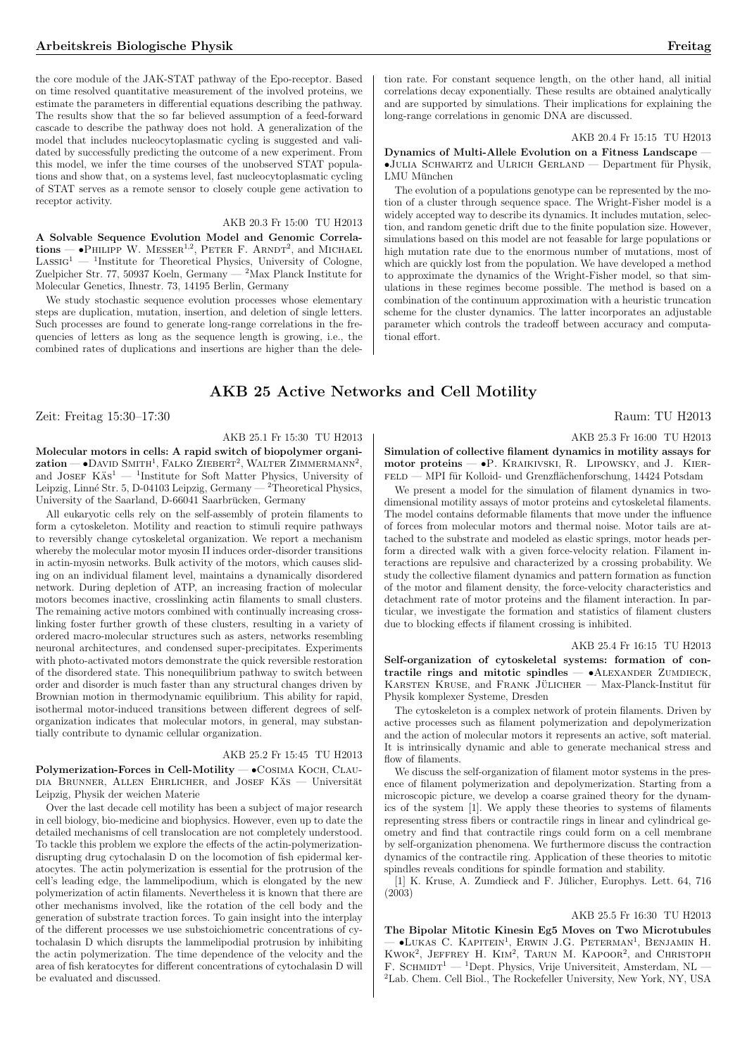the core module of the JAK-STAT pathway of the Epo-receptor. Based on time resolved quantitative measurement of the involved proteins, we estimate the parameters in differential equations describing the pathway. The results show that the so far believed assumption of a feed-forward cascade to describe the pathway does not hold. A generalization of the model that includes nucleocytoplasmatic cycling is suggested and validated by successfully predicting the outcome of a new experiment. From this model, we infer the time courses of the unobserved STAT populations and show that, on a systems level, fast nucleocytoplasmatic cycling of STAT serves as a remote sensor to closely couple gene activation to receptor activity.

AKB 20.3 Fr 15:00 TU H2013

**A Solvable Sequence Evolution Model and Genomic Correlations** — •Philipp W. Messer[1,2], Peter F. Arndt[2], and Michael Lassig[1] — [1]Institute for Theoretical Physics, University of Cologne, Zuelpicher Str. 77, 50937 Koeln, Germany — [2]Max Planck Institute for Molecular Genetics, Ihnestr. 73, 14195 Berlin, Germany

We study stochastic sequence evolution processes whose elementary steps are duplication, mutation, insertion, and deletion of single letters. Such processes are found to generate long-range correlations in the frequencies of letters as long as the sequence length is growing, i.e., the combined rates of duplications and insertions are higher than the deletion rate. For constant sequence length, on the other hand, all initial correlations decay exponentially. These results are obtained analytically and are supported by simulations. Their implications for explaining the long-range correlations in genomic DNA are discussed.

AKB 20.4 Fr 15:15 TU H2013

**Dynamics of Multi-Allele Evolution on a Fitness Landscape** — •Julia Schwartz and Ulrich Gerland — Department für Physik, LMU München

The evolution of a populations genotype can be represented by the motion of a cluster through sequence space. The Wright-Fisher model is a widely accepted way to describe its dynamics. It includes mutation, selection, and random genetic drift due to the finite population size. However, simulations based on this model are not feasable for large populations or high mutation rate due to the enormous number of mutations, most of which are quickly lost from the population. We have developed a method to approximate the dynamics of the Wright-Fisher model, so that simulations in these regimes become possible. The method is based on a combination of the continuum approximation with a heuristic truncation scheme for the cluster dynamics. The latter incorporates an adjustable parameter which controls the tradeoff between accuracy and computational effort.

## AKB 25 Active Networks and Cell Motility

Zeit: Freitag 15:30–17:30 Raum: TU H2013

AKB 25.1 Fr 15:30 TU H2013

**Molecular motors in cells: A rapid switch of biopolymer organization** — •David Smith[1], Falko Ziebert[2], Walter Zimmermann[2], and Josef Käs[1] — [1]Institute for Soft Matter Physics, University of Leipzig, Linné Str. 5, D-04103 Leipzig, Germany — [2]Theoretical Physics, University of the Saarland, D-66041 Saarbrücken, Germany

All eukaryotic cells rely on the self-assembly of protein filaments to form a cytoskeleton. Motility and reaction to stimuli require pathways to reversibly change cytoskeletal organization. We report a mechanism whereby the molecular motor myosin II induces order-disorder transitions in actin-myosin networks. Bulk activity of the motors, which causes sliding on an individual filament level, maintains a dynamically disordered network. During depletion of ATP, an increasing fraction of molecular motors becomes inactive, crosslinking actin filaments to small clusters. The remaining active motors combined with continually increasing crosslinking foster further growth of these clusters, resulting in a variety of ordered macro-molecular structures such as asters, networks resembling neuronal architectures, and condensed super-precipitates. Experiments with photo-activated motors demonstrate the quick reversible restoration of the disordered state. This nonequilibrium pathway to switch between order and disorder is much faster than any structural changes driven by Brownian motion in thermodynamic equilibrium. This ability for rapid, isothermal motor-induced transitions between different degrees of self-organization indicates that molecular motors, in general, may substantially contribute to dynamic cellular organization.

AKB 25.2 Fr 15:45 TU H2013

**Polymerization-Forces in Cell-Motility** — •Cosima Koch, Claudia Brunner, Allen Ehrlicher, and Josef Käs — Universität Leipzig, Physik der weichen Materie

Over the last decade cell motility has been a subject of major research in cell biology, bio-medicine and biophysics. However, even up to date the detailed mechanisms of cell translocation are not completely understood. To tackle this problem we explore the effects of the actin-polymerization-disrupting drug cytochalasin D on the locomotion of fish epidermal keratocytes. The actin polymerization is essential for the protrusion of the cell's leading edge, the lammelipodium, which is elongated by the new polymerization of actin filaments. Nevertheless it is known that there are other mechanisms involved, like the rotation of the cell body and the generation of substrate traction forces. To gain insight into the interplay of the different processes we use substoichiometric concentrations of cytochalasin D which disrupts the lammelipodial protrusion by inhibiting the actin polymerization. The time dependence of the velocity and the area of fish keratocytes for different concentrations of cytochalasin D will be evaluated and discussed.

AKB 25.3 Fr 16:00 TU H2013

**Simulation of collective filament dynamics in motility assays for motor proteins** — •P. Kraikivski, R. Lipowsky, and J. Kierfeld — MPI für Kolloid- und Grenzflächenforschung, 14424 Potsdam

We present a model for the simulation of filament dynamics in two-dimensional motility assays of motor proteins and cytoskeletal filaments. The model contains deformable filaments that move under the influence of forces from molecular motors and thermal noise. Motor tails are attached to the substrate and modeled as elastic springs, motor heads perform a directed walk with a given force-velocity relation. Filament interactions are repulsive and characterized by a crossing probability. We study the collective filament dynamics and pattern formation as function of the motor and filament density, the force-velocity characteristics and detachment rate of motor proteins and the filament interaction. In particular, we investigate the formation and statistics of filament clusters due to blocking effects if filament crossing is inhibited.

AKB 25.4 Fr 16:15 TU H2013

**Self-organization of cytoskeletal systems: formation of contractile rings and mitotic spindles** — •Alexander Zumdieck, Karsten Kruse, and Frank Jülicher — Max-Planck-Institut für Physik komplexer Systeme, Dresden

The cytoskeleton is a complex network of protein filaments. Driven by active processes such as filament polymerization and depolymerization and the action of molecular motors it represents an active, soft material. It is intrinsically dynamic and able to generate mechanical stress and flow of filaments.

We discuss the self-organization of filament motor systems in the presence of filament polymerization and depolymerization. Starting from a microscopic picture, we develop a coarse grained theory for the dynamics of the system [1]. We apply these theories to systems of filaments representing stress fibers or contractile rings in linear and cylindrical geometry and find that contractile rings could form on a cell membrane by self-organization phenomena. We furthermore discuss the contraction dynamics of the contractile ring. Application of these theories to mitotic spindles reveals conditions for spindle formation and stability.

[1] K. Kruse, A. Zumdieck and F. Jülicher, Europhys. Lett. 64, 716 (2003)

AKB 25.5 Fr 16:30 TU H2013

**The Bipolar Mitotic Kinesin Eg5 Moves on Two Microtubules** — •Lukas C. Kapitein[1], Erwin J.G. Peterman[1], Benjamin H. Kwok[2], Jeffrey H. Kim[2], Tarun M. Kapoor[2], and Christoph F. Schmidt[1] — [1]Dept. Physics, Vrije Universiteit, Amsterdam, NL — [2]Lab. Chem. Cell Biol., The Rockefeller University, New York, NY, USA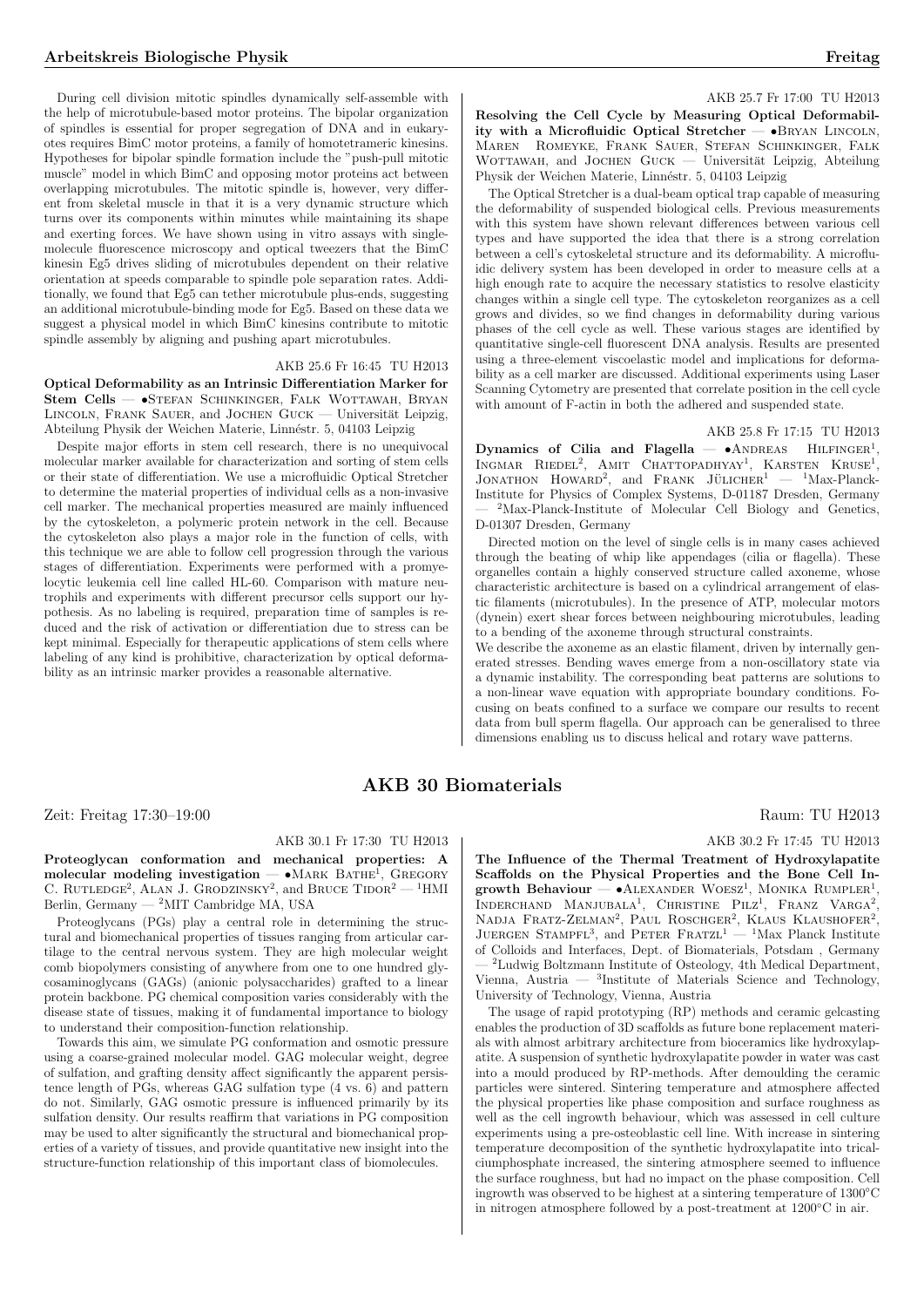During cell division mitotic spindles dynamically self-assemble with the help of microtubule-based motor proteins. The bipolar organization of spindles is essential for proper segregation of DNA and in eukaryotes requires BimC motor proteins, a family of homotetrameric kinesins. Hypotheses for bipolar spindle formation include the "push-pull mitotic muscle" model in which BimC and opposing motor proteins act between overlapping microtubules. The mitotic spindle is, however, very different from skeletal muscle in that it is a very dynamic structure which turns over its components within minutes while maintaining its shape and exerting forces. We have shown using in vitro assays with single-molecule fluorescence microscopy and optical tweezers that the BimC kinesin Eg5 drives sliding of microtubules dependent on their relative orientation at speeds comparable to spindle pole separation rates. Additionally, we found that Eg5 can tether microtubule plus-ends, suggesting an additional microtubule-binding mode for Eg5. Based on these data we suggest a physical model in which BimC kinesins contribute to mitotic spindle assembly by aligning and pushing apart microtubules.

AKB 25.6 Fr 16:45 TU H2013

**Optical Deformability as an Intrinsic Differentiation Marker for Stem Cells** — •Stefan Schinkinger, Falk Wottawah, Bryan Lincoln, Frank Sauer, and Jochen Guck — Universität Leipzig, Abteilung Physik der Weichen Materie, Linnéstr. 5, 04103 Leipzig

Despite major efforts in stem cell research, there is no unequivocal molecular marker available for characterization and sorting of stem cells or their state of differentiation. We use a microfluidic Optical Stretcher to determine the material properties of individual cells as a non-invasive cell marker. The mechanical properties measured are mainly influenced by the cytoskeleton, a polymeric protein network in the cell. Because the cytoskeleton also plays a major role in the function of cells, with this technique we are able to follow cell progression through the various stages of differentiation. Experiments were performed with a promyelocytic leukemia cell line called HL-60. Comparison with mature neutrophils and experiments with different precursor cells support our hypothesis. As no labeling is required, preparation time of samples is reduced and the risk of activation or differentiation due to stress can be kept minimal. Especially for therapeutic applications of stem cells where labeling of any kind is prohibitive, characterization by optical deformability as an intrinsic marker provides a reasonable alternative.

AKB 25.7 Fr 17:00 TU H2013

**Resolving the Cell Cycle by Measuring Optical Deformability with a Microfluidic Optical Stretcher** — •Bryan Lincoln, Maren Romeyke, Frank Sauer, Stefan Schinkinger, Falk Wottawah, and Jochen Guck — Universität Leipzig, Abteilung Physik der Weichen Materie, Linnéstr. 5, 04103 Leipzig

The Optical Stretcher is a dual-beam optical trap capable of measuring the deformability of suspended biological cells. Previous measurements with this system have shown relevant differences between various cell types and have supported the idea that there is a strong correlation between a cell's cytoskeletal structure and its deformability. A microfluidic delivery system has been developed in order to measure cells at a high enough rate to acquire the necessary statistics to resolve elasticity changes within a single cell type. The cytoskeleton reorganizes as a cell grows and divides, so we find changes in deformability during various phases of the cell cycle as well. These various stages are identified by quantitative single-cell fluorescent DNA analysis. Results are presented using a three-element viscoelastic model and implications for deformability as a cell marker are discussed. Additional experiments using Laser Scanning Cytometry are presented that correlate position in the cell cycle with amount of F-actin in both the adhered and suspended state.

AKB 25.8 Fr 17:15 TU H2013

**Dynamics of Cilia and Flagella** — •Andreas Hilfinger[1], Ingmar Riedel[2], Amit Chattopadhyay[1], Karsten Kruse[1], Jonathon Howard[2], and Frank Jülicher[1] — [1]Max-Planck-Institute for Physics of Complex Systems, D-01187 Dresden, Germany — [2]Max-Planck-Institute of Molecular Cell Biology and Genetics, D-01307 Dresden, Germany

Directed motion on the level of single cells is in many cases achieved through the beating of whip like appendages (cilia or flagella). These organelles contain a highly conserved structure called axoneme, whose characteristic architecture is based on a cylindrical arrangement of elastic filaments (microtubules). In the presence of ATP, molecular motors (dynein) exert shear forces between neighbouring microtubules, leading to a bending of the axoneme through structural constraints.

We describe the axoneme as an elastic filament, driven by internally generated stresses. Bending waves emerge from a non-oscillatory state via a dynamic instability. The corresponding beat patterns are solutions to a non-linear wave equation with appropriate boundary conditions. Focusing on beats confined to a surface we compare our results to recent data from bull sperm flagella. Our approach can be generalised to three dimensions enabling us to discuss helical and rotary wave patterns.

## AKB 30 Biomaterials

Zeit: Freitag 17:30–19:00 Raum: TU H2013

AKB 30.1 Fr 17:30 TU H2013

**Proteoglycan conformation and mechanical properties: A molecular modeling investigation** — •Mark Bathe[1], Gregory C. Rutledge[2], Alan J. Grodzinsky[2], and Bruce Tidor[2] — [1]HMI Berlin, Germany — [2]MIT Cambridge MA, USA

Proteoglycans (PGs) play a central role in determining the structural and biomechanical properties of tissues ranging from articular cartilage to the central nervous system. They are high molecular weight comb biopolymers consisting of anywhere from one to one hundred glycosaminoglycans (GAGs) (anionic polysaccharides) grafted to a linear protein backbone. PG chemical composition varies considerably with the disease state of tissues, making it of fundamental importance to biology to understand their composition-function relationship.

Towards this aim, we simulate PG conformation and osmotic pressure using a coarse-grained molecular model. GAG molecular weight, degree of sulfation, and grafting density affect significantly the apparent persistence length of PGs, whereas GAG sulfation type (4 vs. 6) and pattern do not. Similarly, GAG osmotic pressure is influenced primarily by its sulfation density. Our results reaffirm that variations in PG composition may be used to alter significantly the structural and biomechanical properties of a variety of tissues, and provide quantitative new insight into the structure-function relationship of this important class of biomolecules.

AKB 30.2 Fr 17:45 TU H2013

**The Influence of the Thermal Treatment of Hydroxylapatite Scaffolds on the Physical Properties and the Bone Cell Ingrowth Behaviour** — •Alexander Woesz[1], Monika Rumpler[1], Inderchand Manjubala[1], Christine Pilz[1], Franz Varga[2], Nadja Fratz-Zelman[2], Paul Roschger[2], Klaus Klaushofer[2], Juergen Stampfl[3], and Peter Fratzl[1] — [1]Max Planck Institute of Colloids and Interfaces, Dept. of Biomaterials, Potsdam , Germany — [2]Ludwig Boltzmann Institute of Osteology, 4th Medical Department, Vienna, Austria — [3]Institute of Materials Science and Technology, University of Technology, Vienna, Austria

The usage of rapid prototyping (RP) methods and ceramic gelcasting enables the production of 3D scaffolds as future bone replacement materials with almost arbitrary architecture from bioceramics like hydroxylapatite. A suspension of synthetic hydroxylapatite powder in water was cast into a mould produced by RP-methods. After demoulding the ceramic particles were sintered. Sintering temperature and atmosphere affected the physical properties like phase composition and surface roughness as well as the cell ingrowth behaviour, which was assessed in cell culture experiments using a pre-osteoblastic cell line. With increase in sintering temperature decomposition of the synthetic hydroxylapatite into tricalciumphosphate increased, the sintering atmosphere seemed to influence the surface roughness, but had no impact on the phase composition. Cell ingrowth was observed to be highest at a sintering temperature of 1300°C in nitrogen atmosphere followed by a post-treatment at 1200°C in air.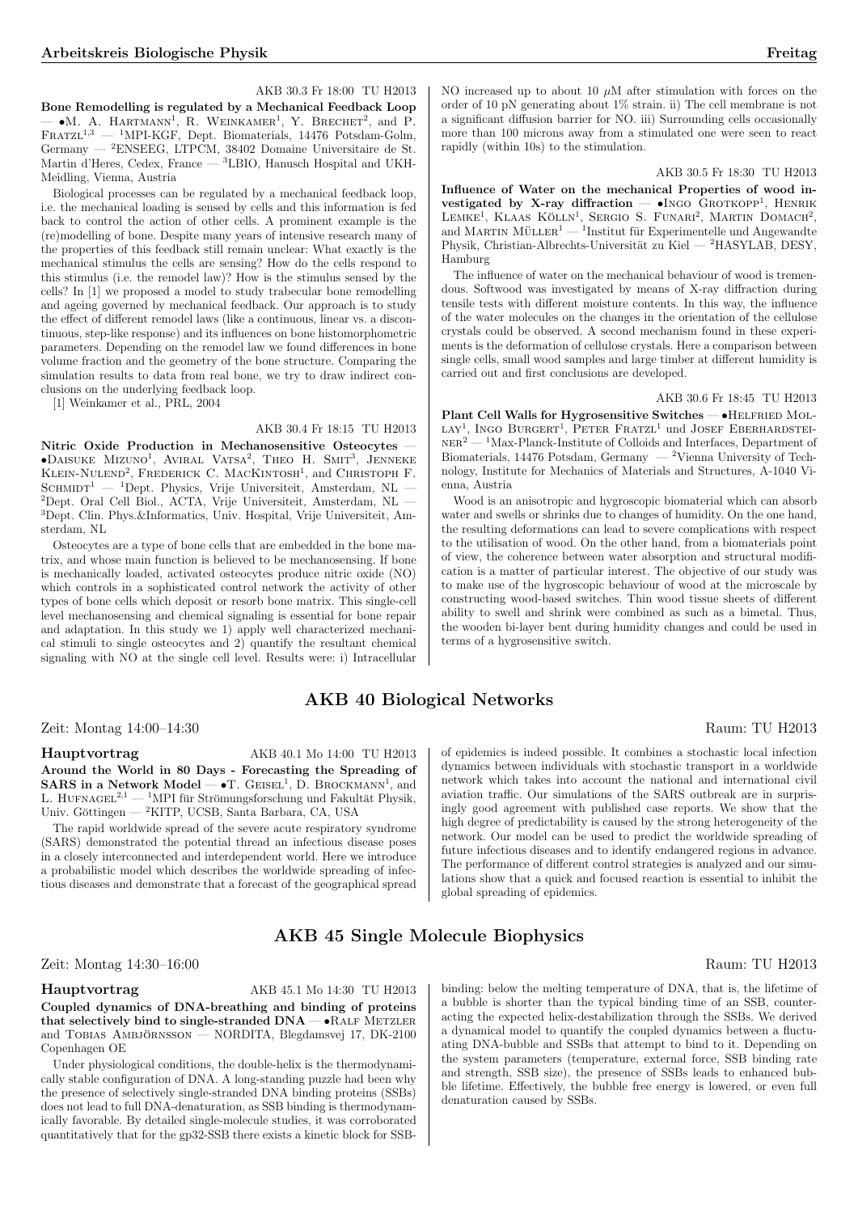AKB 30.3 Fr 18:00 TU H2013

**Bone Remodelling is regulated by a Mechanical Feedback Loop** — •M. A. Hartmann[1], R. Weinkamer[1], Y. Brechet[2], and P. Fratzl[1,3] — [1]MPI-KGF, Dept. Biomaterials, 14476 Potsdam-Golm, Germany — [2]ENSEEG, LTPCM, 38402 Domaine Universitaire de St. Martin d'Heres, Cedex, France — [3]LBIO, Hanusch Hospital and UKH-Meidling, Vienna, Austria

Biological processes can be regulated by a mechanical feedback loop, i.e. the mechanical loading is sensed by cells and this information is fed back to control the action of other cells. A prominent example is the (re)modelling of bone. Despite many years of intensive research many of the properties of this feedback still remain unclear: What exactly is the mechanical stimulus the cells are sensing? How do the cells respond to this stimulus (i.e. the remodel law)? How is the stimulus sensed by the cells? In [1] we proposed a model to study trabecular bone remodelling and ageing governed by mechanical feedback. Our approach is to study the effect of different remodel laws (like a continuous, linear vs. a discontinuous, step-like response) and its influences on bone histomorphometric parameters. Depending on the remodel law we found differences in bone volume fraction and the geometry of the bone structure. Comparing the simulation results to data from real bone, we try to draw indirect conclusions on the underlying feedback loop.

[1] Weinkamer et al., PRL, 2004

AKB 30.4 Fr 18:15 TU H2013

**Nitric Oxide Production in Mechanosensitive Osteocytes** — •Daisuke Mizuno[1], Aviral Vatsa[2], Theo H. Smit[3], Jenneke Klein-Nulend[2], Frederick C. MacKintosh[1], and Christoph F. Schmidt[1] — [1]Dept. Physics, Vrije Universiteit, Amsterdam, NL — [2]Dept. Oral Cell Biol., ACTA, Vrije Universiteit, Amsterdam, NL — [3]Dept. Clin. Phys.&Informatics, Univ. Hospital, Vrije Universiteit, Amsterdam, NL

Osteocytes are a type of bone cells that are embedded in the bone matrix, and whose main function is believed to be mechanosensing. If bone is mechanically loaded, activated osteocytes produce nitric oxide (NO) which controls in a sophisticated control network the activity of other types of bone cells which deposit or resorb bone matrix. This single-cell level mechanosensing and chemical signaling is essential for bone repair and adaptation. In this study we 1) apply well characterized mechanical stimuli to single osteocytes and 2) quantify the resultant chemical signaling with NO at the single cell level. Results were: i) Intracellular NO increased up to about 10 $\mu$M after stimulation with forces on the order of 10 pN generating about 1% strain. ii) The cell membrane is not a significant diffusion barrier for NO. iii) Surrounding cells occasionally more than 100 microns away from a stimulated one were seen to react rapidly (within 10s) to the stimulation.

AKB 30.5 Fr 18:30 TU H2013

**Influence of Water on the mechanical Properties of wood investigated by X-ray diffraction** — •Ingo Grotkopp[1], Henrik Lemke[1], Klaas Kölln[1], Sergio S. Funari[2], Martin Domach[2], and Martin Müller[1] — [1]Institut für Experimentelle und Angewandte Physik, Christian-Albrechts-Universität zu Kiel — [2]HASYLAB, DESY, Hamburg

The influence of water on the mechanical behaviour of wood is tremendous. Softwood was investigated by means of X-ray diffraction during tensile tests with different moisture contents. In this way, the influence of the water molecules on the changes in the orientation of the cellulose crystals could be observed. A second mechanism found in these experiments is the deformation of cellulose crystals. Here a comparison between single cells, small wood samples and large timber at different humidity is carried out and first conclusions are developed.

AKB 30.6 Fr 18:45 TU H2013

**Plant Cell Walls for Hygrosensitive Switches** — •Helfried Mollay[1], Ingo Burgert[1], Peter Fratzl[1] und Josef Eberhardsteiner[2] — [1]Max-Planck-Institute of Colloids and Interfaces, Department of Biomaterials, 14476 Potsdam, Germany — [2]Vienna University of Technology, Institute for Mechanics of Materials and Structures, A-1040 Vienna, Austria

Wood is an anisotropic and hygroscopic biomaterial which can absorb water and swells or shrinks due to changes of humidity. On the one hand, the resulting deformations can lead to severe complications with respect to the utilisation of wood. On the other hand, from a biomaterials point of view, the coherence between water absorption and structural modification is a matter of particular interest. The objective of our study was to make use of the hygroscopic behaviour of wood at the microscale by constructing wood-based switches. Thin wood tissue sheets of different ability to swell and shrink were combined as such as a bimetal. Thus, the wooden bi-layer bent during humidity changes and could be used in terms of a hygrosensitive switch.

## AKB 40 Biological Networks

Zeit: Montag 14:00–14:30 Raum: TU H2013

**Hauptvortrag** AKB 40.1 Mo 14:00 TU H2013

**Around the World in 80 Days - Forecasting the Spreading of SARS in a Network Model** — •T. Geisel[1], D. Brockmann[1], and L. Hufnagel[2,1] — [1]MPI für Strömungsforschung und Fakultät Physik, Univ. Göttingen — [2]KITP, UCSB, Santa Barbara, CA, USA

The rapid worldwide spread of the severe acute respiratory syndrome (SARS) demonstrated the potential thread an infectious disease poses in a closely interconnected and interdependent world. Here we introduce a probabilistic model which describes the worldwide spreading of infectious diseases and demonstrate that a forecast of the geographical spread of epidemics is indeed possible. It combines a stochastic local infection dynamics between individuals with stochastic transport in a worldwide network which takes into account the national and international civil aviation traffic. Our simulations of the SARS outbreak are in surprisingly good agreement with published case reports. We show that the high degree of predictability is caused by the strong heterogeneity of the network. Our model can be used to predict the worldwide spreading of future infectious diseases and to identify endangered regions in advance. The performance of different control strategies is analyzed and our simulations show that a quick and focused reaction is essential to inhibit the global spreading of epidemics.

## AKB 45 Single Molecule Biophysics

Zeit: Montag 14:30–16:00 Raum: TU H2013

**Hauptvortrag** AKB 45.1 Mo 14:30 TU H2013

**Coupled dynamics of DNA-breathing and binding of proteins that selectively bind to single-stranded DNA** — •Ralf Metzler and Tobias Ambjörnsson — NORDITA, Blegdamsvej 17, DK-2100 Copenhagen OE

Under physiological conditions, the double-helix is the thermodynamically stable configuration of DNA. A long-standing puzzle had been why the presence of selectively single-stranded DNA binding proteins (SSBs) does not lead to full DNA-denaturation, as SSB binding is thermodynamically favorable. By detailed single-molecule studies, it was corroborated quantitatively that for the gp32-SSB there exists a kinetic block for SSB-binding: below the melting temperature of DNA, that is, the lifetime of a bubble is shorter than the typical binding time of an SSB, counteracting the expected helix-destabilization through the SSBs. We derived a dynamical model to quantify the coupled dynamics between a fluctuating DNA-bubble and SSBs that attempt to bind to it. Depending on the system parameters (temperature, external force, SSB binding rate and strength, SSB size), the presence of SSBs leads to enhanced bubble lifetime. Effectively, the bubble free energy is lowered, or even full denaturation caused by SSBs.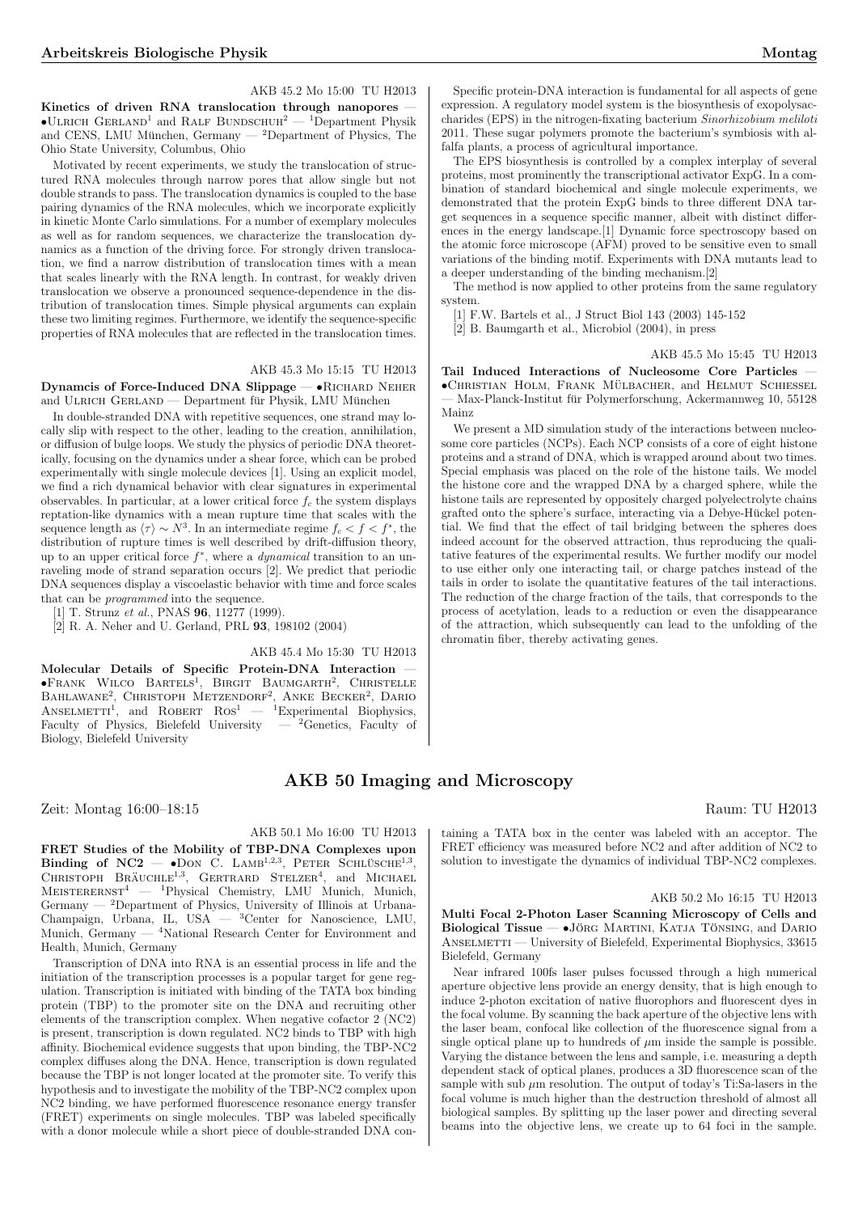AKB 45.2 Mo 15:00 TU H2013

**Kinetics of driven RNA translocation through nanopores** — •Ulrich Gerland[1] and Ralf Bundschuh[2] — [1]Department Physik and CENS, LMU München, Germany — [2]Department of Physics, The Ohio State University, Columbus, Ohio

Motivated by recent experiments, we study the translocation of structured RNA molecules through narrow pores that allow single but not double strands to pass. The translocation dynamics is coupled to the base pairing dynamics of the RNA molecules, which we incorporate explicitly in kinetic Monte Carlo simulations. For a number of exemplary molecules as well as for random sequences, we characterize the translocation dynamics as a function of the driving force. For strongly driven translocation, we find a narrow distribution of translocation times with a mean that scales linearly with the RNA length. In contrast, for weakly driven translocation we observe a pronounced sequence-dependence in the distribution of translocation times. Simple physical arguments can explain these two limiting regimes. Furthermore, we identify the sequence-specific properties of RNA molecules that are reflected in the translocation times.

AKB 45.3 Mo 15:15 TU H2013

**Dynamcis of Force-Induced DNA Slippage** — •Richard Neher and Ulrich Gerland — Department für Physik, LMU München

In double-stranded DNA with repetitive sequences, one strand may locally slip with respect to the other, leading to the creation, annihilation, or diffusion of bulge loops. We study the physics of periodic DNA theoretically, focusing on the dynamics under a shear force, which can be probed experimentally with single molecule devices [1]. Using an explicit model, we find a rich dynamical behavior with clear signatures in experimental observables. In particular, at a lower critical force $f_c$ the system displays reptation-like dynamics with a mean rupture time that scales with the sequence length as $\langle\tau\rangle \sim N^3$. In an intermediate regime $f_c < f < f^*$, the distribution of rupture times is well described by drift-diffusion theory, up to an upper critical force $f^*$, where a *dynamical* transition to an unraveling mode of strand separation occurs [2]. We predict that periodic DNA sequences display a viscoelastic behavior with time and force scales that can be *programmed* into the sequence.

[1] T. Strunz *et al.*, PNAS **96**, 11277 (1999).

[2] R. A. Neher and U. Gerland, PRL **93**, 198102 (2004)

AKB 45.4 Mo 15:30 TU H2013

**Molecular Details of Specific Protein-DNA Interaction** — •Frank Wilco Bartels[1], Birgit Baumgarth[2], Christelle Bahlawane[2], Christoph Metzendorf[2], Anke Becker[2], Dario Anselmetti[1], and Robert Ros[1] — [1]Experimental Biophysics, Faculty of Physics, Bielefeld University — [2]Genetics, Faculty of Biology, Bielefeld University

Specific protein-DNA interaction is fundamental for all aspects of gene expression. A regulatory model system is the biosynthesis of exopolysaccharides (EPS) in the nitrogen-fixating bacterium *Sinorhizobium meliloti* 2011. These sugar polymers promote the bacterium's symbiosis with alfalfa plants, a process of agricultural importance.

The EPS biosynthesis is controlled by a complex interplay of several proteins, most prominently the transcriptional activator ExpG. In a combination of standard biochemical and single molecule experiments, we demonstrated that the protein ExpG binds to three different DNA target sequences in a sequence specific manner, albeit with distinct differences in the energy landscape.[1] Dynamic force spectroscopy based on the atomic force microscope (AFM) proved to be sensitive even to small variations of the binding motif. Experiments with DNA mutants lead to a deeper understanding of the binding mechanism.[2]

The method is now applied to other proteins from the same regulatory system.

[1] F.W. Bartels et al., J Struct Biol 143 (2003) 145-152

[2] B. Baumgarth et al., Microbiol (2004), in press

AKB 45.5 Mo 15:45 TU H2013

**Tail Induced Interactions of Nucleosome Core Particles** — •Christian Holm, Frank Mülbacher, and Helmut Schiessel — Max-Planck-Institut für Polymerforschung, Ackermannweg 10, 55128 Mainz

We present a MD simulation study of the interactions between nucleosome core particles (NCPs). Each NCP consists of a core of eight histone proteins and a strand of DNA, which is wrapped around about two times. Special emphasis was placed on the role of the histone tails. We model the histone core and the wrapped DNA by a charged sphere, while the histone tails are represented by oppositely charged polyelectrolyte chains grafted onto the sphere's surface, interacting via a Debye-Hückel potential. We find that the effect of tail bridging between the spheres does indeed account for the observed attraction, thus reproducing the qualitative features of the experimental results. We further modify our model to use either only one interacting tail, or charge patches instead of the tails in order to isolate the quantitative features of the tail interactions. The reduction of the charge fraction of the tails, that corresponds to the process of acetylation, leads to a reduction or even the disappearance of the attraction, which subsequently can lead to the unfolding of the chromatin fiber, thereby activating genes.

## AKB 50 Imaging and Microscopy

Zeit: Montag 16:00–18:15 Raum: TU H2013

AKB 50.1 Mo 16:00 TU H2013

**FRET Studies of the Mobility of TBP-DNA Complexes upon Binding of NC2** — •Don C. Lamb[1,2,3], Peter Schlüsche[1,3], Christoph Bräuchle[1,3], Gertrard Stelzer[4], and Michael Meisterernst[4] — [1]Physical Chemistry, LMU Munich, Munich, Germany — [2]Department of Physics, University of Illinois at Urbana-Champaign, Urbana, IL, USA — [3]Center for Nanoscience, LMU, Munich, Germany — [4]National Research Center for Environment and Health, Munich, Germany

Transcription of DNA into RNA is an essential process in life and the initiation of the transcription processes is a popular target for gene regulation. Transcription is initiated with binding of the TATA box binding protein (TBP) to the promoter site on the DNA and recruiting other elements of the transcription complex. When negative cofactor 2 (NC2) is present, transcription is down regulated. NC2 binds to TBP with high affinity. Biochemical evidence suggests that upon binding, the TBP-NC2 complex diffuses along the DNA. Hence, transcription is down regulated because the TBP is not longer located at the promoter site. To verify this hypothesis and to investigate the mobility of the TBP-NC2 complex upon NC2 binding, we have performed fluorescence resonance energy transfer (FRET) experiments on single molecules. TBP was labeled specifically with a donor molecule while a short piece of double-stranded DNA containing a TATA box in the center was labeled with an acceptor. The FRET efficiency was measured before NC2 and after addition of NC2 to solution to investigate the dynamics of individual TBP-NC2 complexes.

AKB 50.2 Mo 16:15 TU H2013

**Multi Focal 2-Photon Laser Scanning Microscopy of Cells and Biological Tissue** — •Jörg Martini, Katja Tönsing, and Dario Anselmetti — University of Bielefeld, Experimental Biophysics, 33615 Bielefeld, Germany

Near infrared 100fs laser pulses focussed through a high numerical aperture objective lens provide an energy density, that is high enough to induce 2-photon excitation of native fluorophors and fluorescent dyes in the focal volume. By scanning the back aperture of the objective lens with the laser beam, confocal like collection of the fluorescence signal from a single optical plane up to hundreds of $\mu$m inside the sample is possible. Varying the distance between the lens and sample, i.e. measuring a depth dependent stack of optical planes, produces a 3D fluorescence scan of the sample with sub $\mu$m resolution. The output of today's Ti:Sa-lasers in the focal volume is much higher than the destruction threshold of almost all biological samples. By splitting up the laser power and directing several beams into the objective lens, we create up to 64 foci in the sample.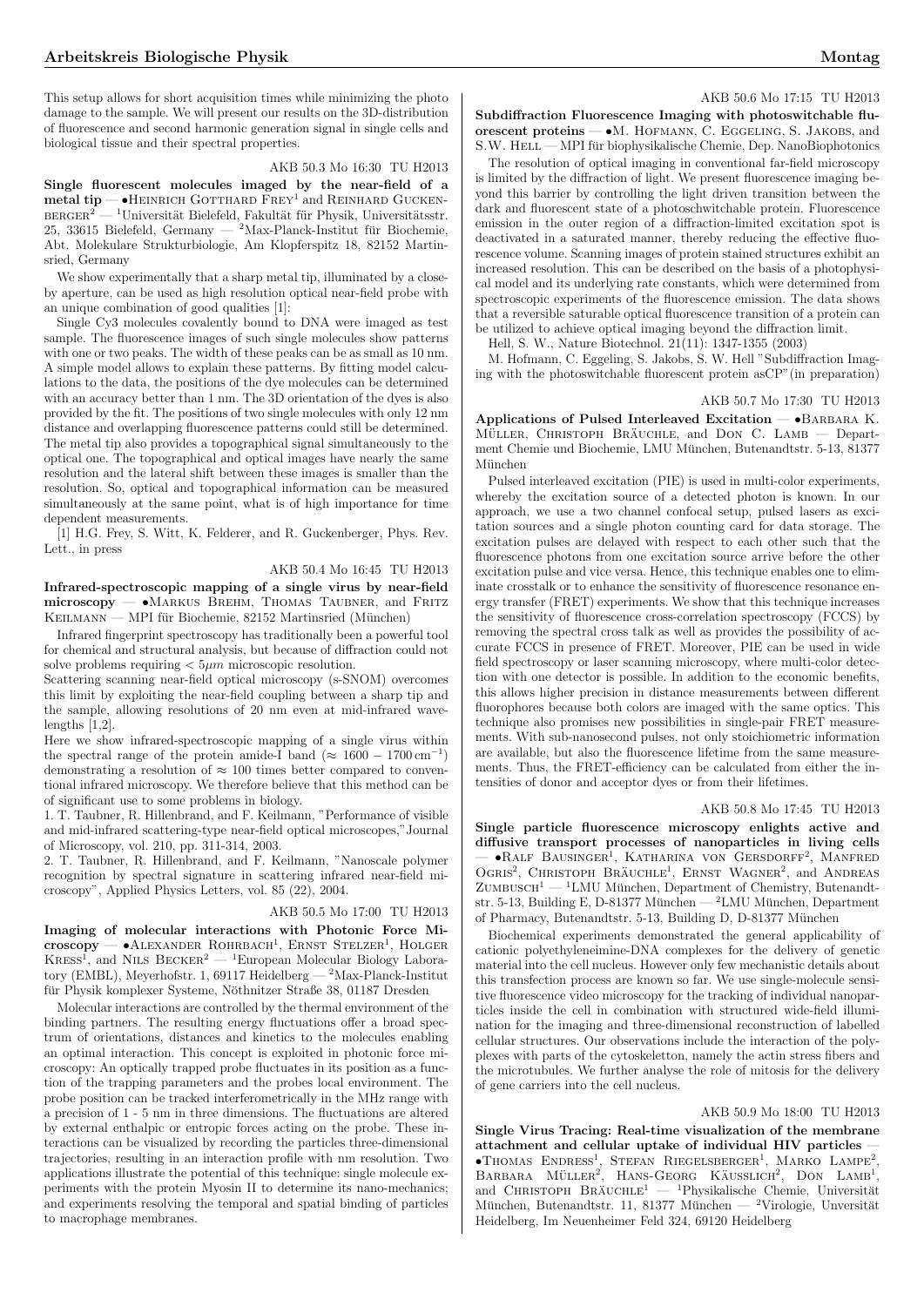This setup allows for short acquisition times while minimizing the photo damage to the sample. We will present our results on the 3D-distribution of fluorescence and second harmonic generation signal in single cells and biological tissue and their spectral properties.

AKB 50.3 Mo 16:30 TU H2013

**Single fluorescent molecules imaged by the near-field of a metal tip** — •Heinrich Gotthard Frey[1] and Reinhard Guckenberger[2] — [1]Universität Bielefeld, Fakultät für Physik, Universitätsstr. 25, 33615 Bielefeld, Germany — [2]Max-Planck-Institut für Biochemie, Abt. Molekulare Strukturbiologie, Am Klopferspitz 18, 82152 Martinsried, Germany

We show experimentally that a sharp metal tip, illuminated by a close-by aperture, can be used as high resolution optical near-field probe with an unique combination of good qualities [1]:

Single Cy3 molecules covalently bound to DNA were imaged as test sample. The fluorescence images of such single molecules show patterns with one or two peaks. The width of these peaks can be as small as 10 nm. A simple model allows to explain these patterns. By fitting model calculations to the data, the positions of the dye molecules can be determined with an accuracy better than 1 nm. The 3D orientation of the dyes is also provided by the fit. The positions of two single molecules with only 12 nm distance and overlapping fluorescence patterns could still be determined. The metal tip also provides a topographical signal simultaneously to the optical one. The topographical and optical images have nearly the same resolution and the lateral shift between these images is smaller than the resolution. So, optical and topographical information can be measured simultaneously at the same point, what is of high importance for time dependent measurements.

[1] H.G. Frey, S. Witt, K. Felderer, and R. Guckenberger, Phys. Rev. Lett., in press

AKB 50.4 Mo 16:45 TU H2013

**Infrared-spectroscopic mapping of a single virus by near-field microscopy** — •Markus Brehm, Thomas Taubner, and Fritz Keilmann — MPI für Biochemie, 82152 Martinsried (München)

Infrared fingerprint spectroscopy has traditionally been a powerful tool for chemical and structural analysis, but because of diffraction could not solve problems requiring $< 5\mu m$ microscopic resolution.

Scattering scanning near-field optical microscopy (s-SNOM) overcomes this limit by exploiting the near-field coupling between a sharp tip and the sample, allowing resolutions of 20 nm even at mid-infrared wavelengths [1,2].

Here we show infrared-spectroscopic mapping of a single virus within the spectral range of the protein amide-I band ($\approx 1600 - 1700\,\mathrm{cm}^{-1}$) demonstrating a resolution of $\approx 100$ times better compared to conventional infrared microscopy. We therefore believe that this method can be of significant use to some problems in biology.

1. T. Taubner, R. Hillenbrand, and F. Keilmann, "Performance of visible and mid-infrared scattering-type near-field optical microscopes,"Journal of Microscopy, vol. 210, pp. 311-314, 2003.

2. T. Taubner, R. Hillenbrand, and F. Keilmann, "Nanoscale polymer recognition by spectral signature in scattering infrared near-field microscopy", Applied Physics Letters, vol. 85 (22), 2004.

AKB 50.5 Mo 17:00 TU H2013

**Imaging of molecular interactions with Photonic Force Microscopy** — •Alexander Rohrbach[1], Ernst Stelzer[1], Holger Kress[1], and Nils Becker[2] — [1]European Molecular Biology Laboratory (EMBL), Meyerhofstr. 1, 69117 Heidelberg — [2]Max-Planck-Institut für Physik komplexer Systeme, Nöthnitzer Straße 38, 01187 Dresden

Molecular interactions are controlled by the thermal environment of the binding partners. The resulting energy fluctuations offer a broad spectrum of orientations, distances and kinetics to the molecules enabling an optimal interaction. This concept is exploited in photonic force microscopy: An optically trapped probe fluctuates in its position as a function of the trapping parameters and the probes local environment. The probe position can be tracked interferometrically in the MHz range with a precision of 1 - 5 nm in three dimensions. The fluctuations are altered by external enthalpic or entropic forces acting on the probe. These interactions can be visualized by recording the particles three-dimensional trajectories, resulting in an interaction profile with nm resolution. Two applications illustrate the potential of this technique: single molecule experiments with the protein Myosin II to determine its nano-mechanics; and experiments resolving the temporal and spatial binding of particles to macrophage membranes.

AKB 50.6 Mo 17:15 TU H2013

**Subdiffraction Fluorescence Imaging with photoswitchable fluorescent proteins** — •M. Hofmann, C. Eggeling, S. Jakobs, and S.W. Hell — MPI für biophysikalische Chemie, Dep. NanoBiophotonics

The resolution of optical imaging in conventional far-field microscopy is limited by the diffraction of light. We present fluorescence imaging beyond this barrier by controlling the light driven transition between the dark and fluorescent state of a photoschwitchable protein. Fluorescence emission in the outer region of a diffraction-limited excitation spot is deactivated in a saturated manner, thereby reducing the effective fluorescence volume. Scanning images of protein stained structures exhibit an increased resolution. This can be described on the basis of a photophysical model and its underlying rate constants, which were determined from spectroscopic experiments of the fluorescence emission. The data shows that a reversible saturable optical fluorescence transition of a protein can be utilized to achieve optical imaging beyond the diffraction limit.

Hell, S. W., Nature Biotechnol. 21(11): 1347-1355 (2003)

M. Hofmann, C. Eggeling, S. Jakobs, S. W. Hell "Subdiffraction Imaging with the photoswitchable fluorescent protein asCP"(in preparation)

AKB 50.7 Mo 17:30 TU H2013

**Applications of Pulsed Interleaved Excitation** — •Barbara K. Müller, Christoph Bräuchle, and Don C. Lamb — Department Chemie und Biochemie, LMU München, Butenandtstr. 5-13, 81377 München

Pulsed interleaved excitation (PIE) is used in multi-color experiments, whereby the excitation source of a detected photon is known. In our approach, we use a two channel confocal setup, pulsed lasers as excitation sources and a single photon counting card for data storage. The excitation pulses are delayed with respect to each other such that the fluorescence photons from one excitation source arrive before the other excitation pulse and vice versa. Hence, this technique enables one to eliminate crosstalk or to enhance the sensitivity of fluorescence resonance energy transfer (FRET) experiments. We show that this technique increases the sensitivity of fluorescence cross-correlation spectroscopy (FCCS) by removing the spectral cross talk as well as provides the possibility of accurate FCCS in presence of FRET. Moreover, PIE can be used in wide field spectroscopy or laser scanning microscopy, where multi-color detection with one detector is possible. In addition to the economic benefits, this allows higher precision in distance measurements between different fluorophores because both colors are imaged with the same optics. This technique also promises new possibilities in single-pair FRET measurements. With sub-nanosecond pulses, not only stoichiometric information are available, but also the fluorescence lifetime from the same measurements. Thus, the FRET-efficiency can be calculated from either the intensities of donor and acceptor dyes or from their lifetimes.

AKB 50.8 Mo 17:45 TU H2013

**Single particle fluorescence microscopy enlights active and diffusive transport processes of nanoparticles in living cells** — •Ralf Bausinger[1], Katharina von Gersdorff[2], Manfred Ogris[2], Christoph Bräuchle[1], Ernst Wagner[2], and Andreas Zumbusch[1] — [1]LMU München, Department of Chemistry, Butenandtstr. 5-13, Building E, D-81377 München — [2]LMU München, Department of Pharmacy, Butenandtstr. 5-13, Building D, D-81377 München

Biochemical experiments demonstrated the general applicability of cationic polyethyleneimine-DNA complexes for the delivery of genetic material into the cell nucleus. However only few mechanistic details about this transfection process are known so far. We use single-molecule sensitive fluorescence video microscopy for the tracking of individual nanoparticles inside the cell in combination with structured wide-field illumination for the imaging and three-dimensional reconstruction of labelled cellular structures. Our observations include the interaction of the polyplexes with parts of the cytoskeletton, namely the actin stress fibers and the microtubules. We further analyse the role of mitosis for the delivery of gene carriers into the cell nucleus.

AKB 50.9 Mo 18:00 TU H2013

**Single Virus Tracing: Real-time visualization of the membrane attachment and cellular uptake of individual HIV particles** — •Thomas Endress[1], Stefan Riegelsberger[1], Marko Lampe[2], Barbara Müller[2], Hans-Georg Kräusslich[2], Don Lamb[1], and Christoph Bräuchle[1] — [1]Physikalische Chemie, Universität München, Butenandtstr. 11, 81377 München — [2]Virologie, Universität Heidelberg, Im Neuenheimer Feld 324, 69120 Heidelberg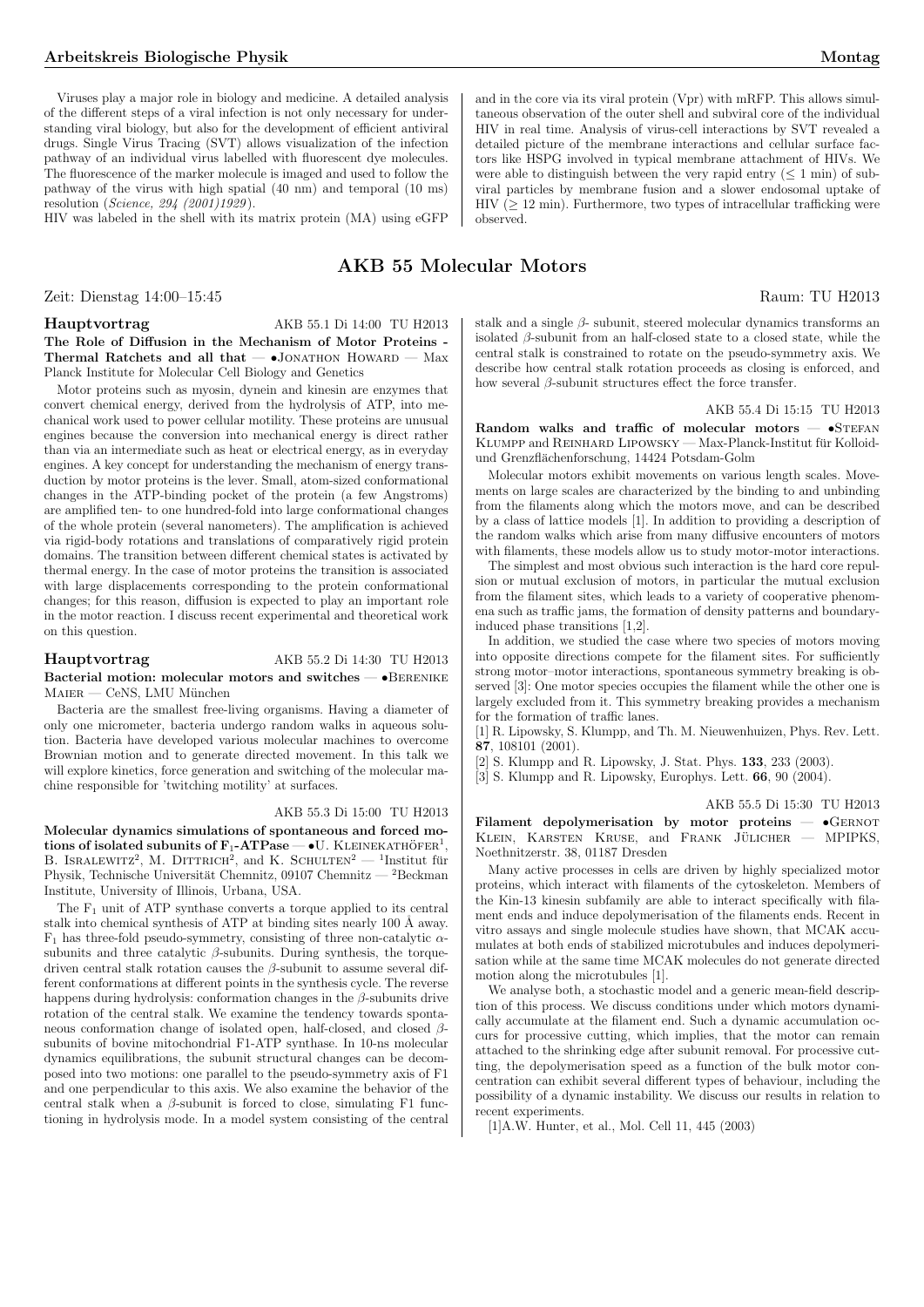Viruses play a major role in biology and medicine. A detailed analysis of the different steps of a viral infection is not only necessary for understanding viral biology, but also for the development of efficient antiviral drugs. Single Virus Tracing (SVT) allows visualization of the infection pathway of an individual virus labelled with fluorescent dye molecules. The fluorescence of the marker molecule is imaged and used to follow the pathway of the virus with high spatial (40 nm) and temporal (10 ms) resolution (*Science, 294 (2001)1929*).

HIV was labeled in the shell with its matrix protein (MA) using eGFP and in the core via its viral protein (Vpr) with mRFP. This allows simultaneous observation of the outer shell and subviral core of the individual HIV in real time. Analysis of virus-cell interactions by SVT revealed a detailed picture of the membrane interactions and cellular surface factors like HSPG involved in typical membrane attachment of HIVs. We were able to distinguish between the very rapid entry ($\leq$ 1 min) of subviral particles by membrane fusion and a slower endosomal uptake of HIV ($\geq$ 12 min). Furthermore, two types of intracellular trafficking were observed.

## AKB 55 Molecular Motors

Zeit: Dienstag 14:00–15:45 Raum: TU H2013

**Hauptvortrag** AKB 55.1 Di 14:00 TU H2013

**The Role of Diffusion in the Mechanism of Motor Proteins - Thermal Ratchets and all that** — •Jonathon Howard — Max Planck Institute for Molecular Cell Biology and Genetics

Motor proteins such as myosin, dynein and kinesin are enzymes that convert chemical energy, derived from the hydrolysis of ATP, into mechanical work used to power cellular motility. These proteins are unusual engines because the conversion into mechanical energy is direct rather than via an intermediate such as heat or electrical energy, as in everyday engines. A key concept for understanding the mechanism of energy transduction by motor proteins is the lever. Small, atom-sized conformational changes in the ATP-binding pocket of the protein (a few Angstroms) are amplified ten- to one hundred-fold into large conformational changes of the whole protein (several nanometers). The amplification is achieved via rigid-body rotations and translations of comparatively rigid protein domains. The transition between different chemical states is activated by thermal energy. In the case of motor proteins the transition is associated with large displacements corresponding to the protein conformational changes; for this reason, diffusion is expected to play an important role in the motor reaction. I discuss recent experimental and theoretical work on this question.

**Hauptvortrag** AKB 55.2 Di 14:30 TU H2013

**Bacterial motion: molecular motors and switches** — •Berenike Maier — CeNS, LMU München

Bacteria are the smallest free-living organisms. Having a diameter of only one micrometer, bacteria undergo random walks in aqueous solution. Bacteria have developed various molecular machines to overcome Brownian motion and to generate directed movement. In this talk we will explore kinetics, force generation and switching of the molecular machine responsible for 'twitching motility' at surfaces.

AKB 55.3 Di 15:00 TU H2013

**Molecular dynamics simulations of spontaneous and forced motions of isolated subunits of $F_1$-ATPase** — •U. Kleinekathöfer[1], B. Isralewitz[2], M. Dittrich[2], and K. Schulten[2] — [1]Institut für Physik, Technische Universität Chemnitz, 09107 Chemnitz — [2]Beckman Institute, University of Illinois, Urbana, USA.

The $F_1$ unit of ATP synthase converts a torque applied to its central stalk into chemical synthesis of ATP at binding sites nearly 100 Å away. $F_1$ has three-fold pseudo-symmetry, consisting of three non-catalytic $\alpha$-subunits and three catalytic $\beta$-subunits. During synthesis, the torque-driven central stalk rotation causes the $\beta$-subunit to assume several different conformations at different points in the synthesis cycle. The reverse happens during hydrolysis: conformation changes in the $\beta$-subunits drive rotation of the central stalk. We examine the tendency towards spontaneous conformation change of isolated open, half-closed, and closed $\beta$-subunits of bovine mitochondrial F1-ATP synthase. In 10-ns molecular dynamics equilibrations, the subunit structural changes can be decomposed into two motions: one parallel to the pseudo-symmetry axis of F1 and one perpendicular to this axis. We also examine the behavior of the central stalk when a $\beta$-subunit is forced to close, simulating F1 functioning in hydrolysis mode. In a model system consisting of the central stalk and a single $\beta$- subunit, steered molecular dynamics transforms an isolated $\beta$-subunit from an half-closed state to a closed state, while the central stalk is constrained to rotate on the pseudo-symmetry axis. We describe how central stalk rotation proceeds as closing is enforced, and how several $\beta$-subunit structures effect the force transfer.

AKB 55.4 Di 15:15 TU H2013

**Random walks and traffic of molecular motors** — •Stefan Klumpp and Reinhard Lipowsky — Max-Planck-Institut für Kolloid- und Grenzflächenforschung, 14424 Potsdam-Golm

Molecular motors exhibit movements on various length scales. Movements on large scales are characterized by the binding to and unbinding from the filaments along which the motors move, and can be described by a class of lattice models [1]. In addition to providing a description of the random walks which arise from many diffusive encounters of motors with filaments, these models allow us to study motor-motor interactions.

The simplest and most obvious such interaction is the hard core repulsion or mutual exclusion of motors, in particular the mutual exclusion from the filament sites, which leads to a variety of cooperative phenomena such as traffic jams, the formation of density patterns and boundary-induced phase transitions [1,2].

In addition, we studied the case where two species of motors moving into opposite directions compete for the filament sites. For sufficiently strong motor–motor interactions, spontaneous symmetry breaking is observed [3]: One motor species occupies the filament while the other one is largely excluded from it. This symmetry breaking provides a mechanism for the formation of traffic lanes.

[1] R. Lipowsky, S. Klumpp, and Th. M. Nieuwenhuizen, Phys. Rev. Lett. **87**, 108101 (2001).

[2] S. Klumpp and R. Lipowsky, J. Stat. Phys. **133**, 233 (2003).

[3] S. Klumpp and R. Lipowsky, Europhys. Lett. **66**, 90 (2004).

AKB 55.5 Di 15:30 TU H2013

**Filament depolymerisation by motor proteins** — •Gernot Klein, Karsten Kruse, and Frank Jülicher — MPIPKS, Noethnitzerstr. 38, 01187 Dresden

Many active processes in cells are driven by highly specialized motor proteins, which interact with filaments of the cytoskeleton. Members of the Kin-13 kinesin subfamily are able to interact specifically with filament ends and induce depolymerisation of the filaments ends. Recent in vitro assays and single molecule studies have shown, that MCAK accumulates at both ends of stabilized microtubules and induces depolymerisation while at the same time MCAK molecules do not generate directed motion along the microtubules [1].

We analyse both, a stochastic model and a generic mean-field description of this process. We discuss conditions under which motors dynamically accumulate at the filament end. Such a dynamic accumulation occurs for processive cutting, which implies, that the motor can remain attached to the shrinking edge after subunit removal. For processive cutting, the depolymerisation speed as a function of the bulk motor concentration can exhibit several different types of behaviour, including the possibility of a dynamic instability. We discuss our results in relation to recent experiments.

[1]A.W. Hunter, et al., Mol. Cell 11, 445 (2003)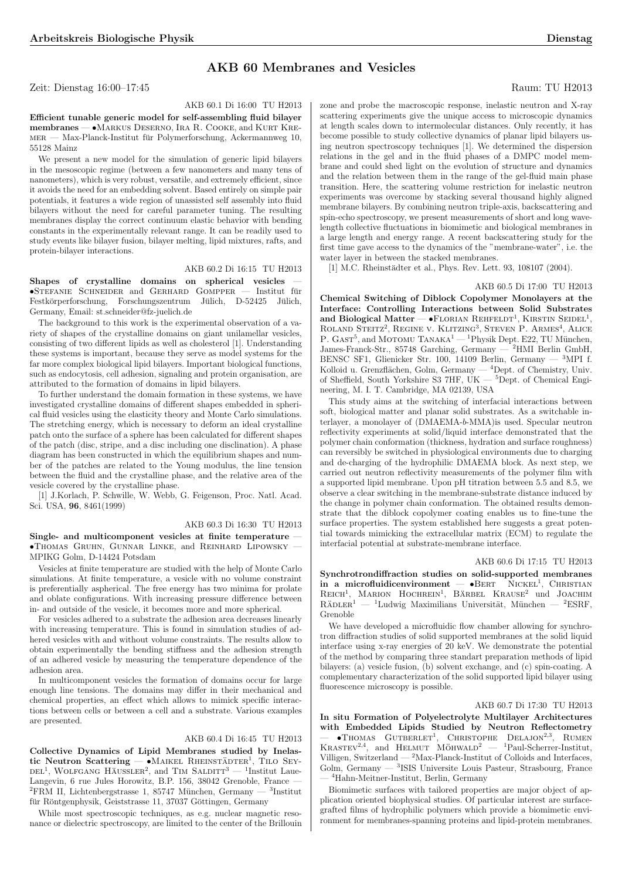# AKB 60 Membranes and Vesicles

Zeit: Dienstag 16:00–17:45 Raum: TU H2013

AKB 60.1 Di 16:00 TU H2013

**Efficient tunable generic model for self-assembling fluid bilayer membranes** — •Markus Deserno, Ira R. Cooke, and Kurt Kremer — Max-Planck-Institut für Polymerforschung, Ackermannweg 10, 55128 Mainz

We present a new model for the simulation of generic lipid bilayers in the mesoscopic regime (between a few nanometers and many tens of nanometers), which is very robust, versatile, and extremely efficient, since it avoids the need for an embedding solvent. Based entirely on simple pair potentials, it features a wide region of unassisted self assembly into fluid bilayers without the need for careful parameter tuning. The resulting membranes display the correct continuum elastic behavior with bending constants in the experimentally relevant range. It can be readily used to study events like bilayer fusion, bilayer melting, lipid mixtures, rafts, and protein-bilayer interactions.

AKB 60.2 Di 16:15 TU H2013

**Shapes of crystalline domains on spherical vesicles** — •Stefanie Schneider and Gerhard Gompper — Institut für Festkörperforschung, Forschungszentrum Jülich, D-52425 Jülich, Germany, Email: st.schneider@fz-juelich.de

The background to this work is the experimental observation of a variety of shapes of the crystalline domains on giant unilamellar vesicles, consisting of two different lipids as well as cholesterol [1]. Understanding these systems is important, because they serve as model systems for the far more complex biological lipid bilayers. Important biological functions, such as endocytosis, cell adhesion, signaling and protein organisation, are attributed to the formation of domains in lipid bilayers.

To further understand the domain formation in these systems, we have investigated crystalline domains of different shapes embedded in spherical fluid vesicles using the elasticity theory and Monte Carlo simulations. The stretching energy, which is necessary to deform an ideal crystalline patch onto the surface of a sphere has been calculated for different shapes of the patch (disc, stripe, and a disc including one disclination). A phase diagram has been constructed in which the equilibrium shapes and number of the patches are related to the Young modulus, the line tension between the fluid and the crystalline phase, and the relative area of the vesicle covered by the crystalline phase.

[1] J.Korlach, P. Schwille, W. Webb, G. Feigenson, Proc. Natl. Acad. Sci. USA, **96**, 8461(1999)

AKB 60.3 Di 16:30 TU H2013

**Single- and multicomponent vesicles at finite temperature** — •Thomas Gruhn, Gunnar Linke, and Reinhard Lipowsky — MPIKG Golm, D-14424 Potsdam

Vesicles at finite temperature are studied with the help of Monte Carlo simulations. At finite temperature, a vesicle with no volume constraint is preferentially aspherical. The free energy has two minima for prolate and oblate configurations. With increasing pressure difference between in- and outside of the vesicle, it becomes more and more spherical.

For vesicles adhered to a substrate the adhesion area decreases linearly with increasing temperature. This is found in simulation studies of adhered vesicles with and without volume constraints. The results allow to obtain experimentally the bending stiffness and the adhesion strength of an adhered vesicle by measuring the temperature dependence of the adhesion area.

In multicomponent vesicles the formation of domains occur for large enough line tensions. The domains may differ in their mechanical and chemical properties, an effect which allows to mimick specific interactions between cells or between a cell and a substrate. Various examples are presented.

AKB 60.4 Di 16:45 TU H2013

**Collective Dynamics of Lipid Membranes studied by Inelastic Neutron Scattering** — •Maikel Rheinstädter[1], Tilo Seydel[1], Wolfgang Häussler[2], and Tim Salditt[3] — [1]Institut Laue-Langevin, 6 rue Jules Horowitz, B.P. 156, 38042 Grenoble, France — [2]FRM II, Lichtenbergstrasse 1, 85747 München, Germany — [3]Institut für Röntgenphysik, Geiststrasse 11, 37037 Göttingen, Germany

While most spectroscopic techniques, as e.g. nuclear magnetic resonance or dielectric spectroscopy, are limited to the center of the Brillouin zone and probe the macroscopic response, inelastic neutron and X-ray scattering experiments give the unique access to microscopic dynamics at length scales down to intermolecular distances. Only recently, it has become possible to study collective dynamics of planar lipid bilayers using neutron spectroscopy techniques [1]. We determined the dispersion relations in the gel and in the fluid phases of a DMPC model membrane and could shed light on the evolution of structure and dynamics and the relation between them in the range of the gel-fluid main phase transition. Here, the scattering volume restriction for inelastic neutron experiments was overcome by stacking several thousand highly aligned membrane bilayers. By combining neutron triple-axis, backscattering and spin-echo spectroscopy, we present measurements of short and long wavelength collective fluctuations in biomimetic and biological membranes in a large length and energy range. A recent backscattering study for the first time gave access to the dynamics of the "membrane-water", i.e. the water layer in between the stacked membranes.

[1] M.C. Rheinstädter et al., Phys. Rev. Lett. 93, 108107 (2004).

AKB 60.5 Di 17:00 TU H2013

**Chemical Switching of Diblock Copolymer Monolayers at the Interface: Controlling Interactions between Solid Substrates and Biological Matter** — •Florian Rehfeldt[1], Kirstin Seidel[1], Roland Steitz[2], Regine v. Klitzing[3], Steven P. Armes[4], Alice P. Gast[5], and Motomu Tanaka[1] — [1]Physik Dept. E22, TU München, James-Franck-Str., 85748 Garching, Germany — [2]HMI Berlin GmbH, BENSC SF1, Glienicker Str. 100, 14109 Berlin, Germany — [3]MPI f. Kolloid u. Grenzflächen, Golm, Germany — [4]Dept. of Chemistry, Univ. of Sheffield, South Yorkshire S3 7HF, UK — [5]Dept. of Chemical Engineering, M. I. T. Cambridge, MA 02139, USA

This study aims at the switching of interfacial interactions between soft, biological matter and planar solid substrates. As a switchable interlayer, a monolayer of (DMAEMA-*b*-MMA)is used. Specular neutron reflectivity experiments at solid/liquid interface demonstrated that the polymer chain conformation (thickness, hydration and surface roughness) can reversibly be switched in physiological environments due to charging and de-charging of the hydrophilic DMAEMA block. As next step, we carried out neutron reflectivity measurements of the polymer film with a supported lipid membrane. Upon pH titration between 5.5 and 8.5, we observe a clear switching in the membrane-substrate distance induced by the change in polymer chain conformation. The obtained results demonstrate that the diblock copolymer coating enables us to fine-tune the surface properties. The system established here suggests a great potential towards mimicking the extracellular matrix (ECM) to regulate the interfacial potential at substrate-membrane interface.

AKB 60.6 Di 17:15 TU H2013

**Synchrotrondiffraction studies on solid-supported membranes in a microfluidicenvironment** — •Bert Nickel[1], Christian Reich[1], Marion Hochrein[1], Bärbel Krause[2] und Joachim Rädler[1] — [1]Ludwig Maximilians Universität, München — [2]ESRF, Grenoble

We have developed a microfluidic flow chamber allowing for synchrotron diffraction studies of solid supported membranes at the solid liquid interface using x-ray energies of 20 keV. We demonstrate the potential of the method by comparing three standart preparation methods of lipid bilayers: (a) vesicle fusion, (b) solvent exchange, and (c) spin-coating. A complementary characterization of the solid supported lipid bilayer using fluorescence microscopy is possible.

AKB 60.7 Di 17:30 TU H2013

**In situ Formation of Polyelectrolyte Multilayer Architectures with Embedded Lipids Studied by Neutron Reflectometry** — •Thomas Gutberlet[1], Christophe Delajon[2,3], Rumen Krastev[2,4], and Helmut Möhwald[2] — [1]Paul-Scherrer-Institut, Villigen, Switzerland — [2]Max-Planck-Institut of Colloids and Interfaces, Golm, Germany — [3]ISIS Universite Louis Pasteur, Strasbourg, France — [4]Hahn-Meitner-Institut, Berlin, Germany

Biomimetic surfaces with tailored properties are major object of application oriented biophysical studies. Of particular interest are surface-grafted films of hydrophilic polymers which provide a biomimetic environment for membranes-spanning proteins and lipid-protein membranes.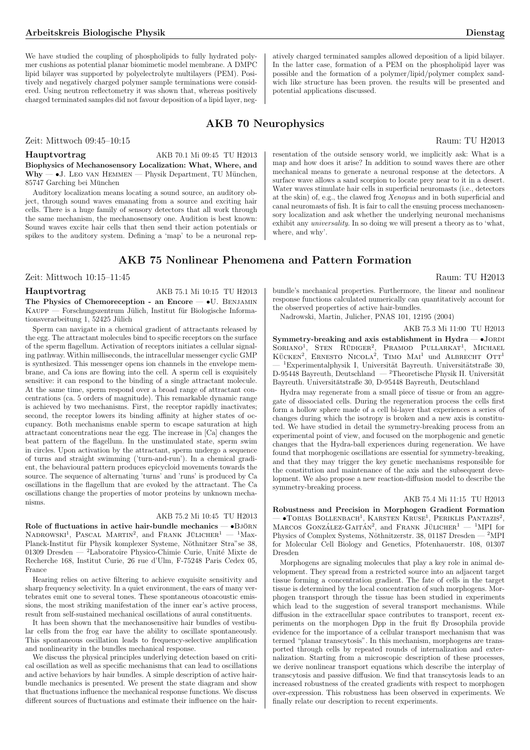We have studied the coupling of phospholipids to fully hydrated polymer cushions as potential planar biomimetic model membrane. A DMPC lipid bilayer was supported by polyelectrolyte multilayers (PEM). Positively and negatively charged polymer sample terminations were considered. Using neutron reflectometry it was shown that, whereas positively charged terminated samples did not favour deposition of a lipid layer, negatively charged terminated samples allowed deposition of a lipid bilayer. In the latter case, formation of a PEM on the phospholipid layer was possible and the formation of a polymer/lipid/polymer complex sandwich like structure has been proven. the results will be presented and potential applications discussed.

## AKB 70 Neurophysics

Zeit: Mittwoch 09:45–10:15 Raum: TU H2013

**Hauptvortrag** AKB 70.1 Mi 09:45 TU H2013

**Biophysics of Mechanosensory Localization: What, Where, and Why** — •J. Leo van Hemmen — Physik Department, TU München, 85747 Garching bei München

Auditory localization means locating a sound source, an auditory object, through sound waves emanating from a source and exciting hair cells. There is a huge family of sensory detectors that all work through the same mechanism, the mechanosensory one. Audition is best known: Sound waves excite hair cells that then send their action potentials or spikes to the auditory system. Defining a 'map' to be a neuronal representation of the outside sensory world, we implicitly ask: What is a map and how does it arise? In addition to sound waves there are other mechanical means to generate a neuronal response at the detectors. A surface wave allows a sand scorpion to locate prey near to it in a desert. Water waves stimulate hair cells in superficial neuromasts (i.e., detectors at the skin) of, e.g., the clawed frog *Xenopus* and in both superficial and canal neuromasts of fish. It is fair to call the ensuing process mechanosensory localization and ask whether the underlying neuronal mechanisms exhibit any *universality*. In so doing we will present a theory as to 'what, where, and why'.

## AKB 75 Nonlinear Phenomena and Pattern Formation

Zeit: Mittwoch 10:15–11:45 Raum: TU H2013

**Hauptvortrag** AKB 75.1 Mi 10:15 TU H2013

**The Physics of Chemoreception - an Encore** — •U. Benjamin Kaupp — Forschungszentrum Jülich, Institut für Biologische Informationsverarbeitung 1, 52425 Jülich

Sperm can navigate in a chemical gradient of attractants released by the egg. The attractant molecules bind to specific receptors on the surface of the sperm flagellum. Activation of receptors initiates a cellular signaling pathway. Within milliseconds, the intracellular messenger cyclic GMP is synthesized. This messenger opens ion channels in the envelope membrane, and Ca ions are flowing into the cell. A sperm cell is exquisitely sensitive: it can respond to the binding of a single attractant molecule. At the same time, sperm respond over a broad range of attractant concentrations (ca. 5 orders of magnitude). This remarkable dynamic range is achieved by two mechanisms. First, the receptor rapidly inactivates; second, the receptor lowers its binding affinity at higher states of occupancy. Both mechanisms enable sperm to escape saturation at high attractant concentrations near the egg. The increase in [Ca] changes the beat pattern of the flagellum. In the unstimulated state, sperm swim in circles. Upon activation by the attractant, sperm undergo a sequence of turns and straight swimming ('turn-and-run'). In a chemical gradient, the behavioural pattern produces epicycloid movements towards the source. The sequence of alternating 'turns' and 'runs' is produced by Ca oscillations in the flagellum that are evoked by the attractant. The Ca oscillations change the properties of motor proteins by unknown mechanisms.

AKB 75.2 Mi 10:45 TU H2013

**Role of fluctuations in active hair-bundle mechanics** — •Björn Nadrowski[1], Pascal Martin[2], and Frank Jülicher[1] — [1]Max-Planck-Institut für Physik komplexer Systeme, Nöthnitzer Stra"se 38, 01309 Dresden — [2]Laboratoire Physico-Chimie Curie, Unité Mixte de Recherche 168, Institut Curie, 26 rue d'Ulm, F-75248 Paris Cedex 05, France

Hearing relies on active filtering to achieve exquisite sensitivity and sharp frequency selectivity. In a quiet environment, the ears of many vertebrates emit one to several tones. These spontaneous otoacoustic emissions, the most striking manifestation of the inner ear's active process, result from self-sustained mechanical oscillations of aural constituents.

It has been shown that the mechanosensitive hair bundles of vestibular cells from the frog ear have the ability to oscillate spontaneously. This spontaneous oscillation leads to frequency-selective amplification and nonlinearity in the bundles mechanical response.

We discuss the physical principles underlying detection based on critical oscillation as well as specific mechanisms that can lead to oscillations and active behaviors by hair bundles. A simple description of active hair-bundle mechanics is presented. We present the state diagram and show that fluctuations influence the mechanical response functions. We discuss different sources of fluctuations and estimate their influence on the hair-bundle's mechanical properties. Furthermore, the linear and nonlinear response functions calculated numerically can quantitatively account for the observed properties of active hair-bundles.

Nadrowski, Martin, Julicher, PNAS 101, 12195 (2004)

AKB 75.3 Mi 11:00 TU H2013

**Symmetry-breaking and axis establishment in Hydra** — •Jordi Soriano[1], Sten Rüdiger[2], Pramod Pullarkat[1], Michael Kücken[2], Ernesto Nicola[2], Timo Mai[1] und Albrecht Ott[1] — [1]Experimentalphysik I, Universität Bayreuth. Universitätsstraße 30, D-95448 Bayreuth, Deutschland — [2]Theoretische Physik II. Universität Bayreuth. Universitätstraße 30, D-95448 Bayreuth, Deutschland

Hydra may regenerate from a small piece of tissue or from an aggregate of dissociated cells. During the regeneration process the cells first form a hollow sphere made of a cell bi-layer that experiences a series of changes during which the isotropy is broken and a new axis is constituted. We have studied in detail the symmetry-breaking process from an experimental point of view, and focused on the morphogenic and genetic changes that the Hydra-ball experiences during regeneration. We have found that morphogenic oscillations are essential for symmetry-breaking, and that they may trigger the key genetic mechanisms responsible for the constitution and maintenance of the axis and the subsequent development. We also propose a new reaction-diffusion model to describe the symmetry-breaking process.

AKB 75.4 Mi 11:15 TU H2013

**Robustness and Precision in Morphogen Gradient Formation** — •Tobias Bollenbach[1], Karsten Kruse[1], Periklis Pantazis[2], Marcos González-Gaitán[2], and Frank Jülicher[1] — [1]MPI for Physics of Complex Systems, Nöthnitzerstr. 38, 01187 Dresden — [2]MPI for Molecular Cell Biology and Genetics, Pfotenhauerstr. 108, 01307 Dresden

Morphogens are signaling molecules that play a key role in animal development. They spread from a restricted source into an adjacent target tissue forming a concentration gradient. The fate of cells in the target tissue is determined by the local concentration of such morphogens. Morphogen transport through the tissue has been studied in experiments which lead to the suggestion of several transport mechanisms. While diffusion in the extracellular space contributes to transport, recent experiments on the morphogen Dpp in the fruit fly Drosophila provide evidence for the importance of a cellular transport mechanism that was termed "planar transcytosis". In this mechanism, morphogens are transported through cells by repeated rounds of internalization and externalization. Starting from a microscopic description of these processes, we derive nonlinear transport equations which describe the interplay of transcytosis and passive diffusion. We find that transcytosis leads to an increased robustness of the created gradients with respect to morphogen over-expression. This robustness has been observed in experiments. We finally relate our description to recent experiments.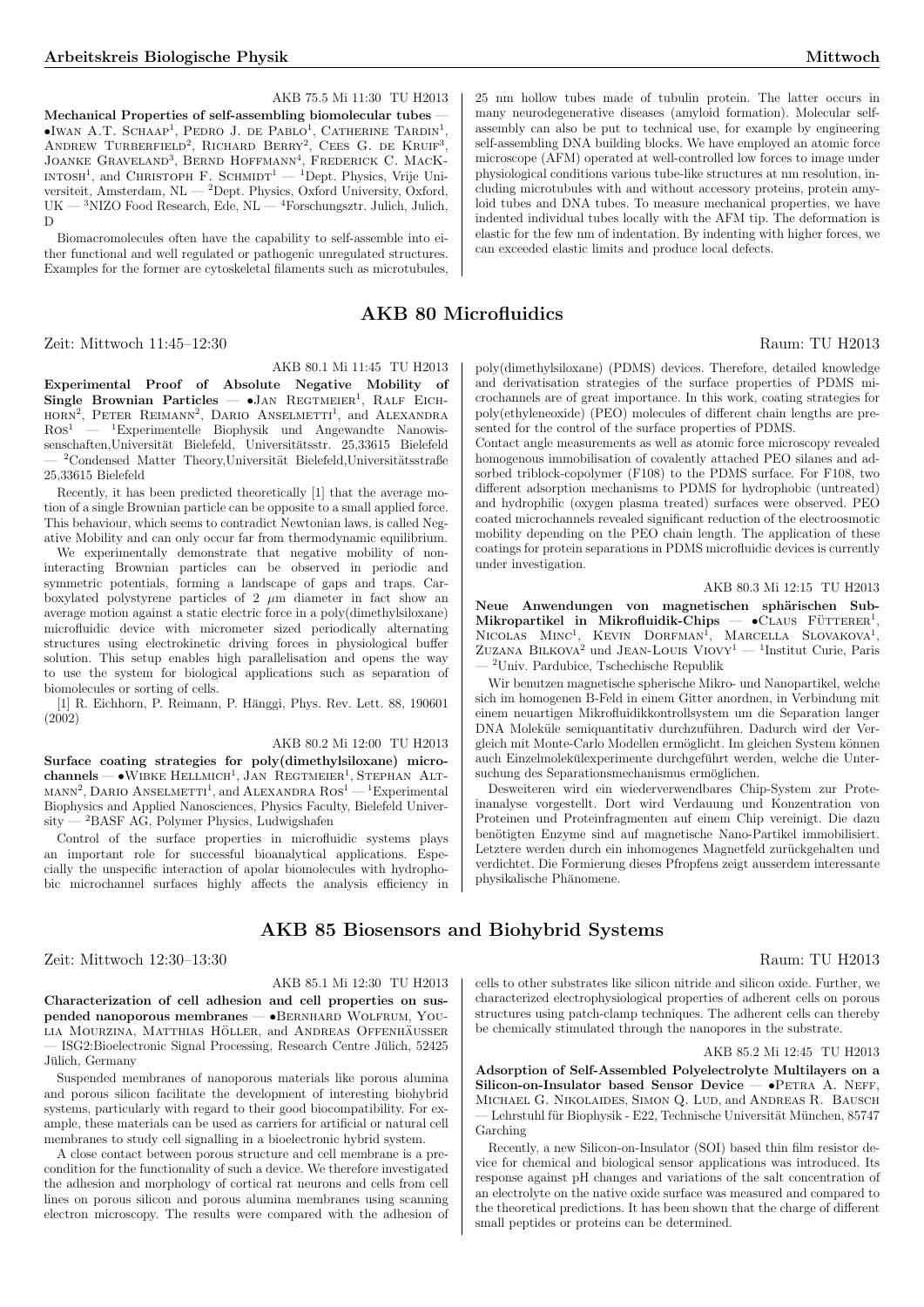AKB 75.5 Mi 11:30 TU H2013

**Mechanical Properties of self-assembling biomolecular tubes** — •Iwan A.T. Schaap[1], Pedro J. de Pablo[1], Catherine Tardin[1], Andrew Turberfield[2], Richard Berry[2], Cees G. de Kruif[3], Joanke Graveland[3], Bernd Hoffmann[4], Frederick C. MacKintosh[1], and Christoph F. Schmidt[1] — [1]Dept. Physics, Vrije Universiteit, Amsterdam, NL — [2]Dept. Physics, Oxford University, Oxford, UK — [3]NIZO Food Research, Ede, NL — [4]Forschungsztr. Julich, Julich, D

Biomacromolecules often have the capability to self-assemble into either functional and well regulated or pathogenic unregulated structures. Examples for the former are cytoskeletal filaments such as microtubules, 25 nm hollow tubes made of tubulin protein. The latter occurs in many neurodegenerative diseases (amyloid formation). Molecular self-assembly can also be put to technical use, for example by engineering self-assembling DNA building blocks. We have employed an atomic force microscope (AFM) operated at well-controlled low forces to image under physiological conditions various tube-like structures at nm resolution, including microtubules with and without accessory proteins, protein amyloid tubes and DNA tubes. To measure mechanical properties, we have indented individual tubes locally with the AFM tip. The deformation is elastic for the few nm of indentation. By indenting with higher forces, we can exceeded elastic limits and produce local defects.

## AKB 80 Microfluidics

Zeit: Mittwoch 11:45–12:30 Raum: TU H2013

AKB 80.1 Mi 11:45 TU H2013

**Experimental Proof of Absolute Negative Mobility of Single Brownian Particles** — •Jan Regtmeier[1], Ralf Eichhorn[2], Peter Reimann[2], Dario Anselmetti[1], and Alexandra Ros[1] — [1]Experimentelle Biophysik und Angewandte Nanowissenschaften,Universität Bielefeld, Universitätsstr. 25,33615 Bielefeld — [2]Condensed Matter Theory,Universität Bielefeld,Universitätsstraße 25,33615 Bielefeld

Recently, it has been predicted theoretically [1] that the average motion of a single Brownian particle can be opposite to a small applied force. This behaviour, which seems to contradict Newtonian laws, is called Negative Mobility and can only occur far from thermodynamic equilibrium.

We experimentally demonstrate that negative mobility of non-interacting Brownian particles can be observed in periodic and symmetric potentials, forming a landscape of gaps and traps. Carboxylated polystyrene particles of 2 $\mu$m diameter in fact show an average motion against a static electric force in a poly(dimethylsiloxane) microfluidic device with micrometer sized periodically alternating structures using electrokinetic driving forces in physiological buffer solution. This setup enables high parallelisation and opens the way to use the system for biological applications such as separation of biomolecules or sorting of cells.

[1] R. Eichhorn, P. Reimann, P. Hänggi, Phys. Rev. Lett. 88, 190601 (2002)

AKB 80.2 Mi 12:00 TU H2013

**Surface coating strategies for poly(dimethylsiloxane) microchannels** — •Wibke Hellmich[1], Jan Regtmeier[1], Stephan Altmann[2], Dario Anselmetti[1], and Alexandra Ros[1] — [1]Experimental Biophysics and Applied Nanosciences, Physics Faculty, Bielefeld University — [2]BASF AG, Polymer Physics, Ludwigshafen

Control of the surface properties in microfluidic systems plays an important role for successful bioanalytical applications. Especially the unspecific interaction of apolar biomolecules with hydrophobic microchannel surfaces highly affects the analysis efficiency in poly(dimethylsiloxane) (PDMS) devices. Therefore, detailed knowledge and derivatisation strategies of the surface properties of PDMS microchannels are of great importance. In this work, coating strategies for poly(ethyleneoxide) (PEO) molecules of different chain lengths are presented for the control of the surface properties of PDMS.

Contact angle measurements as well as atomic force microscopy revealed homogenous immobilisation of covalently attached PEO silanes and adsorbed triblock-copolymer (F108) to the PDMS surface. For F108, two different adsorption mechanisms to PDMS for hydrophobic (untreated) and hydrophilic (oxygen plasma treated) surfaces were observed. PEO coated microchannels revealed significant reduction of the electroosmotic mobility depending on the PEO chain length. The application of these coatings for protein separations in PDMS microfluidic devices is currently under investigation.

AKB 80.3 Mi 12:15 TU H2013

**Neue Anwendungen von magnetischen sphärischen Sub-Mikropartikel in Mikrofluidik-Chips** — •Claus Fütterer[1], Nicolas Minc[1], Kevin Dorfman[1], Marcella Slovakova[1], Zuzana Bilkova[2] und Jean-Louis Viovy[1] — [1]Institut Curie, Paris — [2]Univ. Pardubice, Tschechische Republik

Wir benutzen magnetische spherische Mikro- und Nanopartikel, welche sich im homogenen B-Feld in einem Gitter anordnen, in Verbindung mit einem neuartigen Mikrofluidikkontrollsystem um die Separation langer DNA Moleküle semiquantitativ durchzuführen. Dadurch wird der Vergleich mit Monte-Carlo Modellen ermöglicht. Im gleichen System können auch Einzelmolekülexperimente durchgeführt werden, welche die Untersuchung des Separationsmechanismus ermöglichen.

Desweiteren wird ein wiederverwendbares Chip-System zur Proteinanalyse vorgestellt. Dort wird Verdauung und Konzentration von Proteinen und Proteinfragmenten auf einem Chip vereinigt. Die dazu benötigten Enzyme sind auf magnetische Nano-Partikel immobilisiert. Letztere werden durch ein inhomogenes Magnetfeld zurückgehalten und verdichtet. Die Formierung dieses Pfropfens zeigt ausserdem interessante physikalische Phänomene.

## AKB 85 Biosensors and Biohybrid Systems

Zeit: Mittwoch 12:30–13:30 Raum: TU H2013

AKB 85.1 Mi 12:30 TU H2013

**Characterization of cell adhesion and cell properties on suspended nanoporous membranes** — •Bernhard Wolfrum, Youlia Mourzina, Matthias Höller, and Andreas Offenhäusser — ISG2:Bioelectronic Signal Processing, Research Centre Jülich, 52425 Jülich, Germany

Suspended membranes of nanoporous materials like porous alumina and porous silicon facilitate the development of interesting biohybrid systems, particularly with regard to their good biocompatibility. For example, these materials can be used as carriers for artificial or natural cell membranes to study cell signalling in a bioelectronic hybrid system.

A close contact between porous structure and cell membrane is a precondition for the functionality of such a device. We therefore investigated the adhesion and morphology of cortical rat neurons and cells from cell lines on porous silicon and porous alumina membranes using scanning electron microscopy. The results were compared with the adhesion of cells to other substrates like silicon nitride and silicon oxide. Further, we characterized electrophysiological properties of adherent cells on porous structures using patch-clamp techniques. The adherent cells can thereby be chemically stimulated through the nanopores in the substrate.

AKB 85.2 Mi 12:45 TU H2013

**Adsorption of Self-Assembled Polyelectrolyte Multilayers on a Silicon-on-Insulator based Sensor Device** — •Petra A. Neff, Michael G. Nikolaides, Simon Q. Lud, and Andreas R. Bausch — Lehrstuhl für Biophysik - E22, Technische Universität München, 85747 Garching

Recently, a new Silicon-on-Insulator (SOI) based thin film resistor device for chemical and biological sensor applications was introduced. Its response against pH changes and variations of the salt concentration of an electrolyte on the native oxide surface was measured and compared to the theoretical predictions. It has been shown that the charge of different small peptides or proteins can be determined.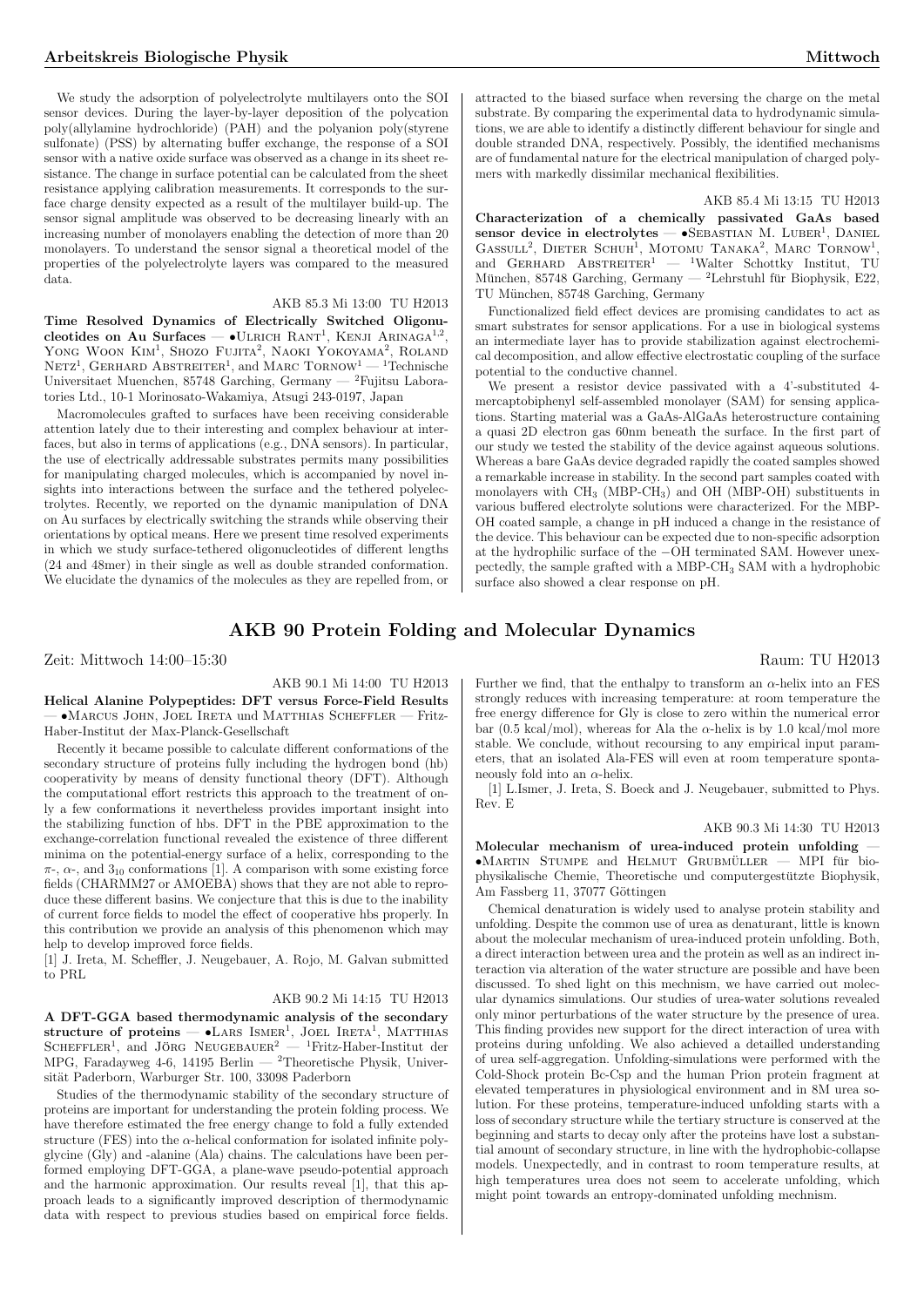We study the adsorption of polyelectrolyte multilayers onto the SOI sensor devices. During the layer-by-layer deposition of the polycation poly(allylamine hydrochloride) (PAH) and the polyanion poly(styrene sulfonate) (PSS) by alternating buffer exchange, the response of a SOI sensor with a native oxide surface was observed as a change in its sheet resistance. The change in surface potential can be calculated from the sheet resistance applying calibration measurements. It corresponds to the surface charge density expected as a result of the multilayer build-up. The sensor signal amplitude was observed to be decreasing linearly with an increasing number of monolayers enabling the detection of more than 20 monolayers. To understand the sensor signal a theoretical model of the properties of the polyelectrolyte layers was compared to the measured data.

AKB 85.3 Mi 13:00 TU H2013

**Time Resolved Dynamics of Electrically Switched Oligonucleotides on Au Surfaces** — •Ulrich Rant[1], Kenji Arinaga[1,2], Yong Woon Kim[1], Shozo Fujita[2], Naoki Yokoyama[2], Roland Netz[1], Gerhard Abstreiter[1], and Marc Tornow[1] — [1]Technische Universitaet Muenchen, 85748 Garching, Germany — [2]Fujitsu Laboratories Ltd., 10-1 Morinosato-Wakamiya, Atsugi 243-0197, Japan

Macromolecules grafted to surfaces have been receiving considerable attention lately due to their interesting and complex behaviour at interfaces, but also in terms of applications (e.g., DNA sensors). In particular, the use of electrically addressable substrates permits many possibilities for manipulating charged molecules, which is accompanied by novel insights into interactions between the surface and the tethered polyelectrolytes. Recently, we reported on the dynamic manipulation of DNA on Au surfaces by electrically switching the strands while observing their orientations by optical means. Here we present time resolved experiments in which we study surface-tethered oligonucleotides of different lengths (24 and 48mer) in their single as well as double stranded conformation. We elucidate the dynamics of the molecules as they are repelled from, or attracted to the biased surface when reversing the charge on the metal substrate. By comparing the experimental data to hydrodynamic simulations, we are able to identify a distinctly different behaviour for single and double stranded DNA, respectively. Possibly, the identified mechanisms are of fundamental nature for the electrical manipulation of charged polymers with markedly dissimilar mechanical flexibilities.

AKB 85.4 Mi 13:15 TU H2013

**Characterization of a chemically passivated GaAs based sensor device in electrolytes** — •Sebastian M. Luber[1], Daniel Gassull[2], Dieter Schuh[1], Motomu Tanaka[2], Marc Tornow[1], and Gerhard Abstreiter[1] — [1]Walter Schottky Institut, TU München, 85748 Garching, Germany — [2]Lehrstuhl für Biophysik, E22, TU München, 85748 Garching, Germany

Functionalized field effect devices are promising candidates to act as smart substrates for sensor applications. For a use in biological systems an intermediate layer has to provide stabilization against electrochemical decomposition, and allow effective electrostatic coupling of the surface potential to the conductive channel.

We present a resistor device passivated with a 4'-substituted 4-mercaptobiphenyl self-assembled monolayer (SAM) for sensing applications. Starting material was a GaAs-AlGaAs heterostructure containing a quasi 2D electron gas 60nm beneath the surface. In the first part of our study we tested the stability of the device against aqueous solutions. Whereas a bare GaAs device degraded rapidly the coated samples showed a remarkable increase in stability. In the second part samples coated with monolayers with $CH_3$ (MBP-$CH_3$) and OH (MBP-OH) substituents in various buffered electrolyte solutions were characterized. For the MBP-OH coated sample, a change in pH induced a change in the resistance of the device. This behaviour can be expected due to non-specific adsorption at the hydrophilic surface of the −OH terminated SAM. However unexpectedly, the sample grafted with a MBP-$CH_3$ SAM with a hydrophobic surface also showed a clear response on pH.

## AKB 90 Protein Folding and Molecular Dynamics

Zeit: Mittwoch 14:00–15:30 Raum: TU H2013

AKB 90.1 Mi 14:00 TU H2013

**Helical Alanine Polypeptides: DFT versus Force-Field Results** — •Marcus John, Joel Ireta und Matthias Scheffler — Fritz-Haber-Institut der Max-Planck-Gesellschaft

Recently it became possible to calculate different conformations of the secondary structure of proteins fully including the hydrogen bond (hb) cooperativity by means of density functional theory (DFT). Although the computational effort restricts this approach to the treatment of only a few conformations it nevertheless provides important insight into the stabilizing function of hbs. DFT in the PBE approximation to the exchange-correlation functional revealed the existence of three different minima on the potential-energy surface of a helix, corresponding to the $\pi$-, $\alpha$-, and $3_{10}$ conformations [1]. A comparison with some existing force fields (CHARMM27 or AMOEBA) shows that they are not able to reproduce these different basins. We conjecture that this is due to the inability of current force fields to model the effect of cooperative hbs properly. In this contribution we provide an analysis of this phenomenon which may help to develop improved force fields.

[1] J. Ireta, M. Scheffler, J. Neugebauer, A. Rojo, M. Galvan submitted to PRL

AKB 90.2 Mi 14:15 TU H2013

**A DFT-GGA based thermodynamic analysis of the secondary structure of proteins** — •Lars Ismer[1], Joel Ireta[1], Matthias Scheffler[1], and Jörg Neugebauer[2] — [1]Fritz-Haber-Institut der MPG, Faradayweg 4-6, 14195 Berlin — [2]Theoretische Physik, Universität Paderborn, Warburger Str. 100, 33098 Paderborn

Studies of the thermodynamic stability of the secondary structure of proteins are important for understanding the protein folding process. We have therefore estimated the free energy change to fold a fully extended structure (FES) into the $\alpha$-helical conformation for isolated infinite polyglycine (Gly) and -alanine (Ala) chains. The calculations have been performed employing DFT-GGA, a plane-wave pseudo-potential approach and the harmonic approximation. Our results reveal [1], that this approach leads to a significantly improved description of thermodynamic data with respect to previous studies based on empirical force fields. Further we find, that the enthalpy to transform an $\alpha$-helix into an FES strongly reduces with increasing temperature: at room temperature the free energy difference for Gly is close to zero within the numerical error bar (0.5 kcal/mol), whereas for Ala the $\alpha$-helix is by 1.0 kcal/mol more stable. We conclude, without recoursing to any empirical input parameters, that an isolated Ala-FES will even at room temperature spontaneously fold into an $\alpha$-helix.

[1] L.Ismer, J. Ireta, S. Boeck and J. Neugebauer, submitted to Phys. Rev. E

AKB 90.3 Mi 14:30 TU H2013

**Molecular mechanism of urea-induced protein unfolding** — •Martin Stumpe and Helmut Grubmüller — MPI für biophysikalische Chemie, Theoretische und computergestützte Biophysik, Am Fassberg 11, 37077 Göttingen

Chemical denaturation is widely used to analyse protein stability and unfolding. Despite the common use of urea as denaturant, little is known about the molecular mechanism of urea-induced protein unfolding. Both, a direct interaction between urea and the protein as well as an indirect interaction via alteration of the water structure are possible and have been discussed. To shed light on this mechnism, we have carried out molecular dynamics simulations. Our studies of urea-water solutions revealed only minor perturbations of the water structure by the presence of urea. This finding provides new support for the direct interaction of urea with proteins during unfolding. We also achieved a detailled understanding of urea self-aggregation. Unfolding-simulations were performed with the Cold-Shock protein Bc-Csp and the human Prion protein fragment at elevated temperatures in physiological environment and in 8M urea solution. For these proteins, temperature-induced unfolding starts with a loss of secondary structure while the tertiary structure is conserved at the beginning and starts to decay only after the proteins have lost a substantial amount of secondary structure, in line with the hydrophobic-collapse models. Unexpectedly, and in contrast to room temperature results, at high temperatures urea does not seem to accelerate unfolding, which might point towards an entropy-dominated unfolding mechnism.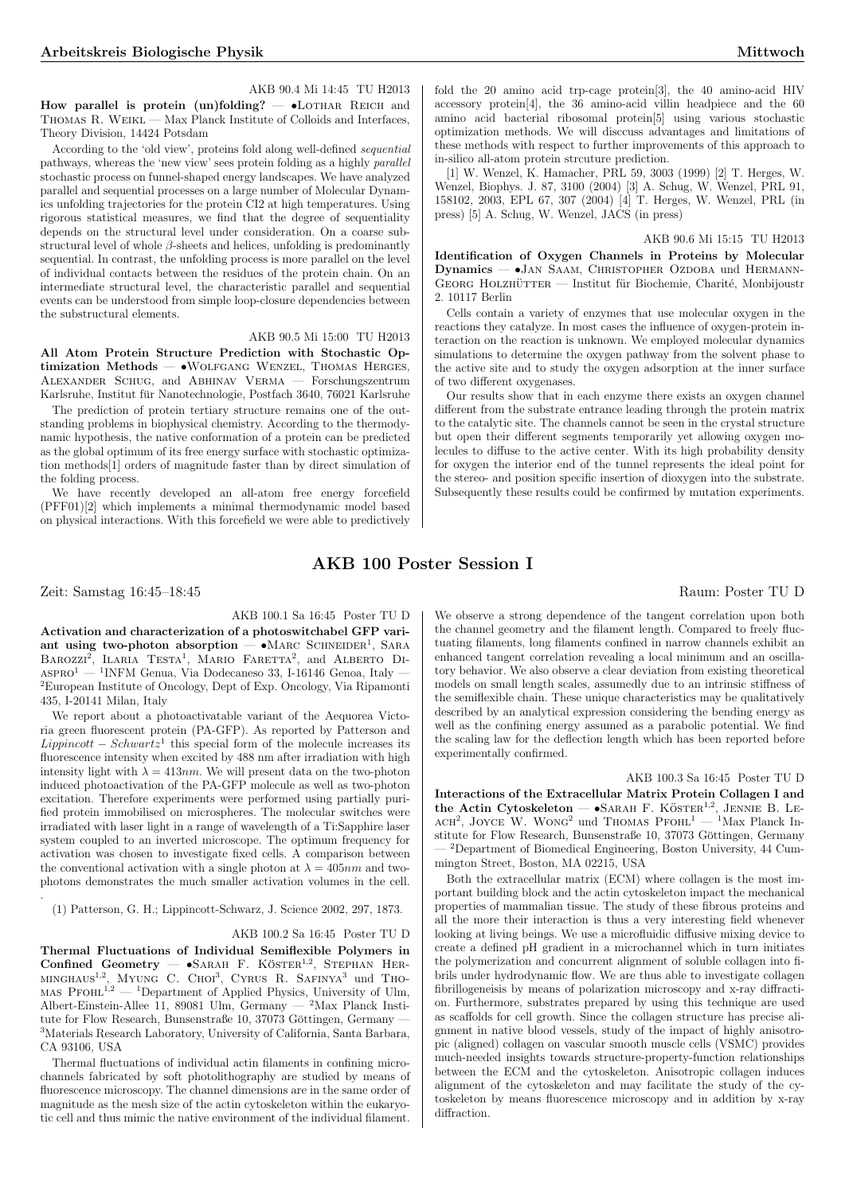AKB 90.4 Mi 14:45 TU H2013

**How parallel is protein (un)folding?** — •Lothar Reich and Thomas R. Weikl — Max Planck Institute of Colloids and Interfaces, Theory Division, 14424 Potsdam

According to the 'old view', proteins fold along well-defined *sequential* pathways, whereas the 'new view' sees protein folding as a highly *parallel* stochastic process on funnel-shaped energy landscapes. We have analyzed parallel and sequential processes on a large number of Molecular Dynamics unfolding trajectories for the protein CI2 at high temperatures. Using rigorous statistical measures, we find that the degree of sequentiality depends on the structural level under consideration. On a coarse substructural level of whole $\beta$-sheets and helices, unfolding is predominantly sequential. In contrast, the unfolding process is more parallel on the level of individual contacts between the residues of the protein chain. On an intermediate structural level, the characteristic parallel and sequential events can be understood from simple loop-closure dependencies between the substructural elements.

AKB 90.5 Mi 15:00 TU H2013

**All Atom Protein Structure Prediction with Stochastic Optimization Methods** — •Wolfgang Wenzel, Thomas Herges, Alexander Schug, and Abhinav Verma — Forschungszentrum Karlsruhe, Institut für Nanotechnologie, Postfach 3640, 76021 Karlsruhe

The prediction of protein tertiary structure remains one of the outstanding problems in biophysical chemistry. According to the thermodynamic hypothesis, the native conformation of a protein can be predicted as the global optimum of its free energy surface with stochastic optimization methods[1] orders of magnitude faster than by direct simulation of the folding process.

We have recently developed an all-atom free energy forcefield (PFF01)[2] which implements a minimal thermodynamic model based on physical interactions. With this forcefield we were able to predictively fold the 20 amino acid trp-cage protein[3], the 40 amino-acid HIV accessory protein[4], the 36 amino-acid villin headpiece and the 60 amino acid bacterial ribosomal protein[5] using various stochastic optimization methods. We will disccuss advantages and limitations of these methods with respect to further improvements of this approach to in-silico all-atom protein strcuture prediction.

[1] W. Wenzel, K. Hamacher, PRL 59, 3003 (1999) [2] T. Herges, W. Wenzel, Biophys. J. 87, 3100 (2004) [3] A. Schug, W. Wenzel, PRL 91, 158102, 2003, EPL 67, 307 (2004) [4] T. Herges, W. Wenzel, PRL (in press) [5] A. Schug, W. Wenzel, JACS (in press)

AKB 90.6 Mi 15:15 TU H2013

**Identification of Oxygen Channels in Proteins by Molecular Dynamics** — •Jan Saam, Christopher Ozdoba and Hermann-Georg Holzhütter — Institut für Biochemie, Charité, Monbijoustr 2. 10117 Berlin

Cells contain a variety of enzymes that use molecular oxygen in the reactions they catalyze. In most cases the influence of oxygen-protein interaction on the reaction is unknown. We employed molecular dynamics simulations to determine the oxygen pathway from the solvent phase to the active site and to study the oxygen adsorption at the inner surface of two different oxygenases.

Our results show that in each enzyme there exists an oxygen channel different from the substrate entrance leading through the protein matrix to the catalytic site. The channels cannot be seen in the crystal structure but open their different segments temporarily yet allowing oxygen molecules to diffuse to the active center. With its high probability density for oxygen the interior end of the tunnel represents the ideal point for the stereo- and position specific insertion of dioxygen into the substrate. Subsequently these results could be confirmed by mutation experiments.

## AKB 100 Poster Session I

Zeit: Samstag 16:45–18:45 Raum: Poster TU D

AKB 100.1 Sa 16:45 Poster TU D

**Activation and characterization of a photoswitchabel GFP variant using two-photon absorption** — •Marc Schneider[1], Sara Barozzi[2], Ilaria Testa[1], Mario Faretta[2], and Alberto Diaspro[1] — [1]INFM Genua, Via Dodecaneso 33, I-16146 Genoa, Italy — [2]European Institute of Oncology, Dept of Exp. Oncology, Via Ripamonti 435, I-20141 Milan, Italy

We report about a photoactivatable variant of the Aequorea Victoria green fluorescent protein (PA-GFP). As reported by Patterson and *Lippincott – Schwartz*[1] this special form of the molecule increases its fluorescence intensity when excited by 488 nm after irradiation with high intensity light with $\lambda = 413nm$. We will present data on the two-photon induced photoactivation of the PA-GFP molecule as well as two-photon excitation. Therefore experiments were performed using partially purified protein immobilised on microspheres. The molecular switches were irradiated with laser light in a range of wavelength of a Ti:Sapphire laser system coupled to an inverted microscope. The optimum frequency for activation was chosen to investigate fixed cells. A comparison between the conventional activation with a single photon at $\lambda = 405nm$ and two-photons demonstrates the much smaller activation volumes in the cell.

.

(1) Patterson, G. H.; Lippincott-Schwarz, J. Science 2002, 297, 1873.

AKB 100.2 Sa 16:45 Poster TU D

**Thermal Fluctuations of Individual Semiflexible Polymers in Confined Geometry** — •Sarah F. Köster[1,2], Stephan Herminghaus[1,2], Myung C. Choi[3], Cyrus R. Safinya[3] und Thomas Pfohl[1,2] — [1]Department of Applied Physics, University of Ulm, Albert-Einstein-Allee 11, 89081 Ulm, Germany — [2]Max Planck Institute for Flow Research, Bunsenstraße 10, 37073 Göttingen, Germany — [3]Materials Research Laboratory, University of California, Santa Barbara, CA 93106, USA

Thermal fluctuations of individual actin filaments in confining microchannels fabricated by soft photolithography are studied by means of fluorescence microscopy. The channel dimensions are in the same order of magnitude as the mesh size of the actin cytoskeleton within the eukaryotic cell and thus mimic the native environment of the individual filament. We observe a strong dependence of the tangent correlation upon both the channel geometry and the filament length. Compared to freely fluctuating filaments, long filaments confined in narrow channels exhibit an enhanced tangent correlation revealing a local minimum and an oscillatory behavior. We also observe a clear deviation from existing theoretical models on small length scales, assumedly due to an intrinsic stiffness of the semiflexible chain. These unique characteristics may be qualitatively described by an analytical expression considering the bending energy as well as the confining energy assumed as a parabolic potential. We find the scaling law for the deflection length which has been reported before experimentally confirmed.

AKB 100.3 Sa 16:45 Poster TU D

**Interactions of the Extracellular Matrix Protein Collagen I and the Actin Cytoskeleton** — •Sarah F. Köster[1,2], Jennie B. Leach[2], Joyce W. Wong[2] und Thomas Pfohl[1] — [1]Max Planck Institute for Flow Research, Bunsenstraße 10, 37073 Göttingen, Germany — [2]Department of Biomedical Engineering, Boston University, 44 Cummington Street, Boston, MA 02215, USA

Both the extracellular matrix (ECM) where collagen is the most important building block and the actin cytoskeleton impact the mechanical properties of mammalian tissue. The study of these fibrous proteins and all the more their interaction is thus a very interesting field whenever looking at living beings. We use a microfluidic diffusive mixing device to create a defined pH gradient in a microchannel which in turn initiates the polymerization and concurrent alignment of soluble collagen into fibrils under hydrodynamic flow. We are thus able to investigate collagen fibrillogeneisis by means of polarization microscopy and x-ray diffraction. Furthermore, substrates prepared by using this technique are used as scaffolds for cell growth. Since the collagen structure has precise alignment in native blood vessels, study of the impact of highly anisotropic (aligned) collagen on vascular smooth muscle cells (VSMC) provides much-needed insights towards structure-property-function relationships between the ECM and the cytoskeleton. Anisotropic collagen induces alignment of the cytoskeleton and may facilitate the study of the cytoskeleton by means fluorescence microscopy and in addition by x-ray diffraction.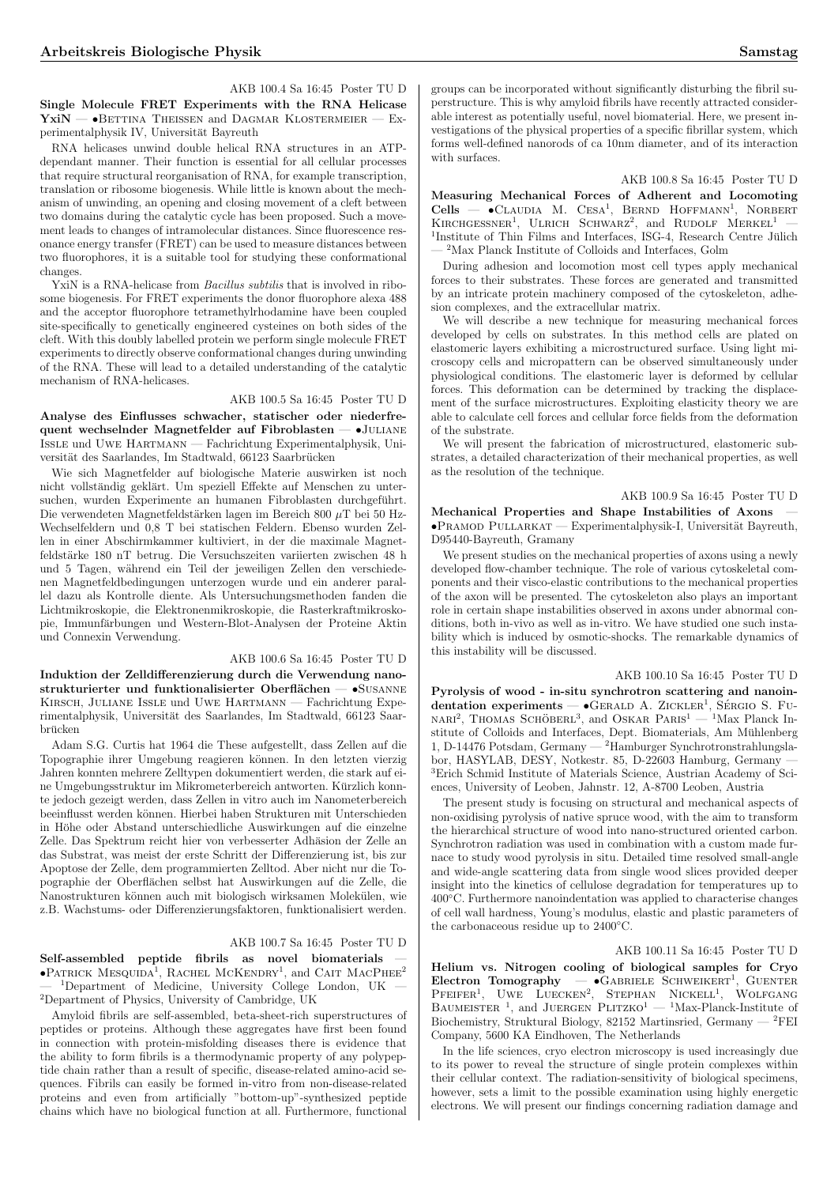AKB 100.4 Sa 16:45 Poster TU D

**Single Molecule FRET Experiments with the RNA Helicase YxiN** — •Bettina Theissen and Dagmar Klostermeier — Experimentalphysik IV, Universität Bayreuth

RNA helicases unwind double helical RNA structures in an ATP-dependant manner. Their function is essential for all cellular processes that require structural reorganisation of RNA, for example transcription, translation or ribosome biogenesis. While little is known about the mechanism of unwinding, an opening and closing movement of a cleft between two domains during the catalytic cycle has been proposed. Such a movement leads to changes of intramolecular distances. Since fluorescence resonance energy transfer (FRET) can be used to measure distances between two fluorophores, it is a suitable tool for studying these conformational changes.

YxiN is a RNA-helicase from *Bacillus subtilis* that is involved in ribosome biogenesis. For FRET experiments the donor fluorophore alexa 488 and the acceptor fluorophore tetramethylrhodamine have been coupled site-specifically to genetically engineered cysteines on both sides of the cleft. With this doubly labelled protein we perform single molecule FRET experiments to directly observe conformational changes during unwinding of the RNA. These will lead to a detailed understanding of the catalytic mechanism of RNA-helicases.

AKB 100.5 Sa 16:45 Poster TU D

**Analyse des Einflusses schwacher, statischer oder niederfrequent wechselnder Magnetfelder auf Fibroblasten** — •Juliane Issle und Uwe Hartmann — Fachrichtung Experimentalphysik, Universität des Saarlandes, Im Stadtwald, 66123 Saarbrücken

Wie sich Magnetfelder auf biologische Materie auswirken ist noch nicht vollständig geklärt. Um speziell Effekte auf Menschen zu untersuchen, wurden Experimente an humanen Fibroblasten durchgeführt. Die verwendeten Magnetfeldstärken lagen im Bereich 800 $\mu$T bei 50 Hz-Wechselfeldern und 0,8 T bei statischen Feldern. Ebenso wurden Zellen in einer Abschirmkammer kultiviert, in der die maximale Magnetfeldstärke 180 nT betrug. Die Versuchszeiten variierten zwischen 48 h und 5 Tagen, während ein Teil der jeweiligen Zellen den verschiedenen Magnetfeldbedingungen unterzogen wurde und ein anderer parallel dazu als Kontrolle diente. Als Untersuchungsmethoden fanden die Lichtmikroskopie, die Elektronenmikroskopie, die Rasterkraftmikroskopie, Immunfärbungen und Western-Blot-Analysen der Proteine Aktin und Connexin Verwendung.

AKB 100.6 Sa 16:45 Poster TU D

**Induktion der Zelldifferenzierung durch die Verwendung nanostrukturierter und funktionalisierter Oberflächen** — •Susanne Kirsch, Juliane Issle und Uwe Hartmann — Fachrichtung Experimentalphysik, Universität des Saarlandes, Im Stadtwald, 66123 Saarbrücken

Adam S.G. Curtis hat 1964 die These aufgestellt, dass Zellen auf die Topographie ihrer Umgebung reagieren können. In den letzten vierzig Jahren konnten mehrere Zelltypen dokumentiert werden, die stark auf eine Umgebungsstruktur im Mikrometerbereich antworten. Kürzlich konnte jedoch gezeigt werden, dass Zellen in vitro auch im Nanometerbereich beeinflusst werden können. Hierbei haben Strukturen mit Unterschieden in Höhe oder Abstand unterschiedliche Auswirkungen auf die einzelne Zelle. Das Spektrum reicht hier von verbesserter Adhäsion der Zelle an das Substrat, was meist der erste Schritt der Differenzierung ist, bis zur Apoptose der Zelle, dem programmierten Zelltod. Aber nicht nur die Topographie der Oberflächen selbst hat Auswirkungen auf die Zelle, die Nanostrukturen können auch mit biologisch wirksamen Molekülen, wie z.B. Wachstums- oder Differenzierungsfaktoren, funktionalisiert werden.

AKB 100.7 Sa 16:45 Poster TU D

**Self-assembled peptide fibrils as novel biomaterials** — •Patrick Mesquida[1], Rachel McKendry[1], and Cait MacPhee[2] — [1]Department of Medicine, University College London, UK — [2]Department of Physics, University of Cambridge, UK

Amyloid fibrils are self-assembled, beta-sheet-rich superstructures of peptides or proteins. Although these aggregates have first been found in connection with protein-misfolding diseases there is evidence that the ability to form fibrils is a thermodynamic property of any polypeptide chain rather than a result of specific, disease-related amino-acid sequences. Fibrils can easily be formed in-vitro from non-disease-related proteins and even from artificially "bottom-up"-synthesized peptide chains which have no biological function at all. Furthermore, functional groups can be incorporated without significantly disturbing the fibril superstructure. This is why amyloid fibrils have recently attracted considerable interest as potentially useful, novel biomaterial. Here, we present investigations of the physical properties of a specific fibrillar system, which forms well-defined nanorods of ca 10nm diameter, and of its interaction with surfaces.

AKB 100.8 Sa 16:45 Poster TU D

**Measuring Mechanical Forces of Adherent and Locomoting Cells** — •Claudia M. Cesa[1], Bernd Hoffmann[1], Norbert Kirchgessner[1], Ulrich Schwarz[2], and Rudolf Merkel[1] — [1]Institute of Thin Films and Interfaces, ISG-4, Research Centre Jülich — [2]Max Planck Institute of Colloids and Interfaces, Golm

During adhesion and locomotion most cell types apply mechanical forces to their substrates. These forces are generated and transmitted by an intricate protein machinery composed of the cytoskeleton, adhesion complexes, and the extracellular matrix.

We will describe a new technique for measuring mechanical forces developed by cells on substrates. In this method cells are plated on elastomeric layers exhibiting a microstructured surface. Using light microscopy cells and micropattern can be observed simultaneously under physiological conditions. The elastomeric layer is deformed by cellular forces. This deformation can be determined by tracking the displacement of the surface microstructures. Exploiting elasticity theory we are able to calculate cell forces and cellular force fields from the deformation of the substrate.

We will present the fabrication of microstructured, elastomeric substrates, a detailed characterization of their mechanical properties, as well as the resolution of the technique.

AKB 100.9 Sa 16:45 Poster TU D

**Mechanical Properties and Shape Instabilities of Axons** — •Pramod Pullarkat — Experimentalphysik-I, Universität Bayreuth, D95440-Bayreuth, Gramany

We present studies on the mechanical properties of axons using a newly developed flow-chamber technique. The role of various cytoskeletal components and their visco-elastic contributions to the mechanical properties of the axon will be presented. The cytoskeleton also plays an important role in certain shape instabilities observed in axons under abnormal conditions, both in-vivo as well as in-vitro. We have studied one such instability which is induced by osmotic-shocks. The remarkable dynamics of this instability will be discussed.

AKB 100.10 Sa 16:45 Poster TU D

**Pyrolysis of wood - in-situ synchrotron scattering and nanoindentation experiments** — •Gerald A. Zickler[1], Sérgio S. Funari[2], Thomas Schöberl[3], and Oskar Paris[1] — [1]Max Planck Institute of Colloids and Interfaces, Dept. Biomaterials, Am Mühlenberg 1, D-14476 Potsdam, Germany — [2]Hamburger Synchrotronstrahlungslabor, HASYLAB, DESY, Notkestr. 85, D-22603 Hamburg, Germany — [3]Erich Schmid Institute of Materials Science, Austrian Academy of Sciences, University of Leoben, Jahnstr. 12, A-8700 Leoben, Austria

The present study is focusing on structural and mechanical aspects of non-oxidising pyrolysis of native spruce wood, with the aim to transform the hierarchical structure of wood into nano-structured oriented carbon. Synchrotron radiation was used in combination with a custom made furnace to study wood pyrolysis in situ. Detailed time resolved small-angle and wide-angle scattering data from single wood slices provided deeper insight into the kinetics of cellulose degradation for temperatures up to 400°C. Furthermore nanoindentation was applied to characterise changes of cell wall hardness, Young's modulus, elastic and plastic parameters of the carbonaceous residue up to 2400°C.

AKB 100.11 Sa 16:45 Poster TU D

**Helium vs. Nitrogen cooling of biological samples for Cryo Electron Tomography** — •Gabriele Schweikert[1], Guenter Pfeifer[1], Uwe Luecken[2], Stephan Nickell[1], Wolfgang Baumeister [1], and Juergen Plitzko[1] — [1]Max-Planck-Institute of Biochemistry, Struktural Biology, 82152 Martinsried, Germany — [2]FEI Company, 5600 KA Eindhoven, The Netherlands

In the life sciences, cryo electron microscopy is used increasingly due to its power to reveal the structure of single protein complexes within their cellular context. The radiation-sensitivity of biological specimens, however, sets a limit to the possible examination using highly energetic electrons. We will present our findings concerning radiation damage and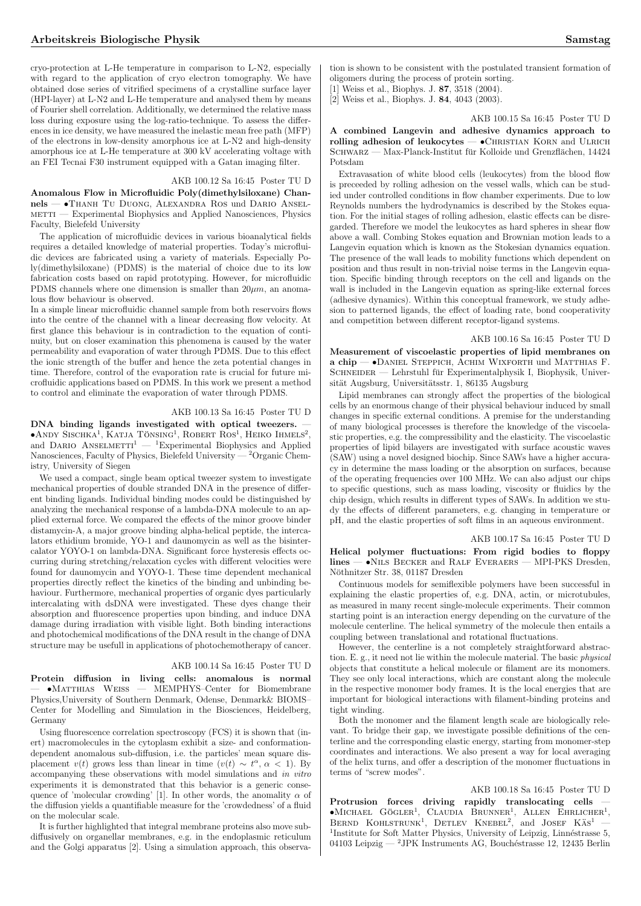cryo-protection at L-He temperature in comparison to L-N2, especially with regard to the application of cryo electron tomography. We have obtained dose series of vitrified specimens of a crystalline surface layer (HPI-layer) at L-N2 and L-He temperature and analysed them by means of Fourier shell correlation. Additionally, we determined the relative mass loss during exposure using the log-ratio-technique. To assess the differences in ice density, we have measured the inelastic mean free path (MFP) of the electrons in low-density amorphous ice at L-N2 and high-density amorphous ice at L-He temperature at 300 kV accelerating voltage with an FEI Tecnai F30 instrument equipped with a Gatan imaging filter.

AKB 100.12 Sa 16:45 Poster TU D

**Anomalous Flow in Microfluidic Poly(dimethylsiloxane) Channels** — •Thanh Tu Duong, Alexandra Ros und Dario Anselmetti — Experimental Biophysics and Applied Nanosciences, Physics Faculty, Bielefeld University

The application of microfluidic devices in various bioanalytical fields requires a detailed knowledge of material properties. Today's microfluidic devices are fabricated using a variety of materials. Especially Poly(dimethylsiloxane) (PDMS) is the material of choice due to its low fabrication costs based on rapid prototyping. However, for microfluidic PDMS channels where one dimension is smaller than $20\mu m$, an anomalous flow behaviour is observed.

In a simple linear microfluidic channel sample from both reservoirs flows into the centre of the channel with a linear decreasing flow velocity. At first glance this behaviour is in contradiction to the equation of continuity, but on closer examination this phenomena is caused by the water permeability and evaporation of water through PDMS. Due to this effect the ionic strength of the buffer and hence the zeta potential changes in time. Therefore, control of the evaporation rate is crucial for future microfluidic applications based on PDMS. In this work we present a method to control and eliminate the evaporation of water through PDMS.

AKB 100.13 Sa 16:45 Poster TU D

**DNA binding ligands investigated with optical tweezers.** — •Andy Sischka[1], Katja Tönsing[1], Robert Ros[1], Heiko Ihmels[2], and Dario Anselmetti[1] — [1]Experimental Biophysics and Applied Nanosciences, Faculty of Physics, Bielefeld University — [2]Organic Chemistry, University of Siegen

We used a compact, single beam optical tweezer system to investigate mechanical properties of double stranded DNA in the presence of different binding ligands. Individual binding modes could be distinguished by analyzing the mechanical response of a lambda-DNA molecule to an applied external force. We compared the effects of the minor groove binder distamycin-A, a major groove binding alpha-helical peptide, the intercalators ethidium bromide, YO-1 and daunomycin as well as the bisintercalator YOYO-1 on lambda-DNA. Significant force hysteresis effects occurring during stretching/relaxation cycles with different velocities were found for daunomycin and YOYO-1. These time dependent mechanical properties directly reflect the kinetics of the binding and unbinding behaviour. Furthermore, mechanical properties of organic dyes particularly intercalating with dsDNA were investigated. These dyes change their absorption and fluorescence properties upon binding, and induce DNA damage during irradiation with visible light. Both binding interactions and photochemical modifications of the DNA result in the change of DNA structure may be usefull in applications of photochemotherapy of cancer.

AKB 100.14 Sa 16:45 Poster TU D

**Protein diffusion in living cells: anomalous is normal** — •Matthias Weiss — MEMPHYS–Center for Biomembrane Physics,University of Southern Denmark, Odense, Denmark& BIOMS–Center for Modelling and Simulation in the Biosciences, Heidelberg, Germany

Using fluorescence correlation spectroscopy (FCS) it is shown that (inert) macromolecules in the cytoplasm exhibit a size- and conformation-dependent anomalous sub-diffusion, i.e. the particles' mean square displacement $v(t)$ grows less than linear in time ($v(t) \sim t^{\alpha}$, $\alpha < 1$). By accompanying these observations with model simulations and *in vitro* experiments it is demonstrated that this behavior is a generic consequence of 'molecular crowding' [1]. In other words, the anomality $\alpha$ of the diffusion yields a quantifiable measure for the 'crowdedness' of a fluid on the molecular scale.

It is further highlighted that integral membrane proteins also move subdiffusively on organellar membranes, e.g. in the endoplasmic reticulum and the Golgi apparatus [2]. Using a simulation approach, this observation is shown to be consistent with the postulated transient formation of oligomers during the process of protein sorting.

[1] Weiss et al., Biophys. J. **87**, 3518 (2004).

[2] Weiss et al., Biophys. J. **84**, 4043 (2003).

AKB 100.15 Sa 16:45 Poster TU D

**A combined Langevin and adhesive dynamics approach to rolling adhesion of leukocytes** — •Christian Korn and Ulrich Schwarz — Max-Planck-Institut für Kolloide und Grenzflächen, 14424 Potsdam

Extravasation of white blood cells (leukocytes) from the blood flow is preceeded by rolling adhesion on the vessel walls, which can be studied under controlled conditions in flow chamber experiments. Due to low Reynolds numbers the hydrodynamics is described by the Stokes equation. For the initial stages of rolling adhesion, elastic effects can be disregarded. Therefore we model the leukocytes as hard spheres in shear flow above a wall. Combing Stokes equation and Brownian motion leads to a Langevin equation which is known as the Stokesian dynamics equation. The presence of the wall leads to mobility functions which dependent on position and thus result in non-trivial noise terms in the Langevin equation. Specific binding through receptors on the cell and ligands on the wall is included in the Langevin equation as spring-like external forces (adhesive dynamics). Within this conceptual framework, we study adhesion to patterned ligands, the effect of loading rate, bond cooperativity and competition between different receptor-ligand systems.

AKB 100.16 Sa 16:45 Poster TU D

**Measurement of viscoelastic properties of lipid membranes on a chip** — •Daniel Steppich, Achim Wixforth und Matthias F. Schneider — Lehrstuhl für Experimentalphysik I, Biophysik, Universität Augsburg, Universitätsstr. 1, 86135 Augsburg

Lipid membranes can strongly affect the properties of the biological cells by an enormous change of their physical behaviour induced by small changes in specific external conditions. A premise for the understanding of many biological processes is therefore the knowledge of the viscoelastic properties, e.g. the compressibility and the elasticity. The viscoelastic properties of lipid bilayers are investigated with surface acoustic waves (SAW) using a novel designed biochip. Since SAWs have a higher accuracy in determine the mass loading or the absorption on surfaces, because of the operating frequencies over 100 MHz. We can also adjust our chips to specific questions, such as mass loading, viscosity or fluidics by the chip design, which results in different types of SAWs. In addition we study the effects of different parameters, e.g. changing in temperature or pH, and the elastic properties of soft films in an aqueous environment.

AKB 100.17 Sa 16:45 Poster TU D

**Helical polymer fluctuations: From rigid bodies to floppy lines** — •Nils Becker and Ralf Everaers — MPI-PKS Dresden, Nöthnitzer Str. 38, 01187 Dresden

Continuous models for semiflexible polymers have been successful for explaining the elastic properties of, e.g. DNA, actin, or microtubules, as measured in many recent single-molecule experiments. Their common starting point is an interaction energy depending on the curvature of the molecule centerline. The helical symmetry of the molecule then entails a coupling between translational and rotational fluctuations.

However, the centerline is a not completely straightforward abstraction. E. g., it need not lie within the molecule material. The basic *physical* objects that constitute a helical molecule or filament are its monomers. They see only local interactions, which are constant along the molecule in the respective monomer body frames. It is the local energies that are important for biological interactions with filament-binding proteins and tight winding.

Both the monomer and the filament length scale are biologically relevant. To bridge their gap, we investigate possible definitions of the centerline and the corresponding elastic energy, starting from monomer-step coordinates and interactions. We also present a way for local averaging of the helix turns, and offer a description of the monomer fluctuations in terms of "screw modes".

AKB 100.18 Sa 16:45 Poster TU D

**Protrusion forces driving rapidly translocating cells** — •Michael Gögler[1], Claudia Brunner[1], Allen Ehrlicher[1], Bernd Kohlstrunk[1], Detlev Knebel[2], and Josef Käs[1] — [1]Institute for Soft Matter Physics, University of Leipzig, Linnéstrasse 5, 04103 Leipzig — [2]JPK Instruments AG, Bouchéstrasse 12, 12435 Berlin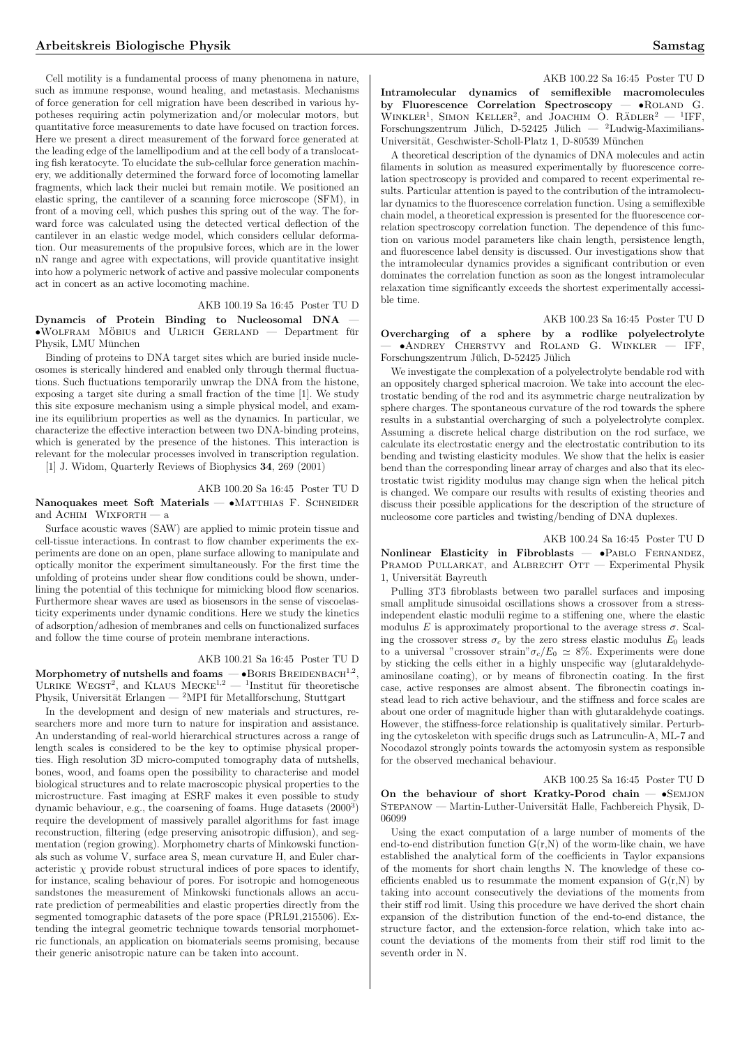Cell motility is a fundamental process of many phenomena in nature, such as immune response, wound healing, and metastasis. Mechanisms of force generation for cell migration have been described in various hypotheses requiring actin polymerization and/or molecular motors, but quantitative force measurements to date have focused on traction forces. Here we present a direct measurement of the forward force generated at the leading edge of the lamellipodium and at the cell body of a translocating fish keratocyte. To elucidate the sub-cellular force generation machinery, we additionally determined the forward force of locomoting lamellar fragments, which lack their nuclei but remain motile. We positioned an elastic spring, the cantilever of a scanning force microscope (SFM), in front of a moving cell, which pushes this spring out of the way. The forward force was calculated using the detected vertical deflection of the cantilever in an elastic wedge model, which considers cellular deformation. Our measurements of the propulsive forces, which are in the lower nN range and agree with expectations, will provide quantitative insight into how a polymeric network of active and passive molecular components act in concert as an active locomoting machine.

AKB 100.19 Sa 16:45 Poster TU D

**Dynamcis of Protein Binding to Nucleosomal DNA** — •Wolfram Möbius and Ulrich Gerland — Department für Physik, LMU München

Binding of proteins to DNA target sites which are buried inside nucleosomes is sterically hindered and enabled only through thermal fluctuations. Such fluctuations temporarily unwrap the DNA from the histone, exposing a target site during a small fraction of the time [1]. We study this site exposure mechanism using a simple physical model, and examine its equilibrium properties as well as the dynamics. In particular, we characterize the effective interaction between two DNA-binding proteins, which is generated by the presence of the histones. This interaction is relevant for the molecular processes involved in transcription regulation.

[1] J. Widom, Quarterly Reviews of Biophysics **34**, 269 (2001)

AKB 100.20 Sa 16:45 Poster TU D

**Nanoquakes meet Soft Materials** — •Matthias F. Schneider and Achim Wixforth — a

Surface acoustic waves (SAW) are applied to mimic protein tissue and cell-tissue interactions. In contrast to flow chamber experiments the experiments are done on an open, plane surface allowing to manipulate and optically monitor the experiment simultaneously. For the first time the unfolding of proteins under shear flow conditions could be shown, underlining the potential of this technique for mimicking blood flow scenarios. Furthermore shear waves are used as biosensors in the sense of viscoelasticity experiments under dynamic conditions. Here we study the kinetics of adsorption/adhesion of membranes and cells on functionalized surfaces and follow the time course of protein membrane interactions.

AKB 100.21 Sa 16:45 Poster TU D

**Morphometry of nutshells and foams** — •Boris Breidenbach[1,2], Ulrike Wegst[2], and Klaus Mecke[1,2] — [1]Institut für theoretische Physik, Universität Erlangen — [2]MPI für Metallforschung, Stuttgart

In the development and design of new materials and structures, researchers more and more turn to nature for inspiration and assistance. An understanding of real-world hierarchical structures across a range of length scales is considered to be the key to optimise physical properties. High resolution 3D micro-computed tomography data of nutshells, bones, wood, and foams open the possibility to characterise and model biological structures and to relate macroscopic physical properties to the microstructure. Fast imaging at ESRF makes it even possible to study dynamic behaviour, e.g., the coarsening of foams. Huge datasets ($2000^3$) require the development of massively parallel algorithms for fast image reconstruction, filtering (edge preserving anisotropic diffusion), and segmentation (region growing). Morphometry charts of Minkowski functionals such as volume V, surface area S, mean curvature H, and Euler characteristic $\chi$ provide robust structural indices of pore spaces to identify, for instance, scaling behaviour of pores. For isotropic and homogeneous sandstones the measurement of Minkowski functionals allows an accurate prediction of permeabilities and elastic properties directly from the segmented tomographic datasets of the pore space (PRL91,215506). Extending the integral geometric technique towards tensorial morphometric functionals, an application on biomaterials seems promising, because their generic anisotropic nature can be taken into account.

AKB 100.22 Sa 16:45 Poster TU D

**Intramolecular dynamics of semiflexible macromolecules by Fluorescence Correlation Spectroscopy** — •Roland G. Winkler[1], Simon Keller[2], and Joachim O. Rädler[2] — [1]IFF, Forschungszentrum Jülich, D-52425 Jülich — [2]Ludwig-Maximilians-Universität, Geschwister-Scholl-Platz 1, D-80539 München

A theoretical description of the dynamics of DNA molecules and actin filaments in solution as measured experimentally by fluorescence correlation spectroscopy is provided and compared to recent experimental results. Particular attention is payed to the contribution of the intramolecular dynamics to the fluorescence correlation function. Using a semiflexible chain model, a theoretical expression is presented for the fluorescence correlation spectroscopy correlation function. The dependence of this function on various model parameters like chain length, persistence length, and fluorescence label density is discussed. Our investigations show that the intramolecular dynamics provides a significant contribution or even dominates the correlation function as soon as the longest intramolecular relaxation time significantly exceeds the shortest experimentally accessible time.

AKB 100.23 Sa 16:45 Poster TU D

**Overcharging of a sphere by a rodlike polyelectrolyte** — •Andrey Cherstvy and Roland G. Winkler — IFF, Forschungszentrum Jülich, D-52425 Jülich

We investigate the complexation of a polyelectrolyte bendable rod with an oppositely charged spherical macroion. We take into account the electrostatic bending of the rod and its asymmetric charge neutralization by sphere charges. The spontaneous curvature of the rod towards the sphere results in a substantial overcharging of such a polyelectrolyte complex. Assuming a discrete helical charge distribution on the rod surface, we calculate its electrostatic energy and the electrostatic contribution to its bending and twisting elasticity modules. We show that the helix is easier bend than the corresponding linear array of charges and also that its electrostatic twist rigidity modulus may change sign when the helical pitch is changed. We compare our results with results of existing theories and discuss their possible applications for the description of the structure of nucleosome core particles and twisting/bending of DNA duplexes.

AKB 100.24 Sa 16:45 Poster TU D

**Nonlinear Elasticity in Fibroblasts** — •Pablo Fernandez, Pramod Pullarkat, and Albrecht Ott — Experimental Physik 1, Universität Bayreuth

Pulling 3T3 fibroblasts between two parallel surfaces and imposing small amplitude sinusoidal oscillations shows a crossover from a stress-independent elastic modulii regime to a stiffening one, where the elastic modulus $E$ is approximately proportional to the average stress $\sigma$. Scaling the crossover stress $\sigma_c$ by the zero stress elastic modulus $E_0$ leads to a universal "crossover strain" $\sigma_c/E_0 \simeq 8\%$. Experiments were done by sticking the cells either in a highly unspecific way (glutaraldehyde-aminosilane coating), or by means of fibronectin coating. In the first case, active responses are almost absent. The fibronectin coatings instead lead to rich active behaviour, and the stiffness and force scales are about one order of magnitude higher than with glutaraldehyde coatings. However, the stiffness-force relationship is qualitatively similar. Perturbing the cytoskeleton with specific drugs such as Latrunculin-A, ML-7 and Nocodazol strongly points towards the actomyosin system as responsible for the observed mechanical behaviour.

AKB 100.25 Sa 16:45 Poster TU D

**On the behaviour of short Kratky-Porod chain** — •Semjon Stepanow — Martin-Luther-Universität Halle, Fachbereich Physik, D-06099

Using the exact computation of a large number of moments of the end-to-end distribution function G(r,N) of the worm-like chain, we have established the analytical form of the coefficients in Taylor expansions of the moments for short chain lengths N. The knowledge of these coefficients enabled us to resummate the moment expansion of G(r,N) by taking into account consecutively the deviations of the moments from their stiff rod limit. Using this procedure we have derived the short chain expansion of the distribution function of the end-to-end distance, the structure factor, and the extension-force relation, which take into account the deviations of the moments from their stiff rod limit to the seventh order in N.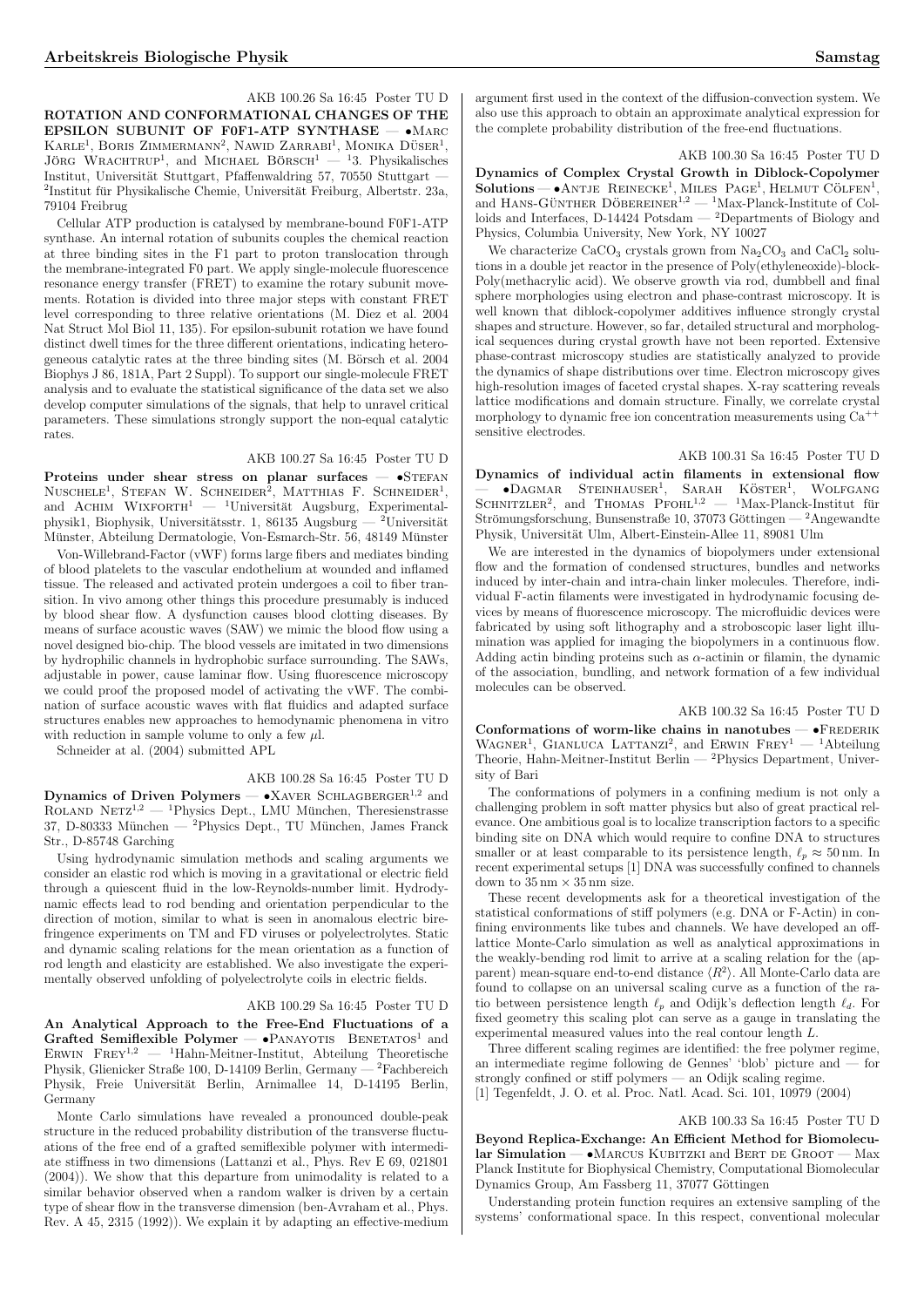AKB 100.26 Sa 16:45 Poster TU D

**ROTATION AND CONFORMATIONAL CHANGES OF THE EPSILON SUBUNIT OF F0F1-ATP SYNTHASE** — •Marc Karle[1], Boris Zimmermann[2], Nawid Zarrabi[1], Monika Düser[1], Jörg Wrachtrup[1], and Michael Börsch[1] — [1]3. Physikalisches Institut, Universität Stuttgart, Pfaffenwaldring 57, 70550 Stuttgart — [2]Institut für Physikalische Chemie, Universität Freiburg, Albertstr. 23a, 79104 Freibrug

Cellular ATP production is catalysed by membrane-bound F0F1-ATP synthase. An internal rotation of subunits couples the chemical reaction at three binding sites in the F1 part to proton translocation through the membrane-integrated F0 part. We apply single-molecule fluorescence resonance energy transfer (FRET) to examine the rotary subunit movements. Rotation is divided into three major steps with constant FRET level corresponding to three relative orientations (M. Diez et al. 2004 Nat Struct Mol Biol 11, 135). For epsilon-subunit rotation we have found distinct dwell times for the three different orientations, indicating heterogeneous catalytic rates at the three binding sites (M. Börsch et al. 2004 Biophys J 86, 181A, Part 2 Suppl). To support our single-molecule FRET analysis and to evaluate the statistical significance of the data set we also develop computer simulations of the signals, that help to unravel critical parameters. These simulations strongly support the non-equal catalytic rates.

AKB 100.27 Sa 16:45 Poster TU D

**Proteins under shear stress on planar surfaces** — •Stefan Nuschele[1], Stefan W. Schneider[2], Matthias F. Schneider[1], and Achim Wixforth[1] — [1]Universität Augsburg, Experimentalphysik1, Biophysik, Universitätsstr. 1, 86135 Augsburg — [2]Universität Münster, Abteilung Dermatologie, Von-Esmarch-Str. 56, 48149 Münster

Von-Willebrand-Factor (vWF) forms large fibers and mediates binding of blood platelets to the vascular endothelium at wounded and inflamed tissue. The released and activated protein undergoes a coil to fiber transition. In vivo among other things this procedure presumably is induced by blood shear flow. A dysfunction causes blood clotting diseases. By means of surface acoustic waves (SAW) we mimic the blood flow using a novel designed bio-chip. The blood vessels are imitated in two dimensions by hydrophilic channels in hydrophobic surface surrounding. The SAWs, adjustable in power, cause laminar flow. Using fluorescence microscopy we could proof the proposed model of activating the vWF. The combination of surface acoustic waves with flat fluidics and adapted surface structures enables new approaches to hemodynamic phenomena in vitro with reduction in sample volume to only a few $\mu$l.

Schneider at al. (2004) submitted APL

AKB 100.28 Sa 16:45 Poster TU D

**Dynamics of Driven Polymers** — •Xaver Schlagberger[1,2] and Roland Netz[1,2] — [1]Physics Dept., LMU München, Theresienstrasse 37, D-80333 München — [2]Physics Dept., TU München, James Franck Str., D-85748 Garching

Using hydrodynamic simulation methods and scaling arguments we consider an elastic rod which is moving in a gravitational or electric field through a quiescent fluid in the low-Reynolds-number limit. Hydrodynamic effects lead to rod bending and orientation perpendicular to the direction of motion, similar to what is seen in anomalous electric birefringence experiments on TM and FD viruses or polyelectrolytes. Static and dynamic scaling relations for the mean orientation as a function of rod length and elasticity are established. We also investigate the experimentally observed unfolding of polyelectrolyte coils in electric fields.

AKB 100.29 Sa 16:45 Poster TU D

**An Analytical Approach to the Free-End Fluctuations of a Grafted Semiflexible Polymer** — •Panayotis Benetatos[1] and Erwin Frey[1,2] — [1]Hahn-Meitner-Institut, Abteilung Theoretische Physik, Glienicker Straße 100, D-14109 Berlin, Germany — [2]Fachbereich Physik, Freie Universität Berlin, Arnimallee 14, D-14195 Berlin, Germany

Monte Carlo simulations have revealed a pronounced double-peak structure in the reduced probability distribution of the transverse fluctuations of the free end of a grafted semiflexible polymer with intermediate stiffness in two dimensions (Lattanzi et al., Phys. Rev E 69, 021801 (2004)). We show that this departure from unimodality is related to a similar behavior observed when a random walker is driven by a certain type of shear flow in the transverse dimension (ben-Avraham et al., Phys. Rev. A 45, 2315 (1992)). We explain it by adapting an effective-medium argument first used in the context of the diffusion-convection system. We also use this approach to obtain an approximate analytical expression for the complete probability distribution of the free-end fluctuations.

AKB 100.30 Sa 16:45 Poster TU D

**Dynamics of Complex Crystal Growth in Diblock-Copolymer Solutions** — •Antje Reinecke[1], Miles Page[1], Helmut Cölfen[1], and Hans-Günther Döbereiner[1,2] — [1]Max-Planck-Institute of Colloids and Interfaces, D-14424 Potsdam — [2]Departments of Biology and Physics, Columbia University, New York, NY 10027

We characterize $CaCO_3$ crystals grown from $Na_2CO_3$ and $CaCl_2$ solutions in a double jet reactor in the presence of Poly(ethyleneoxide)-block-Poly(methacrylic acid). We observe growth via rod, dumbbell and final sphere morphologies using electron and phase-contrast microscopy. It is well known that diblock-copolymer additives influence strongly crystal shapes and structure. However, so far, detailed structural and morphological sequences during crystal growth have not been reported. Extensive phase-contrast microscopy studies are statistically analyzed to provide the dynamics of shape distributions over time. Electron microscopy gives high-resolution images of faceted crystal shapes. X-ray scattering reveals lattice modifications and domain structure. Finally, we correlate crystal morphology to dynamic free ion concentration measurements using $Ca^{++}$ sensitive electrodes.

AKB 100.31 Sa 16:45 Poster TU D

**Dynamics of individual actin filaments in extensional flow** — •Dagmar Steinhauser[1], Sarah Köster[1], Wolfgang Schnitzler[2], and Thomas Pfohl[1,2] — [1]Max-Planck-Institut für Strömungsforschung, Bunsenstraße 10, 37073 Göttingen — [2]Angewandte Physik, Universität Ulm, Albert-Einstein-Allee 11, 89081 Ulm

We are interested in the dynamics of biopolymers under extensional flow and the formation of condensed structures, bundles and networks induced by inter-chain and intra-chain linker molecules. Therefore, individual F-actin filaments were investigated in hydrodynamic focusing devices by means of fluorescence microscopy. The microfluidic devices were fabricated by using soft lithography and a stroboscopic laser light illumination was applied for imaging the biopolymers in a continuous flow. Adding actin binding proteins such as $\alpha$-actinin or filamin, the dynamic of the association, bundling, and network formation of a few individual molecules can be observed.

AKB 100.32 Sa 16:45 Poster TU D

**Conformations of worm-like chains in nanotubes** — •Frederik Wagner[1], Gianluca Lattanzi[2], and Erwin Frey[1] — [1]Abteilung Theorie, Hahn-Meitner-Institut Berlin — [2]Physics Department, University of Bari

The conformations of polymers in a confining medium is not only a challenging problem in soft matter physics but also of great practical relevance. One ambitious goal is to localize transcription factors to a specific binding site on DNA which would require to confine DNA to structures smaller or at least comparable to its persistence length, $\ell_p \approx 50\,\mathrm{nm}$. In recent experimental setups [1] DNA was successfully confined to channels down to $35\,\mathrm{nm} \times 35\,\mathrm{nm}$ size.

These recent developments ask for a theoretical investigation of the statistical conformations of stiff polymers (e.g. DNA or F-Actin) in confining environments like tubes and channels. We have developed an off-lattice Monte-Carlo simulation as well as analytical approximations in the weakly-bending rod limit to arrive at a scaling relation for the (apparent) mean-square end-to-end distance $\langle R^2 \rangle$. All Monte-Carlo data are found to collapse on an universal scaling curve as a function of the ratio between persistence length $\ell_p$ and Odijk's deflection length $\ell_d$. For fixed geometry this scaling plot can serve as a gauge in translating the experimental measured values into the real contour length $L$.

Three different scaling regimes are identified: the free polymer regime, an intermediate regime following de Gennes' 'blob' picture and — for strongly confined or stiff polymers — an Odijk scaling regime.

[1] Tegenfeldt, J. O. et al. Proc. Natl. Acad. Sci. 101, 10979 (2004)

AKB 100.33 Sa 16:45 Poster TU D

**Beyond Replica-Exchange: An Efficient Method for Biomolecular Simulation** — •Marcus Kubitzki and Bert de Groot — Max Planck Institute for Biophysical Chemistry, Computational Biomolecular Dynamics Group, Am Fassberg 11, 37077 Göttingen

Understanding protein function requires an extensive sampling of the systems' conformational space. In this respect, conventional molecular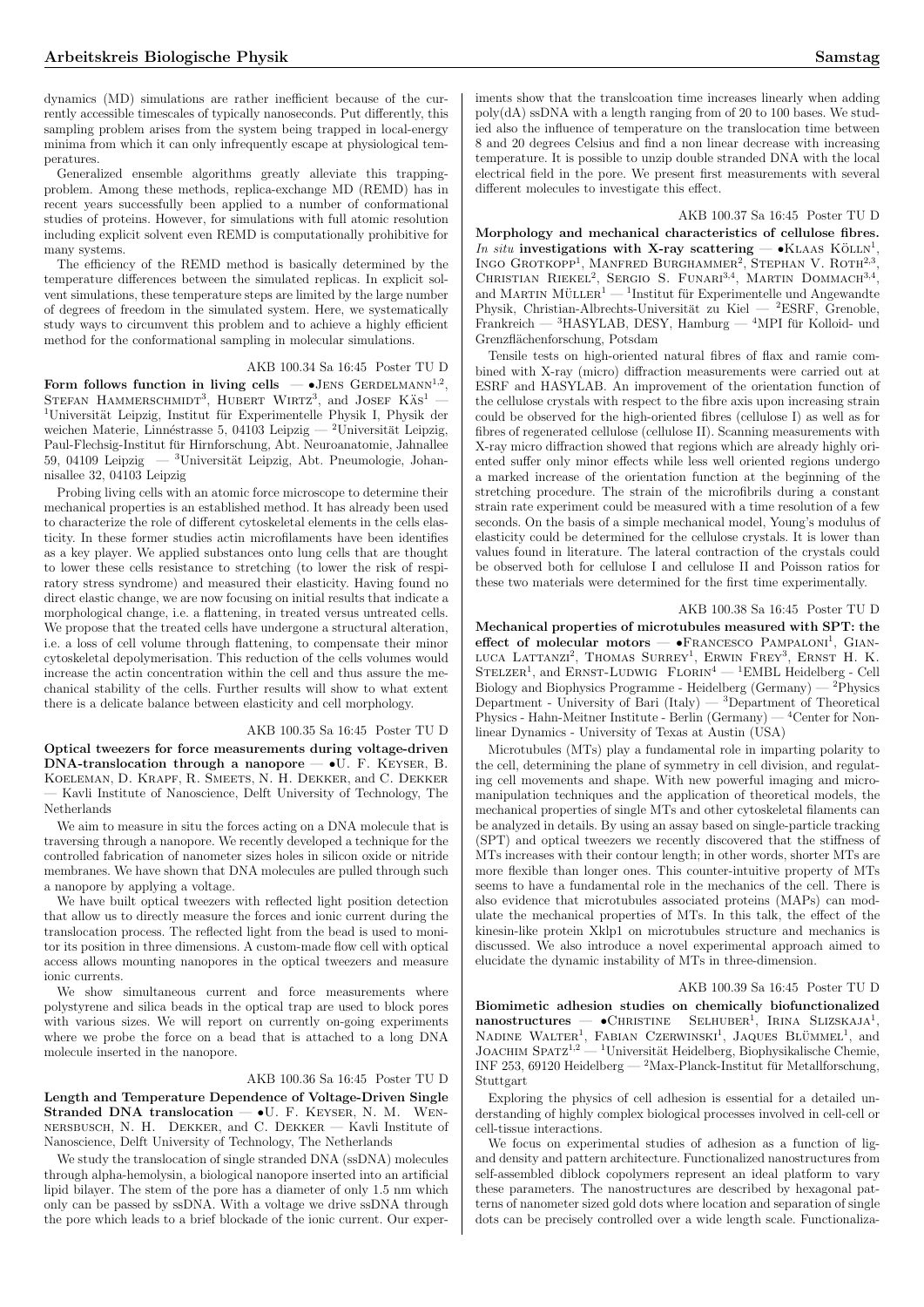dynamics (MD) simulations are rather inefficient because of the currently accessible timescales of typically nanoseconds. Put differently, this sampling problem arises from the system being trapped in local-energy minima from which it can only infrequently escape at physiological temperatures.

Generalized ensemble algorithms greatly alleviate this trapping-problem. Among these methods, replica-exchange MD (REMD) has in recent years successfully been applied to a number of conformational studies of proteins. However, for simulations with full atomic resolution including explicit solvent even REMD is computationally prohibitive for many systems.

The efficiency of the REMD method is basically determined by the temperature differences between the simulated replicas. In explicit solvent simulations, these temperature steps are limited by the large number of degrees of freedom in the simulated system. Here, we systematically study ways to circumvent this problem and to achieve a highly efficient method for the conformational sampling in molecular simulations.

AKB 100.34 Sa 16:45 Poster TU D

**Form follows function in living cells** — •Jens Gerdelmann[1,2], Stefan Hammerschmidt[3], Hubert Wirtz[3], and Josef Käs[1] — [1]Universität Leipzig, Institut für Experimentelle Physik I, Physik der weichen Materie, Linnéstrasse 5, 04103 Leipzig — [2]Universität Leipzig, Paul-Flechsig-Institut für Hirnforschung, Abt. Neuroanatomie, Jahnallee 59, 04109 Leipzig — [3]Universität Leipzig, Abt. Pneumologie, Johannisallee 32, 04103 Leipzig

Probing living cells with an atomic force microscope to determine their mechanical properties is an established method. It has already been used to characterize the role of different cytoskeletal elements in the cells elasticity. In these former studies actin microfilaments have been identifies as a key player. We applied substances onto lung cells that are thought to lower these cells resistance to stretching (to lower the risk of respiratory stress syndrome) and measured their elasticity. Having found no direct elastic change, we are now focusing on initial results that indicate a morphological change, i.e. a flattening, in treated versus untreated cells. We propose that the treated cells have undergone a structural alteration, i.e. a loss of cell volume through flattening, to compensate their minor cytoskeletal depolymerisation. This reduction of the cells volumes would increase the actin concentration within the cell and thus assure the mechanical stability of the cells. Further results will show to what extent there is a delicate balance between elasticity and cell morphology.

AKB 100.35 Sa 16:45 Poster TU D

**Optical tweezers for force measurements during voltage-driven DNA-translocation through a nanopore** — •U. F. Keyser, B. Koeleman, D. Krapf, R. Smeets, N. H. Dekker, and C. Dekker — Kavli Institute of Nanoscience, Delft University of Technology, The Netherlands

We aim to measure in situ the forces acting on a DNA molecule that is traversing through a nanopore. We recently developed a technique for the controlled fabrication of nanometer sizes holes in silicon oxide or nitride membranes. We have shown that DNA molecules are pulled through such a nanopore by applying a voltage.

We have built optical tweezers with reflected light position detection that allow us to directly measure the forces and ionic current during the translocation process. The reflected light from the bead is used to monitor its position in three dimensions. A custom-made flow cell with optical access allows mounting nanopores in the optical tweezers and measure ionic currents.

We show simultaneous current and force measurements where polystyrene and silica beads in the optical trap are used to block pores with various sizes. We will report on currently on-going experiments where we probe the force on a bead that is attached to a long DNA molecule inserted in the nanopore.

AKB 100.36 Sa 16:45 Poster TU D

**Length and Temperature Dependence of Voltage-Driven Single Stranded DNA translocation** — •U. F. Keyser, N. M. Wennersbusch, N. H. Dekker, and C. Dekker — Kavli Institute of Nanoscience, Delft University of Technology, The Netherlands

We study the translocation of single stranded DNA (ssDNA) molecules through alpha-hemolysin, a biological nanopore inserted into an artificial lipid bilayer. The stem of the pore has a diameter of only 1.5 nm which only can be passed by ssDNA. With a voltage we drive ssDNA through the pore which leads to a brief blockade of the ionic current. Our experiments show that the translcoation time increases linearly when adding poly(dA) ssDNA with a length ranging from of 20 to 100 bases. We studied also the influence of temperature on the translocation time between 8 and 20 degrees Celsius and find a non linear decrease with increasing temperature. It is possible to unzip double stranded DNA with the local electrical field in the pore. We present first measurements with several different molecules to investigate this effect.

AKB 100.37 Sa 16:45 Poster TU D

**Morphology and mechanical characteristics of cellulose fibres.** ***In situ*** **investigations with X-ray scattering** — •Klaas Kölln[1], Ingo Grotkopp[1], Manfred Burghammer[2], Stephan V. Roth[2,3], Christian Riekel[2], Sergio S. Funari[3,4], Martin Dommach[3,4], and Martin Müller[1] — [1]Institut für Experimentelle und Angewandte Physik, Christian-Albrechts-Universität zu Kiel — [2]ESRF, Grenoble, Frankreich — [3]HASYLAB, DESY, Hamburg — [4]MPI für Kolloid- und Grenzflächenforschung, Potsdam

Tensile tests on high-oriented natural fibres of flax and ramie combined with X-ray (micro) diffraction measurements were carried out at ESRF and HASYLAB. An improvement of the orientation function of the cellulose crystals with respect to the fibre axis upon increasing strain could be observed for the high-oriented fibres (cellulose I) as well as for fibres of regenerated cellulose (cellulose II). Scanning measurements with X-ray micro diffraction showed that regions which are already highly oriented suffer only minor effects while less well oriented regions undergo a marked increase of the orientation function at the beginning of the stretching procedure. The strain of the microfibrils during a constant strain rate experiment could be measured with a time resolution of a few seconds. On the basis of a simple mechanical model, Young's modulus of elasticity could be determined for the cellulose crystals. It is lower than values found in literature. The lateral contraction of the crystals could be observed both for cellulose I and cellulose II and Poisson ratios for these two materials were determined for the first time experimentally.

AKB 100.38 Sa 16:45 Poster TU D

**Mechanical properties of microtubules measured with SPT: the effect of molecular motors** — •Francesco Pampaloni[1], Gianluca Lattanzi[2], Thomas Surrey[1], Erwin Frey[3], Ernst H. K. Stelzer[1], and Ernst-Ludwig Florin[4] — [1]EMBL Heidelberg - Cell Biology and Biophysics Programme - Heidelberg (Germany) — [2]Physics Department - University of Bari (Italy) — [3]Department of Theoretical Physics - Hahn-Meitner Institute - Berlin (Germany) — [4]Center for Nonlinear Dynamics - University of Texas at Austin (USA)

Microtubules (MTs) play a fundamental role in imparting polarity to the cell, determining the plane of symmetry in cell division, and regulating cell movements and shape. With new powerful imaging and micromanipulation techniques and the application of theoretical models, the mechanical properties of single MTs and other cytoskeletal filaments can be analyzed in details. By using an assay based on single-particle tracking (SPT) and optical tweezers we recently discovered that the stiffness of MTs increases with their contour length; in other words, shorter MTs are more flexible than longer ones. This counter-intuitive property of MTs seems to have a fundamental role in the mechanics of the cell. There is also evidence that microtubules associated proteins (MAPs) can modulate the mechanical properties of MTs. In this talk, the effect of the kinesin-like protein Xklp1 on microtubules structure and mechanics is discussed. We also introduce a novel experimental approach aimed to elucidate the dynamic instability of MTs in three-dimension.

AKB 100.39 Sa 16:45 Poster TU D

**Biomimetic adhesion studies on chemically biofunctionalized nanostructures** — •Christine Selhuber[1], Irina Slizskaja[1], Nadine Walter[1], Fabian Czerwinski[1], Jaques Blümmel[1], and Joachim Spatz[1,2] — [1]Universität Heidelberg, Biophysikalische Chemie, INF 253, 69120 Heidelberg — [2]Max-Planck-Institut für Metallforschung, Stuttgart

Exploring the physics of cell adhesion is essential for a detailed understanding of highly complex biological processes involved in cell-cell or cell-tissue interactions.

We focus on experimental studies of adhesion as a function of ligand density and pattern architecture. Functionalized nanostructures from self-assembled diblock copolymers represent an ideal platform to vary these parameters. The nanostructures are described by hexagonal patterns of nanometer sized gold dots where location and separation of single dots can be precisely controlled over a wide length scale. Functionaliza-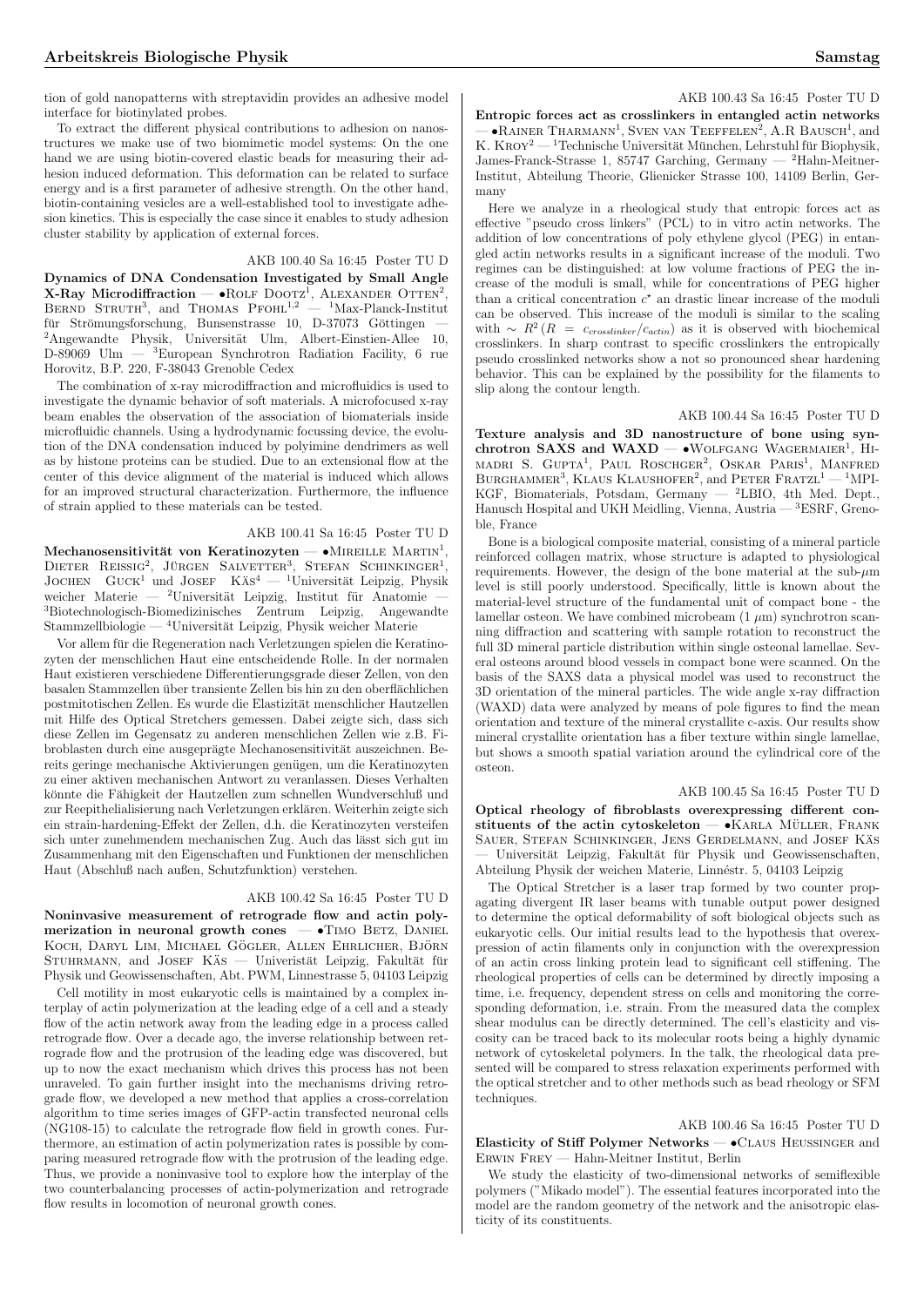tion of gold nanopatterns with streptavidin provides an adhesive model interface for biotinylated probes.

To extract the different physical contributions to adhesion on nanostructures we make use of two biomimetic model systems: On the one hand we are using biotin-covered elastic beads for measuring their adhesion induced deformation. This deformation can be related to surface energy and is a first parameter of adhesive strength. On the other hand, biotin-containing vesicles are a well-established tool to investigate adhesion kinetics. This is especially the case since it enables to study adhesion cluster stability by application of external forces.

AKB 100.40 Sa 16:45 Poster TU D

**Dynamics of DNA Condensation Investigated by Small Angle X-Ray Microdiffraction** — •Rolf Dootz[1], Alexander Otten[2], Bernd Struth[3], and Thomas Pfohl[1,2] — [1]Max-Planck-Institut für Strömungsforschung, Bunsenstrasse 10, D-37073 Göttingen — [2]Angewandte Physik, Universität Ulm, Albert-Einstien-Allee 10, D-89069 Ulm — [3]European Synchrotron Radiation Facility, 6 rue Horovitz, B.P. 220, F-38043 Grenoble Cedex

The combination of x-ray microdiffraction and microfluidics is used to investigate the dynamic behavior of soft materials. A microfocused x-ray beam enables the observation of the association of biomaterials inside microfluidic channels. Using a hydrodynamic focussing device, the evolution of the DNA condensation induced by polyimine dendrimers as well as by histone proteins can be studied. Due to an extensional flow at the center of this device alignment of the material is induced which allows for an improved structural characterization. Furthermore, the influence of strain applied to these materials can be tested.

AKB 100.41 Sa 16:45 Poster TU D

**Mechanosensitivität von Keratinozyten** — •Mireille Martin[1], Dieter Reissig[2], Jürgen Salvetter[3], Stefan Schinkinger[1], Jochen Guck[1] und Josef Käs[4] — [1]Universität Leipzig, Physik weicher Materie — [2]Universität Leipzig, Institut für Anatomie — [3]Biotechnologisch-Biomedizinisches Zentrum Leipzig, Angewandte Stammzellbiologie — [4]Universität Leipzig, Physik weicher Materie

Vor allem für die Regeneration nach Verletzungen spielen die Keratinozyten der menschlichen Haut eine entscheidende Rolle. In der normalen Haut existieren verschiedene Differentierungsgrade dieser Zellen, von den basalen Stammzellen über transiente Zellen bis hin zu den oberflächlichen postmitotischen Zellen. Es wurde die Elastizität menschlicher Hautzellen mit Hilfe des Optical Stretchers gemessen. Dabei zeigte sich, dass sich diese Zellen im Gegensatz zu anderen menschlichen Zellen wie z.B. Fibroblasten durch eine ausgeprägte Mechanosensitivität auszeichnen. Bereits geringe mechanische Aktivierungen genügen, um die Keratinozyten zu einer aktiven mechanischen Antwort zu veranlassen. Dieses Verhalten könnte die Fähigkeit der Hautzellen zum schnellen Wundverschluß und zur Reepithelialisierung nach Verletzungen erklären. Weiterhin zeigte sich ein strain-hardening-Effekt der Zellen, d.h. die Keratinozyten versteifen sich unter zunehmendem mechanischen Zug. Auch das lässt sich gut im Zusammenhang mit den Eigenschaften und Funktionen der menschlichen Haut (Abschluß nach außen, Schutzfunktion) verstehen.

AKB 100.42 Sa 16:45 Poster TU D

**Noninvasive measurement of retrograde flow and actin polymerization in neuronal growth cones** — •Timo Betz, Daniel Koch, Daryl Lim, Michael Gögler, Allen Ehrlicher, Björn Stuhrmann, and Josef Käs — Univeristät Leipzig, Fakultät für Physik und Geowissenschaften, Abt. PWM, Linnestrasse 5, 04103 Leipzig

Cell motility in most eukaryotic cells is maintained by a complex interplay of actin polymerization at the leading edge of a cell and a steady flow of the actin network away from the leading edge in a process called retrograde flow. Over a decade ago, the inverse relationship between retrograde flow and the protrusion of the leading edge was discovered, but up to now the exact mechanism which drives this process has not been unraveled. To gain further insight into the mechanisms driving retrograde flow, we developed a new method that applies a cross-correlation algorithm to time series images of GFP-actin transfected neuronal cells (NG108-15) to calculate the retrograde flow field in growth cones. Furthermore, an estimation of actin polymerization rates is possible by comparing measured retrograde flow with the protrusion of the leading edge. Thus, we provide a noninvasive tool to explore how the interplay of the two counterbalancing processes of actin-polymerization and retrograde flow results in locomotion of neuronal growth cones.

AKB 100.43 Sa 16:45 Poster TU D

**Entropic forces act as crosslinkers in entangled actin networks** — •Rainer Tharmann[1], Sven van Teeffelen[2], A.R Bausch[1], and K. Kroy[2] — [1]Technische Universität München, Lehrstuhl für Biophysik, James-Franck-Strasse 1, 85747 Garching, Germany — [2]Hahn-Meitner-Institut, Abteilung Theorie, Glienicker Strasse 100, 14109 Berlin, Germany

Here we analyze in a rheological study that entropic forces act as effective "pseudo cross linkers" (PCL) to in vitro actin networks. The addition of low concentrations of poly ethylene glycol (PEG) in entangled actin networks results in a significant increase of the moduli. Two regimes can be distinguished: at low volume fractions of PEG the increase of the moduli is small, while for concentrations of PEG higher than a critical concentration $c^{\star}$ an drastic linear increase of the moduli can be observed. This increase of the moduli is similar to the scaling with $\sim R^2 (R = c_{crosslinker}/c_{actin})$ as it is observed with biochemical crosslinkers. In sharp contrast to specific crosslinkers the entropically pseudo crosslinked networks show a not so pronounced shear hardening behavior. This can be explained by the possibility for the filaments to slip along the contour length.

AKB 100.44 Sa 16:45 Poster TU D

**Texture analysis and 3D nanostructure of bone using synchrotron SAXS and WAXD** — •Wolfgang Wagermaier[1], Himadri S. Gupta[1], Paul Roschger[2], Oskar Paris[1], Manfred Burghammer[3], Klaus Klaushofer[2], and Peter Fratzl[1] — [1]MPI-KGF, Biomaterials, Potsdam, Germany — [2]LBIO, 4th Med. Dept., Hanusch Hospital and UKH Meidling, Vienna, Austria — [3]ESRF, Grenoble, France

Bone is a biological composite material, consisting of a mineral particle reinforced collagen matrix, whose structure is adapted to physiological requirements. However, the design of the bone material at the sub-$\mu$m level is still poorly understood. Specifically, little is known about the material-level structure of the fundamental unit of compact bone - the lamellar osteon. We have combined microbeam (1 $\mu$m) synchrotron scanning diffraction and scattering with sample rotation to reconstruct the full 3D mineral particle distribution within single osteonal lamellae. Several osteons around blood vessels in compact bone were scanned. On the basis of the SAXS data a physical model was used to reconstruct the 3D orientation of the mineral particles. The wide angle x-ray diffraction (WAXD) data were analyzed by means of pole figures to find the mean orientation and texture of the mineral crystallite c-axis. Our results show mineral crystallite orientation has a fiber texture within single lamellae, but shows a smooth spatial variation around the cylindrical core of the osteon.

AKB 100.45 Sa 16:45 Poster TU D

**Optical rheology of fibroblasts overexpressing different constituents of the actin cytoskeleton** — •Karla Müller, Frank Sauer, Stefan Schinkinger, Jens Gerdelmann, and Josef Käs — Universität Leipzig, Fakultät für Physik und Geowissenschaften, Abteilung Physik der weichen Materie, Linnéstr. 5, 04103 Leipzig

The Optical Stretcher is a laser trap formed by two counter propagating divergent IR laser beams with tunable output power designed to determine the optical deformability of soft biological objects such as eukaryotic cells. Our initial results lead to the hypothesis that overexpression of actin filaments only in conjunction with the overexpression of an actin cross linking protein lead to significant cell stiffening. The rheological properties of cells can be determined by directly imposing a time, i.e. frequency, dependent stress on cells and monitoring the corresponding deformation, i.e. strain. From the measured data the complex shear modulus can be directly determined. The cell's elasticity and viscosity can be traced back to its molecular roots being a highly dynamic network of cytoskeletal polymers. In the talk, the rheological data presented will be compared to stress relaxation experiments performed with the optical stretcher and to other methods such as bead rheology or SFM techniques.

AKB 100.46 Sa 16:45 Poster TU D

**Elasticity of Stiff Polymer Networks** — •Claus Heussinger and Erwin Frey — Hahn-Meitner Institut, Berlin

We study the elasticity of two-dimensional networks of semiflexible polymers ("Mikado model"). The essential features incorporated into the model are the random geometry of the network and the anisotropic elasticity of its constituents.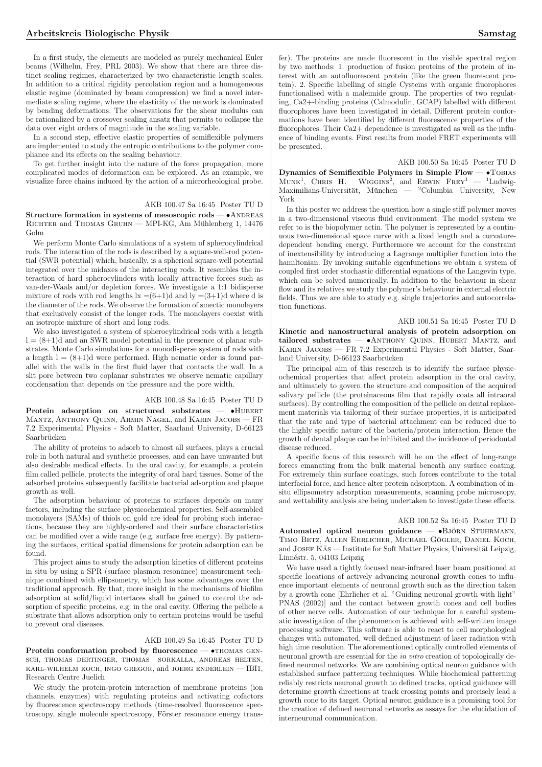In a first study, the elements are modeled as purely mechanical Euler beams (Wilhelm, Frey, PRL 2003). We show that there are three distinct scaling regimes, characterized by two characteristic length scales. In addition to a critical rigidity percolation region and a homogeneous elastic regime (dominated by beam compression) we find a novel intermediate scaling regime, where the elasticity of the network is dominated by bending deformations. The observations for the shear modulus can be rationalized by a crossover scaling ansatz that permits to collapse the data over eight orders of magnitude in the scaling variable.

In a second step, effective elastic properties of semiflexible polymers are implemented to study the entropic contributions to the polymer compliance and its effects on the scaling behaviour.

To get further insight into the nature of the force propagation, more complicated modes of deformation can be explored. As an example, we visualize force chains induced by the action of a microrheological probe.

AKB 100.47 Sa 16:45 Poster TU D

**Structure formation in systems of mesoscopic rods** — •Andreas Richter and Thomas Gruhn — MPI-KG, Am Mühlenberg 1, 14476 Golm

We perform Monte Carlo simulations of a system of spherocylindrical rods. The interaction of the rods is described by a square-well-rod potential (SWR potential) which, basically, is a spherical square-well potential integrated over the midaxes of the interacting rods. It resembles the interaction of hard spherocylinders with locally attractive forces such as van-der-Waals and/or depletion forces. We investigate a 1:1 bidisperse mixture of rods with rod lengths $l_x = (6+1)d$ and $l_y = (3+1)d$ where d is the diameter of the rods. We observe the formation of smectic monolayers that exclusively consist of the longer rods. The monolayers coexist with an isotropic mixture of short and long rods.

We also investigated a system of spherocylindrical rods with a length $l = (8+1)d$ and an SWR model potential in the presence of planar substrates. Monte Carlo simulations for a monodisperse system of rods with a length $l = (8+1)d$ were performed. High nematic order is found parallel with the walls in the first fluid layer that contacts the wall. In a slit pore between two coplanar substrates we observe nematic capillary condensation that depends on the pressure and the pore width.

AKB 100.48 Sa 16:45 Poster TU D

**Protein adsorption on structured substrates** — •Hubert Mantz, Anthony Quinn, Armin Nagel, and Karin Jacobs — FR 7.2 Experimental Physics - Soft Matter, Saarland University, D-66123 Saarbrücken

The ability of proteins to adsorb to almost all surfaces, plays a crucial role in both natural and synthetic processes, and can have unwanted but also desirable medical effects. In the oral cavity, for example, a protein film called pellicle, protects the integrity of oral hard tissues. Some of the adsorbed proteins subsequently facilitate bacterial adsorption and plaque growth as well.

The adsorption behaviour of proteins to surfaces depends on many factors, including the surface physicochemical properties. Self-assembled monolayers (SAMs) of thiols on gold are ideal for probing such interactions, because they are highly-ordered and their surface characteristics can be modified over a wide range (e.g. surface free energy). By patterning the surfaces, critical spatial dimensions for protein adsorption can be found.

This project aims to study the adsorption kinetics of different proteins in situ by using a SPR (surface plasmon resonance) measurement technique combined with ellipsometry, which has some advantages over the traditional approach. By that, more insight in the mechanisms of biofilm adsorption at solid/liquid interfaces shall be gained to control the adsorption of specific proteins, e.g. in the oral cavity. Offering the pellicle a substrate that allows adsorption only to certain proteins would be useful to prevent oral diseases.

AKB 100.49 Sa 16:45 Poster TU D

**Protein conformation probed by fluorescence** — •thomas gensch, thomas dertinger, thomas sorkalla, andreas helten, karl-wilhelm koch, ingo gregor, and joerg enderlein — IBI1, Research Centre Juelich

We study the protein-protein interaction of membrane proteins (ion channels, enzymes) with regulating proteins and activating cofactors by fluorescence spectroscopy methods (time-resolved fluorescence spectroscopy, single molecule spectroscopy, Förster resonance energy transfer). The proteins are made fluorescent in the visible spectral region by two methods: 1. production of fusion proteins of the protein of interest with an autofluorescent protein (like the green fluorescent protein). 2. Specific labelling of single Cysteins with organic fluorophores functionalised with a maleimide group. The properties of two regulating, Ca2+-binding proteins (Calmodulin, GCAP) labelled with different fluorophores have been investigated in detail. Different protein conformations have been identified by different fluorescence properties of the fluorophores. Their Ca2+ dependence is investigated as well as the influence of binding events. First results from model FRET experiments will be presented.

AKB 100.50 Sa 16:45 Poster TU D

**Dynamics of Semiflexible Polymers in Simple Flow** — •Tobias Munk[1], Chris H. Wiggins[2], and Erwin Frey[1] — [1]Ludwig-Maximilians-Universität, München — [2]Columbia University, New York

In this poster we address the question how a single stiff polymer moves in a two-dimensional viscous fluid environment. The model system we refer to is the biopolymer actin. The polymer is represented by a continuous two-dimensional space curve with a fixed length and a curvature-dependent bending energy. Furthermore we account for the constraint of inextensibility by introducing a Lagrange multiplier function into the hamiltonian. By invoking suitable eigenfunctions we obtain a system of coupled first order stochastic differential equations of the Langevin type, which can be solved numerically. In addition to the behaviour in shear flow and its relatives we study the polymer's behaviour in external electric fields. Thus we are able to study e.g. single trajectories and autocorrelation functions.

AKB 100.51 Sa 16:45 Poster TU D

**Kinetic and nanostructural analysis of protein adsorption on tailored substrates** — •Anthony Quinn, Hubert Mantz, and Karin Jacobs — FR 7.2 Experimental Physics - Soft Matter, Saarland University, D-66123 Saarbrücken

The principal aim of this research is to identify the surface physicochemical properties that affect protein adsorption in the oral cavity, and ultimately to govern the structure and composition of the acquired salivary pellicle (the proteinaceous film that rapidly coats all intraoral surfaces). By controlling the composition of the pellicle on dental replacement materials via tailoring of their surface properties, it is anticipated that the rate and type of bacterial attachment can be reduced due to the highly specific nature of the bacteria/protein interaction. Hence the growth of dental plaque can be inhibited and the incidence of periodontal disease reduced.

A specific focus of this research will be on the effect of long-range forces emanating from the bulk material beneath any surface coating. For extremely thin surface coatings, such forces contribute to the total interfacial force, and hence alter protein adsorption. A combination of in-situ ellipsometry adsorption measurements, scanning probe microscopy, and wettability analysis are being undertaken to investigate these effects.

AKB 100.52 Sa 16:45 Poster TU D

**Automated optical neuron guidance** — •Björn Stuhrmann, Timo Betz, Allen Ehrlicher, Michael Gögler, Daniel Koch, and Josef Käs — Institute for Soft Matter Physics, Universität Leipzig, Linnéstr. 5, 04103 Leipzig

We have used a tightly focused near-infrared laser beam positioned at specific locations of actively advancing neuronal growth cones to influence important elements of neuronal growth such as the direction taken by a growth cone [Ehrlicher et al. "Guiding neuronal growth with light" PNAS (2002)] and the contact between growth cones and cell bodies of other nerve cells. Automation of our technique for a careful systematic investigation of the phenomenon is achieved with self-written image processing software. This software is able to react to cell morphological changes with automated, well defined adjustment of laser radiation with high time resolution. The aforementioned optically controlled elements of neuronal growth are essential for the *in vitro* creation of topologically defined neuronal networks. We are combining optical neuron guidance with established surface patterning techniques. While biochemical patterning reliably restricts neuronal growth to defined tracks, optical guidance will determine growth directions at track crossing points and precisely lead a growth cone to its target. Optical neuron guidance is a promising tool for the creation of defined neuronal networks as assays for the elucidation of interneuronal communication.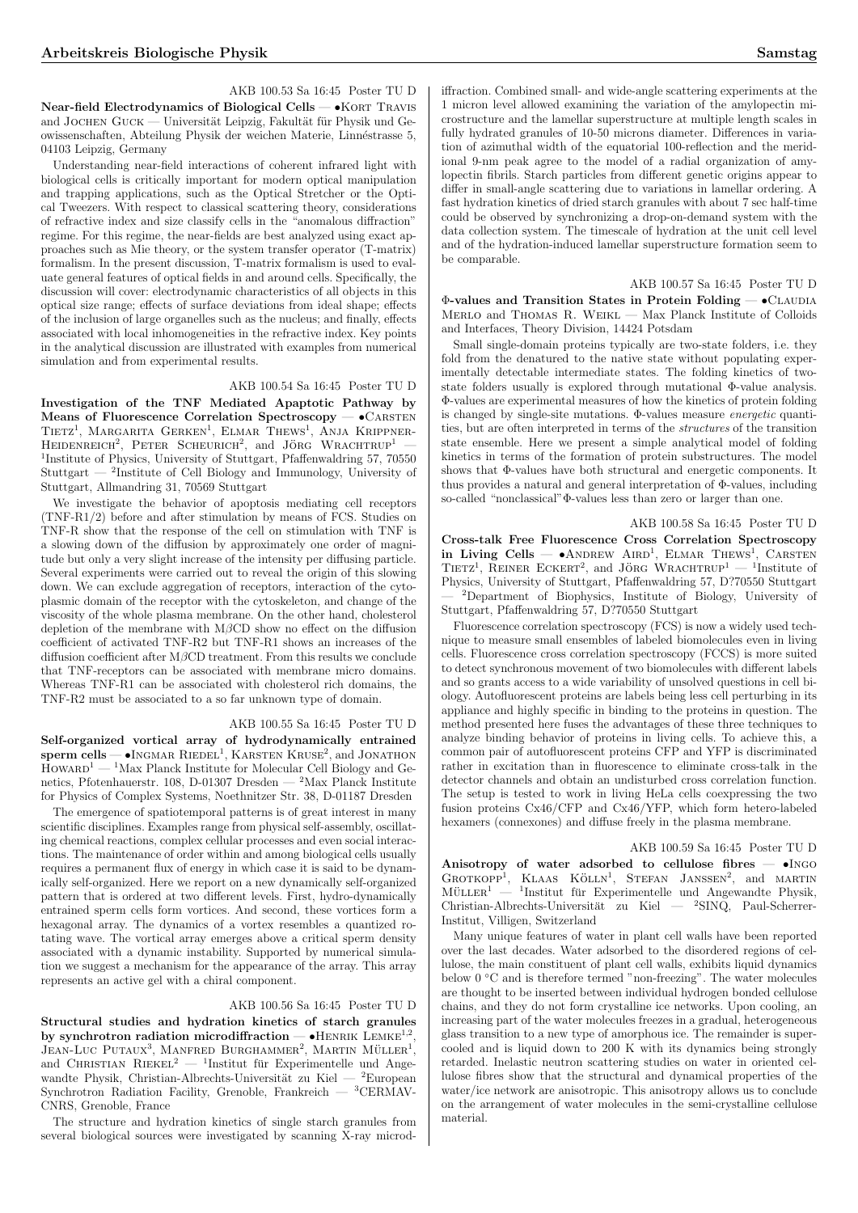AKB 100.53 Sa 16:45 Poster TU D

**Near-field Electrodynamics of Biological Cells** — •Kort Travis and Jochen Guck — Universität Leipzig, Fakultät für Physik und Geowissenschaften, Abteilung Physik der weichen Materie, Linnéstrasse 5, 04103 Leipzig, Germany

Understanding near-field interactions of coherent infrared light with biological cells is critically important for modern optical manipulation and trapping applications, such as the Optical Stretcher or the Optical Tweezers. With respect to classical scattering theory, considerations of refractive index and size classify cells in the "anomalous diffraction" regime. For this regime, the near-fields are best analyzed using exact approaches such as Mie theory, or the system transfer operator (T-matrix) formalism. In the present discussion, T-matrix formalism is used to evaluate general features of optical fields in and around cells. Specifically, the discussion will cover: electrodynamic characteristics of all objects in this optical size range; effects of surface deviations from ideal shape; effects of the inclusion of large organelles such as the nucleus; and finally, effects associated with local inhomogeneities in the refractive index. Key points in the analytical discussion are illustrated with examples from numerical simulation and from experimental results.

AKB 100.54 Sa 16:45 Poster TU D

**Investigation of the TNF Mediated Apoptotic Pathway by Means of Fluorescence Correlation Spectroscopy** — •Carsten Tietz[1], Margarita Gerken[1], Elmar Thews[1], Anja Krippner-Heidenreich[2], Peter Scheurich[2], and Jörg Wrachtrup[1] — [1]Institute of Physics, University of Stuttgart, Pfaffenwaldring 57, 70550 Stuttgart — [2]Institute of Cell Biology and Immunology, University of Stuttgart, Allmandring 31, 70569 Stuttgart

We investigate the behavior of apoptosis mediating cell receptors (TNF-R1/2) before and after stimulation by means of FCS. Studies on TNF-R show that the response of the cell on stimulation with TNF is a slowing down of the diffusion by approximately one order of magnitude but only a very slight increase of the intensity per diffusing particle. Several experiments were carried out to reveal the origin of this slowing down. We can exclude aggregation of receptors, interaction of the cytoplasmic domain of the receptor with the cytoskeleton, and change of the viscosity of the whole plasma membrane. On the other hand, cholesterol depletion of the membrane with M$\beta$CD show no effect on the diffusion coefficient of activated TNF-R2 but TNF-R1 shows an increases of the diffusion coefficient after M$\beta$CD treatment. From this results we conclude that TNF-receptors can be associated with membrane micro domains. Whereas TNF-R1 can be associated with cholesterol rich domains, the TNF-R2 must be associated to a so far unknown type of domain.

AKB 100.55 Sa 16:45 Poster TU D

**Self-organized vortical array of hydrodynamically entrained sperm cells** — •Ingmar Riedel[1], Karsten Kruse[2], and Jonathon Howard[1] — [1]Max Planck Institute for Molecular Cell Biology and Genetics, Pfotenhauerstr. 108, D-01307 Dresden — [2]Max Planck Institute for Physics of Complex Systems, Noethnitzer Str. 38, D-01187 Dresden

The emergence of spatiotemporal patterns is of great interest in many scientific disciplines. Examples range from physical self-assembly, oscillating chemical reactions, complex cellular processes and even social interactions. The maintenance of order within and among biological cells usually requires a permanent flux of energy in which case it is said to be dynamically self-organized. Here we report on a new dynamically self-organized pattern that is ordered at two different levels. First, hydro-dynamically entrained sperm cells form vortices. And second, these vortices form a hexagonal array. The dynamics of a vortex resembles a quantized rotating wave. The vortical array emerges above a critical sperm density associated with a dynamic instability. Supported by numerical simulation we suggest a mechanism for the appearance of the array. This array represents an active gel with a chiral component.

AKB 100.56 Sa 16:45 Poster TU D

**Structural studies and hydration kinetics of starch granules by synchrotron radiation microdiffraction** — •Henrik Lemke[1,2], Jean-Luc Putaux[3], Manfred Burghammer[2], Martin Müller[1], and Christian Riekel[2] — [1]Institut für Experimentelle und Angewandte Physik, Christian-Albrechts-Universität zu Kiel — [2]European Synchrotron Radiation Facility, Grenoble, Frankreich — [3]CERMAV-CNRS, Grenoble, France

The structure and hydration kinetics of single starch granules from several biological sources were investigated by scanning X-ray microdiffraction. Combined small- and wide-angle scattering experiments at the 1 micron level allowed examining the variation of the amylopectin microstructure and the lamellar superstructure at multiple length scales in fully hydrated granules of 10-50 microns diameter. Differences in variation of azimuthal width of the equatorial 100-reflection and the meridional 9-nm peak agree to the model of a radial organization of amylopectin fibrils. Starch particles from different genetic origins appear to differ in small-angle scattering due to variations in lamellar ordering. A fast hydration kinetics of dried starch granules with about 7 sec half-time could be observed by synchronizing a drop-on-demand system with the data collection system. The timescale of hydration at the unit cell level and of the hydration-induced lamellar superstructure formation seem to be comparable.

AKB 100.57 Sa 16:45 Poster TU D

**Φ-values and Transition States in Protein Folding** — •Claudia Merlo and Thomas R. Weikl — Max Planck Institute of Colloids and Interfaces, Theory Division, 14424 Potsdam

Small single-domain proteins typically are two-state folders, i.e. they fold from the denatured to the native state without populating experimentally detectable intermediate states. The folding kinetics of two-state folders usually is explored through mutational Φ-value analysis. Φ-values are experimental measures of how the kinetics of protein folding is changed by single-site mutations. Φ-values measure *energetic* quantities, but are often interpreted in terms of the *structures* of the transition state ensemble. Here we present a simple analytical model of folding kinetics in terms of the formation of protein substructures. The model shows that Φ-values have both structural and energetic components. It thus provides a natural and general interpretation of Φ-values, including so-called "nonclassical"Φ-values less than zero or larger than one.

AKB 100.58 Sa 16:45 Poster TU D

**Cross-talk Free Fluorescence Cross Correlation Spectroscopy in Living Cells** — •Andrew Aird[1], Elmar Thews[1], Carsten Tietz[1], Reiner Eckert[2], and Jörg Wrachtrup[1] — [1]Institute of Physics, University of Stuttgart, Pfaffenwaldring 57, D?70550 Stuttgart — [2]Department of Biophysics, Institute of Biology, University of Stuttgart, Pfaffenwaldring 57, D?70550 Stuttgart

Fluorescence correlation spectroscopy (FCS) is now a widely used technique to measure small ensembles of labeled biomolecules even in living cells. Fluorescence cross correlation spectroscopy (FCCS) is more suited to detect synchronous movement of two biomolecules with different labels and so grants access to a wide variability of unsolved questions in cell biology. Autofluorescent proteins are labels being less cell perturbing in its appliance and highly specific in binding to the proteins in question. The method presented here fuses the advantages of these three techniques to analyze binding behavior of proteins in living cells. To achieve this, a common pair of autofluorescent proteins CFP and YFP is discriminated rather in excitation than in fluorescence to eliminate cross-talk in the detector channels and obtain an undisturbed cross correlation function. The setup is tested to work in living HeLa cells coexpressing the two fusion proteins Cx46/CFP and Cx46/YFP, which form hetero-labeled hexamers (connexones) and diffuse freely in the plasma membrane.

AKB 100.59 Sa 16:45 Poster TU D

**Anisotropy of water adsorbed to cellulose fibres** — •Ingo Grotkopp[1], Klaas Kölln[1], Stefan Janssen[2], and Martin Müller[1] — [1]Institut für Experimentelle und Angewandte Physik, Christian-Albrechts-Universität zu Kiel — [2]SINQ, Paul-Scherrer-Institut, Villigen, Switzerland

Many unique features of water in plant cell walls have been reported over the last decades. Water adsorbed to the disordered regions of cellulose, the main constituent of plant cell walls, exhibits liquid dynamics below 0 °C and is therefore termed "non-freezing". The water molecules are thought to be inserted between individual hydrogen bonded cellulose chains, and they do not form crystalline ice networks. Upon cooling, an increasing part of the water molecules freezes in a gradual, heterogeneous glass transition to a new type of amorphous ice. The remainder is supercooled and is liquid down to 200 K with its dynamics being strongly retarded. Inelastic neutron scattering studies on water in oriented cellulose fibres show that the structural and dynamical properties of the water/ice network are anisotropic. This anisotropy allows us to conclude on the arrangement of water molecules in the semi-crystalline cellulose material.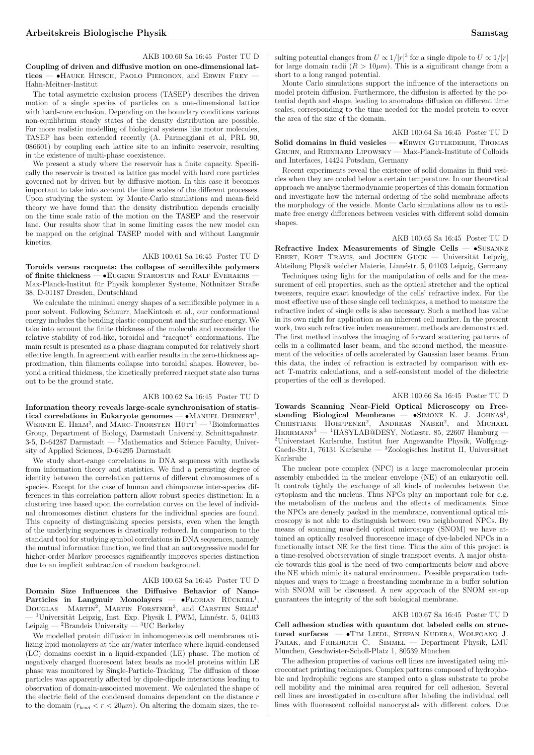AKB 100.60 Sa 16:45 Poster TU D

**Coupling of driven and diffusive motion on one-dimensional lattices** — •Hauke Hinsch, Paolo Pierobon, and Erwin Frey — Hahn-Meitner-Institut

The total asymetric exclusion process (TASEP) describes the driven motion of a single species of particles on a one-dimensional lattice with hard-core exclusion. Depending on the boundary conditions various non-equilibrium steady states of the density distribution are possible. For more realistic modelling of biological systems like motor molecules, TASEP has been extended recently (A. Parmeggiani et al, PRL 90, 086601) by coupling each lattice site to an infinite reservoir, resulting in the existence of multi-phase coexistence.

We present a study where the reservoir has a finite capacity. Specifically the reservoir is treated as lattice gas model with hard core particles governed not by driven but by diffusive motion. In this case it becomes important to take into account the time scales of the different processes. Upon studying the system by Monte-Carlo simulations and mean-field theory we have found that the density distribution depends crucially on the time scale ratio of the motion on the TASEP and the reservoir lane. Our results show that in some limiting cases the new model can be mapped on the original TASEP model with and without Langmuir kinetics.

AKB 100.61 Sa 16:45 Poster TU D

**Toroids versus racquets: the collapse of semiflexible polymers of finite thickness** — •Eugene Starostin and Ralf Everaers — Max-Planck-Institut für Physik komplexer Systeme, Nöthnitzer Straße 38, D-01187 Dresden, Deutschland

We calculate the minimal energy shapes of a semiflexible polymer in a poor solvent. Following Schnurr, MacKintosh et al., our conformational energy includes the bending elastic component and the surface energy. We take into account the finite thickness of the molecule and reconsider the relative stability of rod-like, toroidal and "racquet" conformations. The main result is presented as a phase diagram computed for relatively short effective length. In agreement with earlier results in the zero-thickness approximation, thin filaments collapse into toroidal shapes. However, beyond a critical thickness, the kinetically preferred racquet state also turns out to be the ground state.

AKB 100.62 Sa 16:45 Poster TU D

**Information theory reveals large-scale synchronisation of statistical correlations in Eukaryote genomes** — •Manuel Dehnert[1], Werner E. Helm[2], and Marc-Thorsten Hütt[1] — [1]Bioinformatics Group, Department of Biology, Darmstadt University, Schnittspahnstr. 3-5, D-64287 Darmstadt — [2]Mathematics and Science Faculty, University of Applied Sciences, D-64295 Darmstadt

We study short-range correlations in DNA sequences with methods from information theory and statistics. We find a persisting degree of identity between the correlation patterns of different chromosomes of a species. Except for the case of human and chimpanzee inter-species differences in this correlation pattern allow robust species distinction: In a clustering tree based upon the correlation curves on the level of individual chromosomes distinct clusters for the individual species are found. This capacity of distinguishing species persists, even when the length of the underlying sequences is drastically reduced. In comparison to the standard tool for studying symbol correlations in DNA sequences, namely the mutual information function, we find that an autoregressive model for higher-order Markov processes significantly improves species distinction due to an implicit subtraction of random background.

AKB 100.63 Sa 16:45 Poster TU D

**Domain Size Influences the Diffusive Behavior of Nano-Particles in Langmuir Monolayers** — •Florian Rückerl[1], Douglas Martin[2], Martin Forstner[3], and Carsten Selle[1] — [1]Universität Leipzig, Inst. Exp. Physik I, PWM, Linnéstr. 5, 04103 Leipzig — [2]Brandeis University — [3]UC Berkeley

We modelled protein diffusion in inhomogeneous cell membranes utilizing lipid monolayers at the air/water interface where liquid-condensed (LC) domains coexist in a liquid-expanded (LE) phase. The motion of negatively charged fluorescent latex beads as model proteins within LE phase was monitored by Single-Particle-Tracking. The diffusion of those particles was apparently affected by dipole-dipole interactions leading to observation of domain-associated movement. We calculated the shape of the electric field of the condensed domains dependent on the distance $r$ to the domain ($r_{bead} < r < 20\mu m$). On altering the domain sizes, the resulting potential changes from $U \propto 1/|r|^3$ for a single dipole to $U \propto 1/|r|$ for large domain radii ($R > 10\mu m$). This is a significant change from a short to a long ranged potential.

Monte Carlo simulations support the influence of the interactions on model protein diffusion. Furthermore, the diffusion is affected by the potential depth and shape, leading to anomalous diffusion on different time scales, corresponding to the time needed for the model protein to cover the area of the size of the domain.

AKB 100.64 Sa 16:45 Poster TU D

**Solid domains in fluid vesicles** — •Erwin Gutlederer, Thomas Gruhn, and Reinhard Lipowsky — Max-Planck-Institute of Colloids and Interfaces, 14424 Potsdam, Germany

Recent experiments reveal the existence of solid domains in fluid vesicles when they are cooled below a certain temperature. In our theoretical approach we analyse thermodynamic properties of this domain formation and investigate how the internal ordering of the solid membrane affects the morphology of the vesicle. Monte Carlo simulations allow us to estimate free energy differences between vesicles with different solid domain shapes.

AKB 100.65 Sa 16:45 Poster TU D

**Refractive Index Measurements of Single Cells** — •Susanne Ebert, Kort Travis, and Jochen Guck — Universität Leipzig, Abteilung Physik weicher Materie, Linnéstr. 5, 04103 Leipzig, Germany

Techniques using light for the manipulation of cells and for the measurement of cell properties, such as the optical stretcher and the optical tweezers, require exact knowledge of the cells' refractive index. For the most effective use of these single cell techniques, a method to measure the refractive index of single cells is also necessary. Such a method has value in its own right for application as an inherent cell marker. In the present work, two such refractive index measurement methods are demonstrated. The first method involves the imaging of forward scattering patterns of cells in a collimated laser beam, and the second method, the measurement of the velocities of cells accelerated by Gaussian laser beams. From this data, the index of refraction is extracted by comparison with exact T-matrix calculations, and a self-consistent model of the dielectric properties of the cell is developed.

AKB 100.66 Sa 16:45 Poster TU D

**Towards Scanning Near-Field Optical Microscopy on Free-standing Biological Membrane** — •Simone K. J. Johnas[1], Christiane Hoeppener[2], Andreas Naber[2], and Michael Herrmann[3] — [1]HASYLAB@DESY, Notkestr. 85, 22607 Hamburg — [2]Universtaet Karlsruhe, Institut fuer Angewandte Physik, Wolfgang-Gaede-Str.1, 76131 Karlsruhe — [3]Zoologisches Institut II, Universitaet Karlsruhe

The nuclear pore complex (NPC) is a large macromolecular protein assembly embedded in the nuclear envelope (NE) of an eukaryotic cell. It controls tightly the exchange of all kinds of molecules between the cytoplasm and the nucleus. Thus NPCs play an important role for e.g. the metabolism of the nucleus and the effects of medicaments. Since the NPCs are densely packed in the membrane, conventional optical microscopy is not able to distinguish between two neighboured NPCs. By means of scanning near-field optical microscopy (SNOM) we have attained an optically resolved fluorescence image of dye-labeled NPCs in a functionally intact NE for the first time. Thus the aim of this project is a time-resolved oberservation of single transport events. A major obstacle towards this goal is the need of two compartments below and above the NE which mimic its natural environment. Possible preparation techniques and ways to image a freestanding membrane in a buffer solution with SNOM will be discussed. A new approach of the SNOM set-up guarantees the integrity of the soft biological membrane.

AKB 100.67 Sa 16:45 Poster TU D

**Cell adhesion studies with quantum dot labeled cells on structured surfaces** — •Tim Liedl, Stefan Kudera, Wolfgang J. Parak, and Friedrich C. Simmel — Department Physik, LMU München, Geschwister-Scholl-Platz 1, 80539 München

The adhesion properties of various cell lines are investigated using microcontact printing techniques. Complex patterns composed of hydrophobic and hydrophilic regions are stamped onto a glass substrate to probe cell mobility and the minimal area required for cell adhesion. Several cell lines are investigated in co-culture after labeling the individual cell lines with fluorescent colloidal nanocrystals with different colors. Due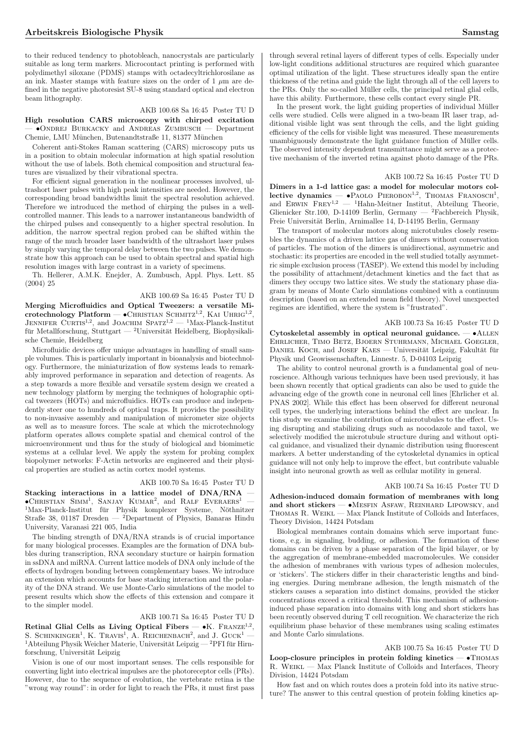to their reduced tendency to photobleach, nanocrystals are particularly suitable as long term markers. Microcontact printing is performed with polydimethyl siloxane (PDMS) stamps with octadecyltrichlorosilane as an ink. Master stamps with feature sizes on the order of 1 $\mu$m are defined in the negative photoresist SU-8 using standard optical and electron beam lithography.

AKB 100.68 Sa 16:45 Poster TU D

**High resolution CARS microscopy with chirped excitation** — •Ondrej Burkacky and Andreas Zumbusch — Department Chemie, LMU München, Butenandtstraße 11, 81377 München

Coherent anti-Stokes Raman scattering (CARS) microscopy puts us in a position to obtain molecular information at high spatial resolution without the use of labels. Both chemical composition and structural features are visualized by their vibrational spectra.

For efficient signal generation in the nonlinear processes involved, ultrashort laser pulses with high peak intensities are needed. However, the corresponding broad bandwidths limit the spectral resolution achieved. Therefore we introduced the method of chirping the pulses in a well-controlled manner. This leads to a narrower instantaneous bandwidth of the chirped pulses and consequently to a higher spectral resolution. In addition, the narrow spectral region probed can be shifted within the range of the much broader laser bandwidth of the ultrashort laser pulses by simply varying the temporal delay between the two pulses. We demonstrate how this approach can be used to obtain spectral and spatial high resolution images with large contrast in a variety of specimens.

Th. Hellerer, A.M.K. Enejder, A. Zumbusch, Appl. Phys. Lett. 85 (2004) 25

AKB 100.69 Sa 16:45 Poster TU D

**Merging Microfluidics and Optical Tweezers: a versatile Microtechnology Platform** — •Christian Schmitz[1,2], Kai Uhrig[1,2], Jennifer Curtis[1,2], and Joachim Spatz[1,2] — [1]Max-Planck-Institut für Metallforschung, Stuttgart — [2]Universität Heidelberg, Biophysikalische Chemie, Heidelberg

Microfluidic devices offer unique advantages in handling of small sample volumes. This is particularly important in bioanalysis and biotechnology. Furthermore, the miniaturization of flow systems leads to remarkably improved performance in separation and detection of reagents. As a step towards a more flexible and versatile system design we created a new technology platform by merging the techniques of holographic optical tweezers (HOTs) and microfluidics. HOTs can produce and independently steer one to hundreds of optical traps. It provides the possibility to non-invasive assembly and manipulation of micrometer size objects as well as to measure forces. The scale at which the microtechnology platform operates allows complete spatial and chemical control of the microenvironment und thus for the study of biological and biomimetic systems at a cellular level. We apply the system for probing complex biopolymer networks: F-Actin networks are engineered and their physical properties are studied as actin cortex model systems.

AKB 100.70 Sa 16:45 Poster TU D

**Stacking interactions in a lattice model of DNA/RNA** — •Christian Simm[1], Sanjay Kumar[2], and Ralf Everaers[1] — [1]Max-Planck-Institut für Physik komplexer Systeme, Nöthnitzer Straße 38, 01187 Dresden — [2]Department of Physics, Banaras Hindu University, Varanasi 221 005, India

The binding strength of DNA/RNA strands is of crucial importance for many biological processes. Examples are the formation of DNA bubbles during transcription, RNA secondary stucture or hairpin formation in ssDNA and miRNA. Current lattice models of DNA only include of the effects of hydrogen bonding between complementary bases. We introduce an extension which accounts for base stacking interaction and the polarity of the DNA strand. We use Monte-Carlo simulations of the model to present results which show the effects of this extension and compare it to the simpler model.

AKB 100.71 Sa 16:45 Poster TU D

**Retinal Glial Cells as Living Optical Fibers** — •K. Franze[1,2], S. Schinkinger[1], K. Travis[1], A. Reichenbach[2], and J. Guck[1] — [1]Abteilung Physik Weicher Materie, Universität Leipzig — [2]PFI für Hirnforschung, Universität Leipzig

Vision is one of our most important senses. The cells responsible for converting light into electrical impulses are the photoreceptor cells (PRs). However, due to the sequence of evolution, the vertebrate retina is the "wrong way round": in order for light to reach the PRs, it must first pass through several retinal layers of different types of cells. Especially under low-light conditions additional structures are required which guarantee optimal utilization of the light. These structures ideally span the entire thickness of the retina and guide the light through all of the cell layers to the PRs. Only the so-called Müller cells, the principal retinal glial cells, have this ability. Furthermore, these cells contact every single PR.

In the present work, the light guiding properties of individual Müller cells were studied. Cells were aligned in a two-beam IR laser trap, additional visible light was sent through the cells, and the light guiding efficiency of the cells for visible light was measured. These measurements unambiguously demonstrate the light guidance function of Müller cells. The observed intensity dependent transmittance might serve as a protective mechanism of the inverted retina against photo damage of the PRs.

AKB 100.72 Sa 16:45 Poster TU D

**Dimers in a 1-d lattice gas: a model for molecular motors collective dynamics** — •Paolo Pierobon[1,2], Thomas Franosch[1], and Erwin Frey[1,2] — [1]Hahn-Meitner Institut, Abteilung Theorie, Glienicker Str.100, D-14109 Berlin, Germany — [2]Fachbereich Physik, Freie Universität Berlin, Arnimallee 14, D-14195 Berlin, Germany

The transport of molecular motors along microtubules closely resembles the dynamics of a driven lattice gas of dimers without conservation of particles. The motion of the dimers is unidirectional, asymmetric and stochastic: its properties are encoded in the well studied totally asymmetric simple exclusion process (TASEP). We extend this model by including the possibility of attachment/detachment kinetics and the fact that as dimers they occupy two lattice sites. We study the stationary phase diagram by means of Monte Carlo simulations combined with a continuum description (based on an extended mean field theory). Novel unexpected regimes are identified, where the system is "frustrated".

AKB 100.73 Sa 16:45 Poster TU D

**Cytoskeletal assembly in optical neuronal guidance.** — •Allen Ehrlicher, Timo Betz, Bjoern Stuhrmann, Michael Goegler, Daniel Koch, and Josef Kaes — Universität Leipzig, Fakultät für Physik und Geowissenschaften, Linnestr. 5, D-04103 Leipzig

The ability to control neuronal growth is a fundamental goal of neuroscience. Although various techniques have been used previously, it has been shown recently that optical gradients can also be used to guide the advancing edge of the growth cone in neuronal cell lines [Ehrlicher et al. PNAS 2002]. While this effect has been observed for different neuronal cell types, the underlying interactions behind the effect are unclear. In this study we examine the contribution of microtubules to the effect. Using disrupting and stabilizing drugs such as nocodazole and taxol, we selectively modified the microtubule structure during and without optical guidance, and visualized their dynamic distribution using fluorescent markers. A better understanding of the cytoskeletal dynamics in optical guidance will not only help to improve the effect, but contribute valuable insight into neuronal growth as well as cellular motility in general.

AKB 100.74 Sa 16:45 Poster TU D

**Adhesion-induced domain formation of membranes with long and short stickers** — •Mesfin Asfaw, Reinhard Lipowsky, and Thomas R. Weikl — Max Planck Institute of Colloids and Interfaces, Theory Division, 14424 Potsdam

Biological membranes contain domains which serve important functions, e.g. in signaling, budding, or adhesion. The formation of these domains can be driven by a phase separation of the lipid bilayer, or by the aggregation of membrane-embedded macromolecules. We consider the adhesion of membranes with various types of adhesion molecules, or 'stickers'. The stickers differ in their characteristic lengths and binding energies. During membrane adhesion, the length mismatch of the stickers causes a separation into distinct domains, provided the sticker concentrations exceed a critical threshold. This mechanism of adhesion-induced phase separation into domains with long and short stickers has been recently observed during T cell recognition. We characterize the rich equilibrium phase behavior of these membranes using scaling estimates and Monte Carlo simulations.

AKB 100.75 Sa 16:45 Poster TU D

**Loop-closure principles in protein folding kinetics** — •Thomas R. Weikl — Max Planck Institute of Colloids and Interfaces, Theory Division, 14424 Potsdam

How fast and on which routes does a protein fold into its native structure? The answer to this central question of protein folding kinetics ap-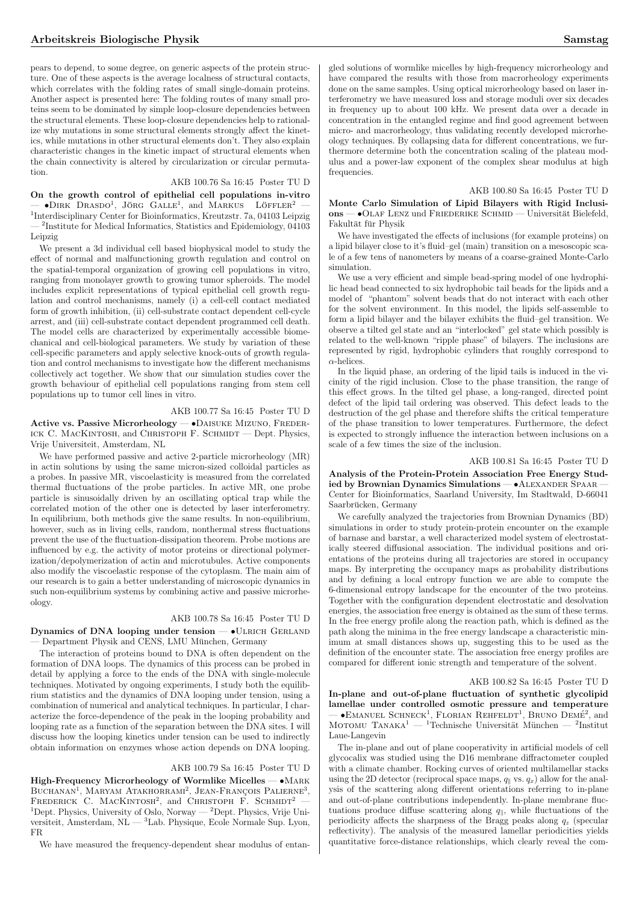pears to depend, to some degree, on generic aspects of the protein structure. One of these aspects is the average localness of structural contacts, which correlates with the folding rates of small single-domain proteins. Another aspect is presented here: The folding routes of many small proteins seem to be dominated by simple loop-closure dependencies between the structural elements. These loop-closure dependencies help to rationalize why mutations in some structural elements strongly affect the kinetics, while mutations in other structural elements don't. They also explain characteristic changes in the kinetic impact of structural elements when the chain connectivity is altered by circularization or circular permutation.

AKB 100.76 Sa 16:45 Poster TU D

**On the growth control of epithelial cell populations in-vitro** — •Dirk Drasdo[1], Jörg Galle[1], and Markus Löffler[2] — [1]Interdisciplinary Center for Bioinformatics, Kreutzstr. 7a, 04103 Leipzig — [2]Institute for Medical Informatics, Statistics and Epidemiology, 04103 Leipzig

We present a 3d individual cell based biophysical model to study the effect of normal and malfunctioning growth regulation and control on the spatial-temporal organization of growing cell populations in vitro, ranging from monolayer growth to growing tumor spheroids. The model includes explicit representations of typical epithelial cell growth regulation and control mechanisms, namely (i) a cell-cell contact mediated form of growth inhibition, (ii) cell-substrate contact dependent cell-cycle arrest, and (iii) cell-substrate contact dependent programmed cell death. The model cells are characterized by experimentally accessible biomechanical and cell-biological parameters. We study by variation of these cell-specific parameters and apply selective knock-outs of growth regulation and control mechanisms to investigate how the different mechanisms collectively act together. We show that our simulation studies cover the growth behaviour of epithelial cell populations ranging from stem cell populations up to tumor cell lines in vitro.

AKB 100.77 Sa 16:45 Poster TU D

**Active vs. Passive Microrheology** — •Daisuke Mizuno, Frederick C. MacKintosh, and Christoph F. Schmidt — Dept. Physics, Vrije Universiteit, Amsterdam, NL

We have performed passive and active 2-particle microrheology (MR) in actin solutions by using the same micron-sized colloidal particles as a probes. In passive MR, viscoelasticity is measured from the correlated thermal fluctuations of the probe particles. In active MR, one probe particle is sinusoidally driven by an oscillating optical trap while the correlated motion of the other one is detected by laser interferometry. In equilibrium, both methods give the same results. In non-equilibrium, however, such as in living cells, random, nonthermal stress fluctuations prevent the use of the fluctuation-dissipation theorem. Probe motions are influenced by e.g. the activity of motor proteins or directional polymerization/depolymerization of actin and microtubules. Active components also modify the viscoelastic response of the cytoplasm. The main aim of our research is to gain a better understanding of microscopic dynamics in such non-equilibrium systems by combining active and passive microrheology.

AKB 100.78 Sa 16:45 Poster TU D

**Dynamics of DNA looping under tension** — •Ulrich Gerland — Department Physik and CENS, LMU München, Germany

The interaction of proteins bound to DNA is often dependent on the formation of DNA loops. The dynamics of this process can be probed in detail by applying a force to the ends of the DNA with single-molecule techniques. Motivated by ongoing experiments, I study both the equilibrium statistics and the dynamics of DNA looping under tension, using a combination of numerical and analytical techniques. In particular, I characterize the force-dependence of the peak in the looping probability and looping rate as a function of the separation between the DNA sites. I will discuss how the looping kinetics under tension can be used to indirectly obtain information on enzymes whose action depends on DNA looping.

AKB 100.79 Sa 16:45 Poster TU D

**High-Frequency Microrheology of Wormlike Micelles** — •Mark Buchanan[1], Maryam Atakhorrami[2], Jean-François Palierne[3], Frederick C. MacKintosh[2], and Christoph F. Schmidt[2] — [1]Dept. Physics, University of Oslo, Norway — [2]Dept. Physics, Vrije Universiteit, Amsterdam, NL — [3]Lab. Physique, Ecole Normale Sup. Lyon, FR

We have measured the frequency-dependent shear modulus of entangled solutions of wormlike micelles by high-frequency microrheology and have compared the results with those from macrorheology experiments done on the same samples. Using optical microrheology based on laser interferometry we have measured loss and storage moduli over six decades in frequency up to about 100 kHz. We present data over a decade in concentration in the entangled regime and find good agreement between micro- and macrorheology, thus validating recently developed microrheology techniques. By collapsing data for different concentrations, we furthermore determine both the concentration scaling of the plateau modulus and a power-law exponent of the complex shear modulus at high frequencies.

AKB 100.80 Sa 16:45 Poster TU D

**Monte Carlo Simulation of Lipid Bilayers with Rigid Inclusions** — •Olaf Lenz und Friederike Schmid — Universität Bielefeld, Fakultät für Physik

We have investigated the effects of inclusions (for example proteins) on a lipid bilayer close to it's fluid–gel (main) transition on a mesoscopic scale of a few tens of nanometers by means of a coarse-grained Monte-Carlo simulation.

We use a very efficient and simple bead-spring model of one hydrophilic head bead connected to six hydrophobic tail beads for the lipids and a model of "phantom" solvent beads that do not interact with each other for the solvent environment. In this model, the lipids self-assemble to form a lipid bilayer and the bilayer exhibits the fluid–gel transition. We observe a tilted gel state and an "interlocked" gel state which possibly is related to the well-known "ripple phase" of bilayers. The inclusions are represented by rigid, hydrophobic cylinders that roughly correspond to $\alpha$-helices.

In the liquid phase, an ordering of the lipid tails is induced in the vicinity of the rigid inclusion. Close to the phase transition, the range of this effect grows. In the tilted gel phase, a long-ranged, directed point defect of the lipid tail ordering was observed. This defect leads to the destruction of the gel phase and therefore shifts the critical temperature of the phase transition to lower temperatures. Furthermore, the defect is expected to strongly influence the interaction between inclusions on a scale of a few times the size of the inclusion.

AKB 100.81 Sa 16:45 Poster TU D

**Analysis of the Protein-Protein Association Free Energy Studied by Brownian Dynamics Simulations** — •Alexander Spaar — Center for Bioinformatics, Saarland University, Im Stadtwald, D-66041 Saarbrücken, Germany

We carefully analyzed the trajectories from Brownian Dynamics (BD) simulations in order to study protein-protein encounter on the example of barnase and barstar, a well characterized model system of electrostatically steered diffusional association. The individual positions and orientations of the proteins during all trajectories are stored in occupancy maps. By interpreting the occupancy maps as probability distributions and by defining a local entropy function we are able to compute the 6-dimensional entropy landscape for the encounter of the two proteins. Together with the configuration dependent electrostatic and desolvation energies, the association free energy is obtained as the sum of these terms. In the free energy profile along the reaction path, which is defined as the path along the minima in the free energy landscape a characteristic minimum at small distances shows up, suggesting this to be used as the definition of the encounter state. The association free energy profiles are compared for different ionic strength and temperature of the solvent.

AKB 100.82 Sa 16:45 Poster TU D

**In-plane and out-of-plane fluctuation of synthetic glycolipid lamellae under controlled osmotic pressure and temperature** — •Emanuel Schneck[1], Florian Rehfeldt[1], Bruno Demé[2], and Motomu Tanaka[1] — [1]Technische Universität München — [2]Institut Laue-Langevin

The in-plane and out of plane cooperativity in artificial models of cell glycocalix was studied using the D16 membrane diffractometer coupled with a climate chamber. Rocking curves of oriented multilamellar stacks using the 2D detector (reciprocal space maps, $q_{\|}$ vs. $q_x$) allow for the analysis of the scattering along different orientations referring to in-plane and out-of-plane contributions independently. In-plane membrane fluctuations produce diffuse scattering along $q_{\|}$, while fluctuations of the periodicity affects the sharpness of the Bragg peaks along $q_z$ (specular reflectivity). The analysis of the measured lamellar periodicities yields quantitative force-distance relationships, which clearly reveal the com-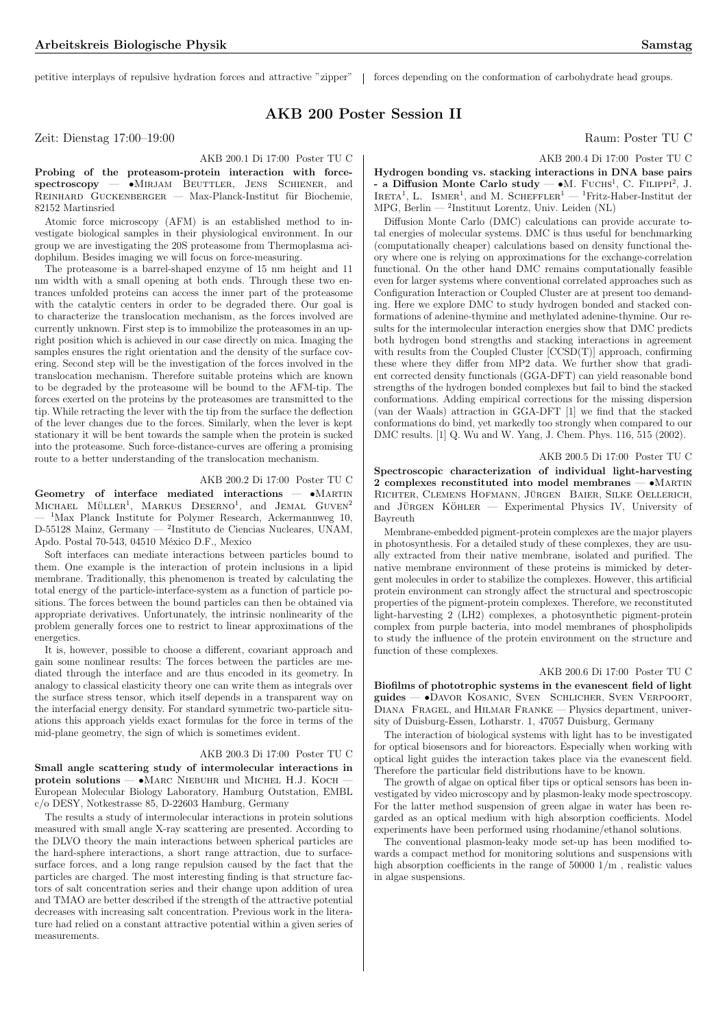petitive interplays of repulsive hydration forces and attractive "zipper" forces depending on the conformation of carbohydrate head groups.

## AKB 200 Poster Session II

Zeit: Dienstag 17:00–19:00 Raum: Poster TU C

AKB 200.1 Di 17:00 Poster TU C

**Probing of the proteasom-protein interaction with force-spectroscopy** — •Mirjam Beuttler, Jens Schiener, and Reinhard Guckenberger — Max-Planck-Institut für Biochemie, 82152 Martinsried

Atomic force microscopy (AFM) is an established method to investigate biological samples in their physiological environment. In our group we are investigating the 20S proteasome from Thermoplasma acidophilum. Besides imaging we will focus on force-measuring.

The proteasome is a barrel-shaped enzyme of 15 nm height and 11 nm width with a small opening at both ends. Through these two entrances unfolded proteins can access the inner part of the proteasome with the catalytic centers in order to be degraded there. Our goal is to characterize the translocation mechanism, as the forces involved are currently unknown. First step is to immobilize the proteasomes in an upright position which is achieved in our case directly on mica. Imaging the samples ensures the right orientation and the density of the surface covering. Second step will be the investigation of the forces involved in the translocation mechanism. Therefore suitable proteins which are known to be degraded by the proteasome will be bound to the AFM-tip. The forces exerted on the proteins by the proteasomes are transmitted to the tip. While retracting the lever with the tip from the surface the deflection of the lever changes due to the forces. Similarly, when the lever is kept stationary it will be bent towards the sample when the protein is sucked into the proteasome. Such force-distance-curves are offering a promising route to a better understanding of the translocation mechanism.

AKB 200.2 Di 17:00 Poster TU C

**Geometry of interface mediated interactions** — •Martin Michael Müller[1], Markus Deserno[1], and Jemal Guven[2] — [1]Max Planck Institute for Polymer Research, Ackermannweg 10, D-55128 Mainz, Germany — [2]Instituto de Ciencias Nucleares, UNAM, Apdo. Postal 70-543, 04510 México D.F., Mexico

Soft interfaces can mediate interactions between particles bound to them. One example is the interaction of protein inclusions in a lipid membrane. Traditionally, this phenomenon is treated by calculating the total energy of the particle-interface-system as a function of particle positions. The forces between the bound particles can then be obtained via appropriate derivatives. Unfortunately, the intrinsic nonlinearity of the problem generally forces one to restrict to linear approximations of the energetics.

It is, however, possible to choose a different, covariant approach and gain some nonlinear results: The forces between the particles are mediated through the interface and are thus encoded in its geometry. In analogy to classical elasticity theory one can write them as integrals over the surface stress tensor, which itself depends in a transparent way on the interfacial energy density. For standard symmetric two-particle situations this approach yields exact formulas for the force in terms of the mid-plane geometry, the sign of which is sometimes evident.

AKB 200.3 Di 17:00 Poster TU C

**Small angle scattering study of intermolecular interactions in protein solutions** — •Marc Niebuhr und Michel H.J. Koch — European Molecular Biology Laboratory, Hamburg Outstation, EMBL c/o DESY, Notkestrasse 85, D-22603 Hamburg, Germany

The results a study of intermolecular interactions in protein solutions measured with small angle X-ray scattering are presented. According to the DLVO theory the main interactions between spherical particles are the hard-sphere interactions, a short range attraction, due to surface-surface forces, and a long range repulsion caused by the fact that the particles are charged. The most interesting finding is that structure factors of salt concentration series and their change upon addition of urea and TMAO are better described if the strength of the attractive potential decreases with increasing salt concentration. Previous work in the literature had relied on a constant attractive potential within a given series of measurements.

AKB 200.4 Di 17:00 Poster TU C

**Hydrogen bonding vs. stacking interactions in DNA base pairs - a Diffusion Monte Carlo study** — •M. Fuchs[1], C. Filippi[2], J. Ireta[1], L. Ismer[1], and M. Scheffler[1] — [1]Fritz-Haber-Institut der MPG, Berlin — [2]Instituut Lorentz, Univ. Leiden (NL)

Diffusion Monte Carlo (DMC) calculations can provide accurate total energies of molecular systems. DMC is thus useful for benchmarking (computationally cheaper) calculations based on density functional theory where one is relying on approximations for the exchange-correlation functional. On the other hand DMC remains computationally feasible even for larger systems where conventional correlated approaches such as Configuration Interaction or Coupled Cluster are at present too demanding. Here we explore DMC to study hydrogen bonded and stacked conformations of adenine-thymine and methylated adenine-thymine. Our results for the intermolecular interaction energies show that DMC predicts both hydrogen bond strengths and stacking interactions in agreement with results from the Coupled Cluster [CCSD(T)] approach, confirming these where they differ from MP2 data. We further show that gradient corrected density functionals (GGA-DFT) can yield reasonable bond strengths of the hydrogen bonded complexes but fail to bind the stacked conformations. Adding empirical corrections for the missing dispersion (van der Waals) attraction in GGA-DFT [1] we find that the stacked conformations do bind, yet markedly too strongly when compared to our DMC results. [1] Q. Wu and W. Yang, J. Chem. Phys. 116, 515 (2002).

AKB 200.5 Di 17:00 Poster TU C

**Spectroscopic characterization of individual light-harvesting 2 complexes reconstituted into model membranes** — •Martin Richter, Clemens Hofmann, Jürgen Baier, Silke Oellerich, and Jürgen Köhler — Experimental Physics IV, University of Bayreuth

Membrane-embedded pigment-protein complexes are the major players in photosynthesis. For a detailed study of these complexes, they are usually extracted from their native membrane, isolated and purified. The native membrane environment of these proteins is mimicked by detergent molecules in order to stabilize the complexes. However, this artificial protein environment can strongly affect the structural and spectroscopic properties of the pigment-protein complexes. Therefore, we reconstituted light-harvesting 2 (LH2) complexes, a photosynthetic pigment-protein complex from purple bacteria, into model membranes of phospholipids to study the influence of the protein environment on the structure and function of these complexes.

AKB 200.6 Di 17:00 Poster TU C

**Biofilms of phototrophic systems in the evanescent field of light guides** — •Davor Kosanic, Sven Schlicher, Sven Verpoort, Diana Fragel, and Hilmar Franke — Physics department, university of Duisburg-Essen, Lotharstr. 1, 47057 Duisburg, Germany

The interaction of biological systems with light has to be investigated for optical biosensors and for bioreactors. Especially when working with optical light guides the interaction takes place via the evanescent field. Therefore the particular field distributions have to be known.

The growth of algae on optical fiber tips or optical sensors has been investigated by video microscopy and by plasmon-leaky mode spectroscopy. For the latter method suspension of green algae in water has been regarded as an optical medium with high absorption coefficients. Model experiments have been performed using rhodamine/ethanol solutions.

The conventional plasmon-leaky mode set-up has been modified towards a compact method for monitoring solutions and suspensions with high absorption coefficients in the range of 50000 1/m , realistic values in algae suspensions.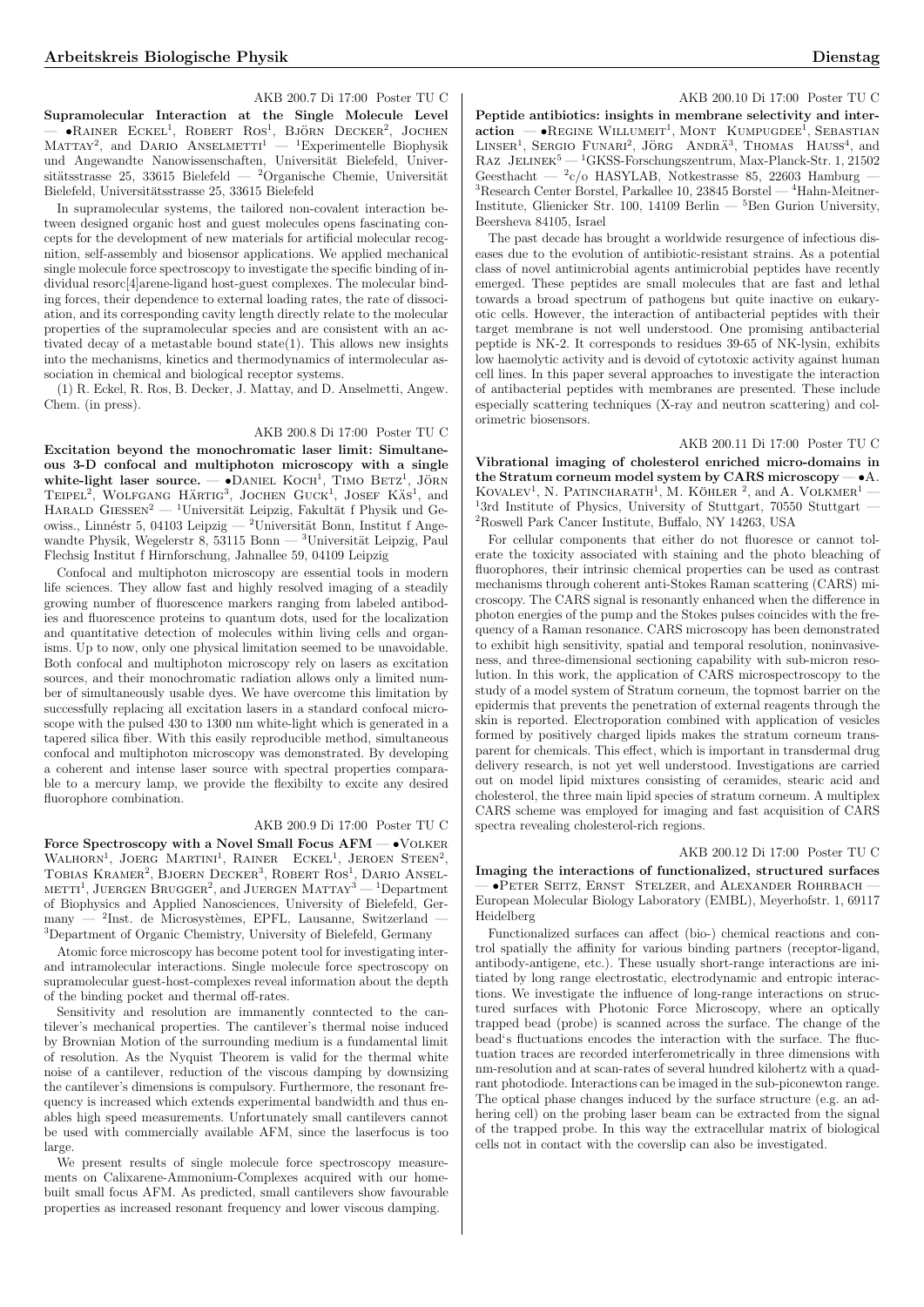AKB 200.7 Di 17:00 Poster TU C

**Supramolecular Interaction at the Single Molecule Level** — •Rainer Eckel[1], Robert Ros[1], Björn Decker[2], Jochen Mattay[2], and Dario Anselmetti[1] — [1]Experimentelle Biophysik und Angewandte Nanowissenschaften, Universität Bielefeld, Universitätsstrasse 25, 33615 Bielefeld — [2]Organische Chemie, Universität Bielefeld, Universitätsstrasse 25, 33615 Bielefeld

In supramolecular systems, the tailored non-covalent interaction between designed organic host and guest molecules opens fascinating concepts for the development of new materials for artificial molecular recognition, self-assembly and biosensor applications. We applied mechanical single molecule force spectroscopy to investigate the specific binding of individual resorc[4]arene-ligand host-guest complexes. The molecular binding forces, their dependence to external loading rates, the rate of dissociation, and its corresponding cavity length directly relate to the molecular properties of the supramolecular species and are consistent with an activated decay of a metastable bound state(1). This allows new insights into the mechanisms, kinetics and thermodynamics of intermolecular association in chemical and biological receptor systems.

(1) R. Eckel, R. Ros, B. Decker, J. Mattay, and D. Anselmetti, Angew. Chem. (in press).

AKB 200.8 Di 17:00 Poster TU C

**Excitation beyond the monochromatic laser limit: Simultaneous 3-D confocal and multiphoton microscopy with a single white-light laser source.** — •Daniel Koch[1], Timo Betz[1], Jörn Teipel[2], Wolfgang Härtig[3], Jochen Guck[1], Josef Käs[1], and Harald Giessen[2] — [1]Universität Leipzig, Fakultät f Physik und Geowiss., Linnéstr 5, 04103 Leipzig — [2]Universität Bonn, Institut f Angewandte Physik, Wegelerstr 8, 53115 Bonn — [3]Universität Leipzig, Paul Flechsig Institut f Hirnforschung, Jahnallee 59, 04109 Leipzig

Confocal and multiphoton microscopy are essential tools in modern life sciences. They allow fast and highly resolved imaging of a steadily growing number of fluorescence markers ranging from labeled antibodies and fluorescence proteins to quantum dots, used for the localization and quantitative detection of molecules within living cells and organisms. Up to now, only one physical limitation seemed to be unavoidable. Both confocal and multiphoton microscopy rely on lasers as excitation sources, and their monochromatic radiation allows only a limited number of simultaneously usable dyes. We have overcome this limitation by successfully replacing all excitation lasers in a standard confocal microscope with the pulsed 430 to 1300 nm white-light which is generated in a tapered silica fiber. With this easily reproducible method, simultaneous confocal and multiphoton microscopy was demonstrated. By developing a coherent and intense laser source with spectral properties comparable to a mercury lamp, we provide the flexibilty to excite any desired fluorophore combination.

AKB 200.9 Di 17:00 Poster TU C

**Force Spectroscopy with a Novel Small Focus AFM** — •Volker Walhorn[1], Joerg Martini[1], Rainer Eckel[1], Jeroen Steen[2], Tobias Kramer[2], Bjoern Decker[3], Robert Ros[1], Dario Anselmetti[1], Juergen Brugger[2], and Juergen Mattay[3] — [1]Department of Biophysics and Applied Nanosciences, University of Bielefeld, Germany — [2]Inst. de Microsystèmes, EPFL, Lausanne, Switzerland — [3]Department of Organic Chemistry, University of Bielefeld, Germany

Atomic force microscopy has become potent tool for investigating inter- and intramolecular interactions. Single molecule force spectroscopy on supramolecular guest-host-complexes reveal information about the depth of the binding pocket and thermal off-rates.

Sensitivity and resolution are immanently conntected to the cantilever's mechanical properties. The cantilever's thermal noise induced by Brownian Motion of the surrounding medium is a fundamental limit of resolution. As the Nyquist Theorem is valid for the thermal white noise of a cantilever, reduction of the viscous damping by downsizing the cantilever's dimensions is compulsory. Furthermore, the resonant frequency is increased which extends experimental bandwidth and thus enables high speed measurements. Unfortunately small cantilevers cannot be used with commercially available AFM, since the laserfocus is too large.

We present results of single molecule force spectroscopy measurements on Calixarene-Ammonium-Complexes acquired with our homebuilt small focus AFM. As predicted, small cantilevers show favourable properties as increased resonant frequency and lower viscous damping.

AKB 200.10 Di 17:00 Poster TU C

**Peptide antibiotics: insights in membrane selectivity and interaction** — •Regine Willumeit[1], Mont Kumpugdee[1], Sebastian Linser[1], Sergio Funari[2], Jörg Andrä[3], Thomas Hauss[4], and Raz Jelinek[5] — [1]GKSS-Forschungszentrum, Max-Planck-Str. 1, 21502 Geesthacht — [2]c/o HASYLAB, Notkestrasse 85, 22603 Hamburg — [3]Research Center Borstel, Parkallee 10, 23845 Borstel — [4]Hahn-Meitner-Institute, Glienicker Str. 100, 14109 Berlin — [5]Ben Gurion University, Beersheva 84105, Israel

The past decade has brought a worldwide resurgence of infectious diseases due to the evolution of antibiotic-resistant strains. As a potential class of novel antimicrobial agents antimicrobial peptides have recently emerged. These peptides are small molecules that are fast and lethal towards a broad spectrum of pathogens but quite inactive on eukaryotic cells. However, the interaction of antibacterial peptides with their target membrane is not well understood. One promising antibacterial peptide is NK-2. It corresponds to residues 39-65 of NK-lysin, exhibits low haemolytic activity and is devoid of cytotoxic activity against human cell lines. In this paper several approaches to investigate the interaction of antibacterial peptides with membranes are presented. These include especially scattering techniques (X-ray and neutron scattering) and colorimetric biosensors.

AKB 200.11 Di 17:00 Poster TU C

**Vibrational imaging of cholesterol enriched micro-domains in the Stratum corneum model system by CARS microscopy** — •A. Kovalev[1], N. Patincharath[1], M. Köhler [2], and A. Volkmer[1] — [1]3rd Institute of Physics, University of Stuttgart, 70550 Stuttgart — [2]Roswell Park Cancer Institute, Buffalo, NY 14263, USA

For cellular components that either do not fluoresce or cannot tolerate the toxicity associated with staining and the photo bleaching of fluorophores, their intrinsic chemical properties can be used as contrast mechanisms through coherent anti-Stokes Raman scattering (CARS) microscopy. The CARS signal is resonantly enhanced when the difference in photon energies of the pump and the Stokes pulses coincides with the frequency of a Raman resonance. CARS microscopy has been demonstrated to exhibit high sensitivity, spatial and temporal resolution, noninvasiveness, and three-dimensional sectioning capability with sub-micron resolution. In this work, the application of CARS microspectroscopy to the study of a model system of Stratum corneum, the topmost barrier on the epidermis that prevents the penetration of external reagents through the skin is reported. Electroporation combined with application of vesicles formed by positively charged lipids makes the stratum corneum transparent for chemicals. This effect, which is important in transdermal drug delivery research, is not yet well understood. Investigations are carried out on model lipid mixtures consisting of ceramides, stearic acid and cholesterol, the three main lipid species of stratum corneum. A multiplex CARS scheme was employed for imaging and fast acquisition of CARS spectra revealing cholesterol-rich regions.

AKB 200.12 Di 17:00 Poster TU C

**Imaging the interactions of functionalized, structured surfaces** — •Peter Seitz, Ernst Stelzer, and Alexander Rohrbach — European Molecular Biology Laboratory (EMBL), Meyerhofstr. 1, 69117 Heidelberg

Functionalized surfaces can affect (bio-) chemical reactions and control spatially the affinity for various binding partners (receptor-ligand, antibody-antigene, etc.). These usually short-range interactions are initiated by long range electrostatic, electrodynamic and entropic interactions. We investigate the influence of long-range interactions on structured surfaces with Photonic Force Microscopy, where an optically trapped bead (probe) is scanned across the surface. The change of the bead's fluctuations encodes the interaction with the surface. The fluctuation traces are recorded interferometrically in three dimensions with nm-resolution and at scan-rates of several hundred kilohertz with a quadrant photodiode. Interactions can be imaged in the sub-piconewton range. The optical phase changes induced by the surface structure (e.g. an adhering cell) on the probing laser beam can be extracted from the signal of the trapped probe. In this way the extracellular matrix of biological cells not in contact with the coverslip can also be investigated.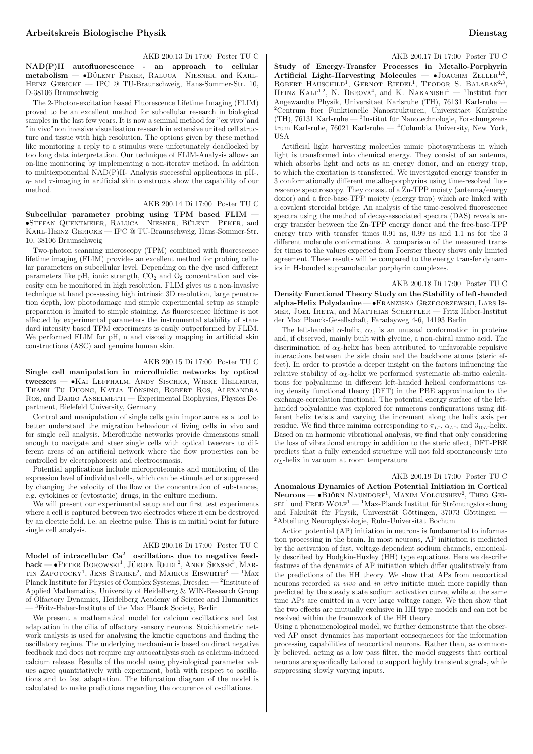AKB 200.13 Di 17:00 Poster TU C

**NAD(P)H autofluorescence - an approach to cellular metabolism** — •Bülent Peker, Raluca Niesner, and Karl-Heinz Gericke — IPC @ TU-Braunschweig, Hans-Sommer-Str. 10, D-38106 Braunschweig

The 2-Photon-excitation based Fluorescence Lifetime Imaging (FLIM) proved to be an excellent method for subcellular research in biological samples in the last few years. It is now a seminal method for "ex vivo"and "in vivo"non invasive visualisation research in extensive united cell structure and tissue with high resolution. The options given by these method like monitoring a reply to a stimulus were unfortunately deadlocked by too long data interpretation. Our technique of FLIM-Analysis allows an on-line monitoring by implementing a non-iterativ method. In addition to multiexponential NAD(P)H- Analysis successful applications in pH-, $\eta$- and $\tau$-imaging in artificial skin constructs show the capability of our method.

AKB 200.14 Di 17:00 Poster TU C

**Subcellular parameter probing using TPM based FLIM** — •Stefan Quentmeier, Raluca Niesner, Bülent Peker, and Karl-Heinz Gericke — IPC @ TU-Braunschweig, Hans-Sommer-Str. 10, 38106 Braunschweig

Two-photon scanning microscopy (TPM) combined with fluorescence lifetime imaging (FLIM) provides an excellent method for probing cellular parameters on subcellular level. Depending on the dye used different parameters like pH, ionic strength, $CO_2$ and $O_2$ concentration and viscosity can be monitored in high resolution. FLIM gives us a non-invasive technique at hand possessing high intrinsic 3D resolution, large penetration depth, low photodamage and simple experimental setup as sample preparation is limited to simple staining. As fluorescence lifetime is not affected by experimental parameters the instrumental stability of standard intensity based TPM experiments is easily outperformed by FLIM. We performed FLIM for pH, n and viscosity mapping in artificial skin constructions (ASC) and genuine human skin.

AKB 200.15 Di 17:00 Poster TU C

**Single cell manipulation in microfluidic networks by optical tweezers** — •Kai Leffhalm, Andy Sischka, Wibke Hellmich, Thanh Tu Duong, Katja Tönsing, Robert Ros, Alexandra Ros, and Dario Anselmetti — Experimental Biophysics, Physics Department, Bielefeld University, Germany

Control and manipulation of single cells gain importance as a tool to better understand the migration behaviour of living cells in vivo and for single cell analysis. Microfluidic networks provide dimensions small enough to navigate and steer single cells with optical tweezers to different areas of an artificial network where the flow properties can be controlled by electrophoresis and electroosmosis.

Potential applications include microproteomics and monitoring of the expression level of individual cells, which can be stimulated or suppressed by changing the velocity of the flow or the concentration of substances, e.g. cytokines or (cytostatic) drugs, in the culture medium.

We will present our experimental setup and our first test experiments where a cell is captured between two electrodes where it can be destroyed by an electric field, i.e. an electric pulse. This is an initial point for future single cell analysis.

AKB 200.16 Di 17:00 Poster TU C

**Model of intracellular $Ca^{2+}$ oscillations due to negative feedback** — •Peter Borowski[1], Jürgen Reidl[2], Anke Sensse[3], Martin Zapotocky[1], Jens Starke[2], and Markus Eiswirth[3] — [1]Max Planck Institute for Physics of Complex Systems, Dresden — [2]Institute of Applied Mathematics, University of Heidelberg & WIN-Research Group of Olfactory Dynamics, Heidelberg Academy of Science and Humanities — [3]Fritz-Haber-Institute of the Max Planck Society, Berlin

We present a mathematical model for calcium oscillations and fast adaptation in the cilia of olfactory sensory neurons. Stoichiometric network analysis is used for analysing the kinetic equations and finding the oscillatory regime. The underlying mechanism is based on direct negative feedback and does not require any autocatalysis such as calcium-induced calcium release. Results of the model using physiological parameter values agree quantitatively with experiment, both with respect to oscillations and to fast adaptation. The bifurcation diagram of the model is calculated to make predictions regarding the occurence of oscillations.

AKB 200.17 Di 17:00 Poster TU C

**Study of Energy-Transfer Processes in Metallo-Porphyrin Artificial Light-Harvesting Molecules** — •Joachim Zeller[1,2], Robert Hauschild[1], Gernot Riedel[1], Teodor S. Balaban[2,3], Heinz Kalt[1,2], N. Berova[4], and K. Nakanishi[4] — [1]Institut fuer Angewandte Physik, Universitaet Karlsruhe (TH), 76131 Karlsruhe — [2]Centrum fuer Funktionelle Nanostrukturen, Universitaet Karlsruhe (TH), 76131 Karlsruhe — [3]Institut für Nanotechnologie, Forschungszentrum Karlsruhe, 76021 Karlsruhe — [4]Columbia University, New York, USA

Artificial light harvesting molecules mimic photosynthesis in which light is transformed into chemical energy. They consist of an antenna, which absorbs light and acts as an energy donor, and an energy trap, to which the excitation is transferred. We investigated energy transfer in 3 conformationally different metallo-porphyrins using time-resolved fluorescence spectroscopy. They consist of a Zn-TPP moiety (antenna/energy donor) and a free-base-TPP moiety (energy trap) which are linked with a covalent steroidal bridge. An analysis of the time-resolved fluorescence spectra using the method of decay-associated spectra (DAS) reveals energy transfer between the Zn-TPP energy donor and the free-base-TPP energy trap with transfer times 0.91 ns, 0.99 ns and 1.1 ns for the 3 different molecule conformations. A comparison of the measured transfer times to the values expected from Foerster theory shows only limited agreement. These results will be compared to the energy transfer dynamics in H-bonded supramolecular porphyrin complexes.

AKB 200.18 Di 17:00 Poster TU C

**Density Functional Theory Study on the Stability of left-handed alpha-Helix Polyalanine** — •Franziska Grzegorzewski, Lars Ismer, Joel Ireta, and Matthias Scheffler — Fritz Haber-Institut der Max Planck-Gesellschaft, Faradayweg 4-6, 14193 Berlin

The left-handed $\alpha$-helix, $\alpha_L$, is an unusual conformation in proteins and, if observed, mainly built with glycine, a non-chiral amino acid. The discrimination of $\alpha_L$-helix has been attributed to unfavorable repulsive interactions between the side chain and the backbone atoms (steric effect). In order to provide a deeper insight on the factors influencing the relative stability of $\alpha_L$-helix we performed systematic ab-initio calculations for polyalanine in different left-handed helical conformations using density functional theory (DFT) in the PBE approximation to the exchange-correlation functional. The potential energy surface of the left-handed polyalanine was explored for numerous configurations using different helix twists and varying the increment along the helix axis per residue. We find three minima corresponding to $\pi_L$-, $\alpha_L$-, and $3_{10L}$-helix. Based on an harmonic vibrational analysis, we find that only considering the loss of vibrational entropy in addition to the steric effect, DFT-PBE predicts that a fully extended structure will not fold spontaneously into $\alpha_L$-helix in vacuum at room temperature

AKB 200.19 Di 17:00 Poster TU C

**Anomalous Dynamics of Action Potential Initiation in Cortical Neurons** — •Björn Naundorf[1], Maxim Volgushev[2], Theo Geisel[1] und Fred Wolf[1] — [1]Max-Planck Institut für Strömungsforschung and Fakultät für Physik, Universität Göttingen, 37073 Göttingen — [2]Abteilung Neurophysiologie, Ruhr-Universität Bochum

Action potential (AP) initiation in neurons is fundamental to information processing in the brain. In most neurons, AP initiation is mediated by the activation of fast, voltage-dependent sodium channels, canonically described by Hodgkin-Huxley (HH) type equations. Here we describe features of the dynamics of AP initiation which differ qualitatively from the predictions of the HH theory. We show that APs from neocortical neurons recorded *in vivo* and *in vitro* initiate much more rapidly than predicted by the steady state sodium activation curve, while at the same time APs are emitted in a very large voltage range. We then show that the two effects are mutually exclusive in HH type models and can not be resolved within the framework of the HH theory.

Using a phenomenological model, we further demonstrate that the observed AP onset dynamics has important consequences for the information processing capabilities of neocortical neurons. Rather than, as commonly believed, acting as a low pass filter, the model suggests that cortical neurons are specifically tailored to support highly transient signals, while suppressing slowly varying inputs.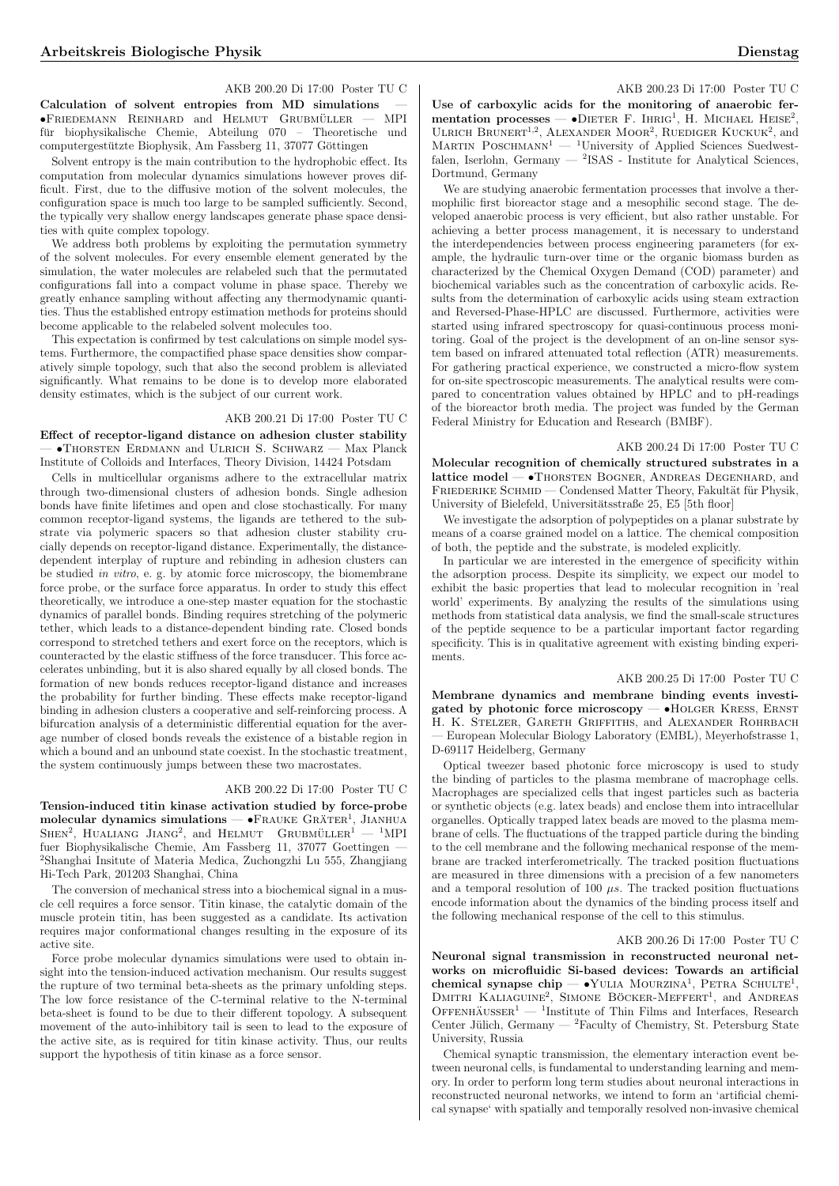AKB 200.20 Di 17:00 Poster TU C

**Calculation of solvent entropies from MD simulations** — •Friedemann Reinhard and Helmut Grubmüller — MPI für biophysikalische Chemie, Abteilung 070 – Theoretische und computergestützte Biophysik, Am Fassberg 11, 37077 Göttingen

Solvent entropy is the main contribution to the hydrophobic effect. Its computation from molecular dynamics simulations however proves difficult. First, due to the diffusive motion of the solvent molecules, the configuration space is much too large to be sampled sufficiently. Second, the typically very shallow energy landscapes generate phase space densities with quite complex topology.

We address both problems by exploiting the permutation symmetry of the solvent molecules. For every ensemble element generated by the simulation, the water molecules are relabeled such that the permutated configurations fall into a compact volume in phase space. Thereby we greatly enhance sampling without affecting any thermodynamic quantities. Thus the established entropy estimation methods for proteins should become applicable to the relabeled solvent molecules too.

This expectation is confirmed by test calculations on simple model systems. Furthermore, the compactified phase space densities show comparatively simple topology, such that also the second problem is alleviated significantly. What remains to be done is to develop more elaborated density estimates, which is the subject of our current work.

AKB 200.21 Di 17:00 Poster TU C

**Effect of receptor-ligand distance on adhesion cluster stability** — •Thorsten Erdmann and Ulrich S. Schwarz — Max Planck Institute of Colloids and Interfaces, Theory Division, 14424 Potsdam

Cells in multicellular organisms adhere to the extracellular matrix through two-dimensional clusters of adhesion bonds. Single adhesion bonds have finite lifetimes and open and close stochastically. For many common receptor-ligand systems, the ligands are tethered to the substrate via polymeric spacers so that adhesion cluster stability crucially depends on receptor-ligand distance. Experimentally, the distance-dependent interplay of rupture and rebinding in adhesion clusters can be studied *in vitro*, e. g. by atomic force microscopy, the biomembrane force probe, or the surface force apparatus. In order to study this effect theoretically, we introduce a one-step master equation for the stochastic dynamics of parallel bonds. Binding requires stretching of the polymeric tether, which leads to a distance-dependent binding rate. Closed bonds correspond to stretched tethers and exert force on the receptors, which is counteracted by the elastic stiffness of the force transducer. This force accelerates unbinding, but it is also shared equally by all closed bonds. The formation of new bonds reduces receptor-ligand distance and increases the probability for further binding. These effects make receptor-ligand binding in adhesion clusters a cooperative and self-reinforcing process. A bifurcation analysis of a deterministic differential equation for the average number of closed bonds reveals the existence of a bistable region in which a bound and an unbound state coexist. In the stochastic treatment, the system continuously jumps between these two macrostates.

AKB 200.22 Di 17:00 Poster TU C

**Tension-induced titin kinase activation studied by force-probe molecular dynamics simulations** — •Frauke Gräter[1], Jianhua Shen[2], Hualiang Jiang[2], and Helmut Grubmüller[1] — [1]MPI fuer Biophysikalische Chemie, Am Fassberg 11, 37077 Goettingen — [2]Shanghai Insitute of Materia Medica, Zuchongzhi Lu 555, Zhangjiang Hi-Tech Park, 201203 Shanghai, China

The conversion of mechanical stress into a biochemical signal in a muscle cell requires a force sensor. Titin kinase, the catalytic domain of the muscle protein titin, has been suggested as a candidate. Its activation requires major conformational changes resulting in the exposure of its active site.

Force probe molecular dynamics simulations were used to obtain insight into the tension-induced activation mechanism. Our results suggest the rupture of two terminal beta-sheets as the primary unfolding steps. The low force resistance of the C-terminal relative to the N-terminal beta-sheet is found to be due to their different topology. A subsequent movement of the auto-inhibitory tail is seen to lead to the exposure of the active site, as is required for titin kinase activity. Thus, our reults support the hypothesis of titin kinase as a force sensor.

AKB 200.23 Di 17:00 Poster TU C

**Use of carboxylic acids for the monitoring of anaerobic fermentation processes** — •Dieter F. Ihrig[1], H. Michael Heise[2], Ulrich Brunert[1,2], Alexander Moor[2], Ruediger Kuckuk[2], and Martin Poschmann[1] — [1]University of Applied Sciences Suedwestfalen, Iserlohn, Germany — [2]ISAS - Institute for Analytical Sciences, Dortmund, Germany

We are studying anaerobic fermentation processes that involve a thermophilic first bioreactor stage and a mesophilic second stage. The developed anaerobic process is very efficient, but also rather unstable. For achieving a better process management, it is necessary to understand the interdependencies between process engineering parameters (for example, the hydraulic turn-over time or the organic biomass burden as characterized by the Chemical Oxygen Demand (COD) parameter) and biochemical variables such as the concentration of carboxylic acids. Results from the determination of carboxylic acids using steam extraction and Reversed-Phase-HPLC are discussed. Furthermore, activities were started using infrared spectroscopy for quasi-continuous process monitoring. Goal of the project is the development of an on-line sensor system based on infrared attenuated total reflection (ATR) measurements. For gathering practical experience, we constructed a micro-flow system for on-site spectroscopic measurements. The analytical results were compared to concentration values obtained by HPLC and to pH-readings of the bioreactor broth media. The project was funded by the German Federal Ministry for Education and Research (BMBF).

AKB 200.24 Di 17:00 Poster TU C

**Molecular recognition of chemically structured substrates in a lattice model** — •Thorsten Bogner, Andreas Degenhard, and Friederike Schmid — Condensed Matter Theory, Fakultät für Physik, University of Bielefeld, Universitätsstraße 25, E5 [5th floor]

We investigate the adsorption of polypeptides on a planar substrate by means of a coarse grained model on a lattice. The chemical composition of both, the peptide and the substrate, is modeled explicitly.

In particular we are interested in the emergence of specificity within the adsorption process. Despite its simplicity, we expect our model to exhibit the basic properties that lead to molecular recognition in 'real world' experiments. By analyzing the results of the simulations using methods from statistical data analysis, we find the small-scale structures of the peptide sequence to be a particular important factor regarding specificity. This is in qualitative agreement with existing binding experiments.

AKB 200.25 Di 17:00 Poster TU C

**Membrane dynamics and membrane binding events investigated by photonic force microscopy** — •Holger Kress, Ernst H. K. Stelzer, Gareth Griffiths, and Alexander Rohrbach — European Molecular Biology Laboratory (EMBL), Meyerhofstrasse 1, D-69117 Heidelberg, Germany

Optical tweezer based photonic force microscopy is used to study the binding of particles to the plasma membrane of macrophage cells. Macrophages are specialized cells that ingest particles such as bacteria or synthetic objects (e.g. latex beads) and enclose them into intracellular organelles. Optically trapped latex beads are moved to the plasma membrane of cells. The fluctuations of the trapped particle during the binding to the cell membrane and the following mechanical response of the membrane are tracked interferometrically. The tracked position fluctuations are measured in three dimensions with a precision of a few nanometers and a temporal resolution of 100 $\mu s$. The tracked position fluctuations encode information about the dynamics of the binding process itself and the following mechanical response of the cell to this stimulus.

AKB 200.26 Di 17:00 Poster TU C

**Neuronal signal transmission in reconstructed neuronal networks on microfluidic Si-based devices: Towards an artificial chemical synapse chip** — •Yulia Mourzina[1], Petra Schulte[1], Dmitri Kaliaguine[2], Simone Böcker-Meffert[1], and Andreas Offenhäusser[1] — [1]Institute of Thin Films and Interfaces, Research Center Jülich, Germany — [2]Faculty of Chemistry, St. Petersburg State University, Russia

Chemical synaptic transmission, the elementary interaction event between neuronal cells, is fundamental to understanding learning and memory. In order to perform long term studies about neuronal interactions in reconstructed neuronal networks, we intend to form an 'artificial chemical synapse' with spatially and temporally resolved non-invasive chemical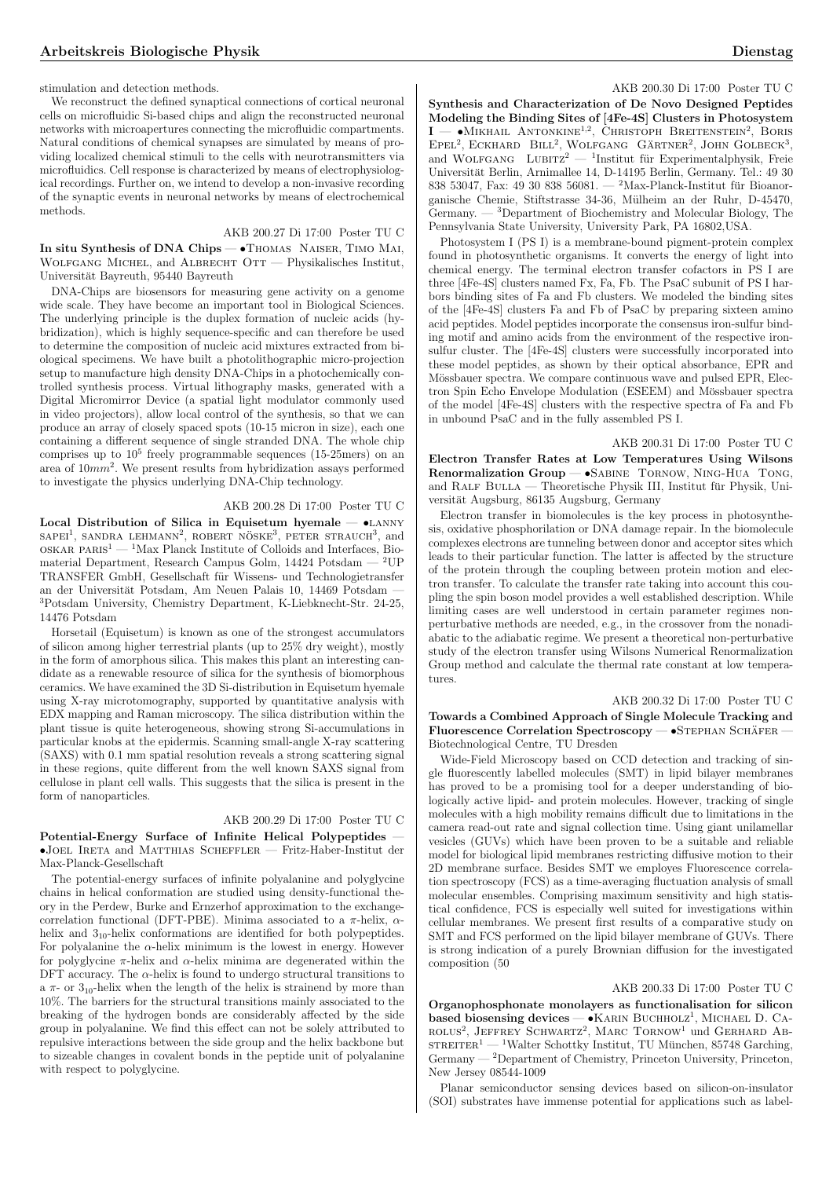stimulation and detection methods.

We reconstruct the defined synaptical connections of cortical neuronal cells on microfluidic Si-based chips and align the reconstructed neuronal networks with microapertures connecting the microfluidic compartments. Natural conditions of chemical synapses are simulated by means of providing localized chemical stimuli to the cells with neurotransmitters via microfluidics. Cell response is characterized by means of electrophysiological recordings. Further on, we intend to develop a non-invasive recording of the synaptic events in neuronal networks by means of electrochemical methods.

AKB 200.27 Di 17:00 Poster TU C

**In situ Synthesis of DNA Chips** — •Thomas Naiser, Timo Mai, Wolfgang Michel, and Albrecht Ott — Physikalisches Institut, Universität Bayreuth, 95440 Bayreuth

DNA-Chips are biosensors for measuring gene activity on a genome wide scale. They have become an important tool in Biological Sciences. The underlying principle is the duplex formation of nucleic acids (hybridization), which is highly sequence-specific and can therefore be used to determine the composition of nucleic acid mixtures extracted from biological specimens. We have built a photolithographic micro-projection setup to manufacture high density DNA-Chips in a photochemically controlled synthesis process. Virtual lithography masks, generated with a Digital Micromirror Device (a spatial light modulator commonly used in video projectors), allow local control of the synthesis, so that we can produce an array of closely spaced spots (10-15 micron in size), each one containing a different sequence of single stranded DNA. The whole chip comprises up to $10^5$ freely programmable sequences (15-25mers) on an area of $10mm^2$. We present results from hybridization assays performed to investigate the physics underlying DNA-Chip technology.

AKB 200.28 Di 17:00 Poster TU C

**Local Distribution of Silica in Equisetum hyemale** — •Lanny Sapei[1], Sandra Lehmann[2], Robert Nöske[3], Peter Strauch[3], and Oskar Paris[1] — [1]Max Planck Institute of Colloids and Interfaces, Biomaterial Department, Research Campus Golm, 14424 Potsdam — [2]UP TRANSFER GmbH, Gesellschaft für Wissens- und Technologietransfer an der Universität Potsdam, Am Neuen Palais 10, 14469 Potsdam — [3]Potsdam University, Chemistry Department, K-Liebknecht-Str. 24-25, 14476 Potsdam

Horsetail (Equisetum) is known as one of the strongest accumulators of silicon among higher terrestrial plants (up to 25% dry weight), mostly in the form of amorphous silica. This makes this plant an interesting candidate as a renewable resource of silica for the synthesis of biomorphous ceramics. We have examined the 3D Si-distribution in Equisetum hyemale using X-ray microtomography, supported by quantitative analysis with EDX mapping and Raman microscopy. The silica distribution within the plant tissue is quite heterogeneous, showing strong Si-accumulations in particular knobs at the epidermis. Scanning small-angle X-ray scattering (SAXS) with 0.1 mm spatial resolution reveals a strong scattering signal in these regions, quite different from the well known SAXS signal from cellulose in plant cell walls. This suggests that the silica is present in the form of nanoparticles.

AKB 200.29 Di 17:00 Poster TU C

**Potential-Energy Surface of Infinite Helical Polypeptides** — •Joel Ireta and Matthias Scheffler — Fritz-Haber-Institut der Max-Planck-Gesellschaft

The potential-energy surfaces of infinite polyalanine and polyglycine chains in helical conformation are studied using density-functional theory in the Perdew, Burke and Ernzerhof approximation to the exchange-correlation functional (DFT-PBE). Minima associated to a $\pi$-helix, $\alpha$-helix and $3_{10}$-helix conformations are identified for both polypeptides. For polyalanine the $\alpha$-helix minimum is the lowest in energy. However for polyglycine $\pi$-helix and $\alpha$-helix minima are degenerated within the DFT accuracy. The $\alpha$-helix is found to undergo structural transitions to a $\pi$- or $3_{10}$-helix when the length of the helix is strainend by more than 10%. The barriers for the structural transitions mainly associated to the breaking of the hydrogen bonds are considerably affected by the side group in polyalanine. We find this effect can not be solely attributed to repulsive interactions between the side group and the helix backbone but to sizeable changes in covalent bonds in the peptide unit of polyalanine with respect to polyglycine.

AKB 200.30 Di 17:00 Poster TU C

**Synthesis and Characterization of De Novo Designed Peptides Modeling the Binding Sites of [4Fe-4S] Clusters in Photosystem I** — •Mikhail Antonkine[1,2], Christoph Breitenstein[2], Boris Epel[2], Eckhard Bill[2], Wolfgang Gärtner[2], John Golbeck[3], and Wolfgang Lubitz[2] — [1]Institut für Experimentalphysik, Freie Universität Berlin, Arnimallee 14, D-14195 Berlin, Germany. Tel.: 49 30 838 53047, Fax: 49 30 838 56081. — [2]Max-Planck-Institut für Bioanorganische Chemie, Stiftstrasse 34-36, Mülheim an der Ruhr, D-45470, Germany. — [3]Department of Biochemistry and Molecular Biology, The Pennsylvania State University, University Park, PA 16802,USA.

Photosystem I (PS I) is a membrane-bound pigment-protein complex found in photosynthetic organisms. It converts the energy of light into chemical energy. The terminal electron transfer cofactors in PS I are three [4Fe-4S] clusters named Fx, Fa, Fb. The PsaC subunit of PS I harbors binding sites of Fa and Fb clusters. We modeled the binding sites of the [4Fe-4S] clusters Fa and Fb of PsaC by preparing sixteen amino acid peptides. Model peptides incorporate the consensus iron-sulfur binding motif and amino acids from the environment of the respective iron-sulfur cluster. The [4Fe-4S] clusters were successfully incorporated into these model peptides, as shown by their optical absorbance, EPR and Mössbauer spectra. We compare continuous wave and pulsed EPR, Electron Spin Echo Envelope Modulation (ESEEM) and Mössbauer spectra of the model [4Fe-4S] clusters with the respective spectra of Fa and Fb in unbound PsaC and in the fully assembled PS I.

AKB 200.31 Di 17:00 Poster TU C

**Electron Transfer Rates at Low Temperatures Using Wilsons Renormalization Group** — •Sabine Tornow, Ning-Hua Tong, and Ralf Bulla — Theoretische Physik III, Institut für Physik, Universität Augsburg, 86135 Augsburg, Germany

Electron transfer in biomolecules is the key process in photosynthesis, oxidative phosphorilation or DNA damage repair. In the biomolecule complexes electrons are tunneling between donor and acceptor sites which leads to their particular function. The latter is affected by the structure of the protein through the coupling between protein motion and electron transfer. To calculate the transfer rate taking into account this coupling the spin boson model provides a well established description. While limiting cases are well understood in certain parameter regimes non-perturbative methods are needed, e.g., in the crossover from the nonadiabatic to the adiabatic regime. We present a theoretical non-perturbative study of the electron transfer using Wilsons Numerical Renormalization Group method and calculate the thermal rate constant at low temperatures.

AKB 200.32 Di 17:00 Poster TU C

**Towards a Combined Approach of Single Molecule Tracking and Fluorescence Correlation Spectroscopy** — •Stephan Schäfer — Biotechnological Centre, TU Dresden

Wide-Field Microscopy based on CCD detection and tracking of single fluorescently labelled molecules (SMT) in lipid bilayer membranes has proved to be a promising tool for a deeper understanding of biologically active lipid- and protein molecules. However, tracking of single molecules with a high mobility remains difficult due to limitations in the camera read-out rate and signal collection time. Using giant unilamellar vesicles (GUVs) which have been proven to be a suitable and reliable model for biological lipid membranes restricting diffusive motion to their 2D membrane surface. Besides SMT we employes Fluorescence correlation spectroscopy (FCS) as a time-averaging fluctuation analysis of small molecular ensembles. Comprising maximum sensitivity and high statistical confidence, FCS is especially well suited for investigations within cellular membranes. We present first results of a comparative study on SMT and FCS performed on the lipid bilayer membrane of GUVs. There is strong indication of a purely Brownian diffusion for the investigated composition (50

AKB 200.33 Di 17:00 Poster TU C

**Organophosphonate monolayers as functionalisation for silicon based biosensing devices** — •Karin Buchholz[1], Michael D. Carolus[2], Jeffrey Schwartz[2], Marc Tornow[1] und Gerhard Abstreiter[1] — [1]Walter Schottky Institut, TU München, 85748 Garching, Germany — [2]Department of Chemistry, Princeton University, Princeton, New Jersey 08544-1009

Planar semiconductor sensing devices based on silicon-on-insulator (SOI) substrates have immense potential for applications such as label-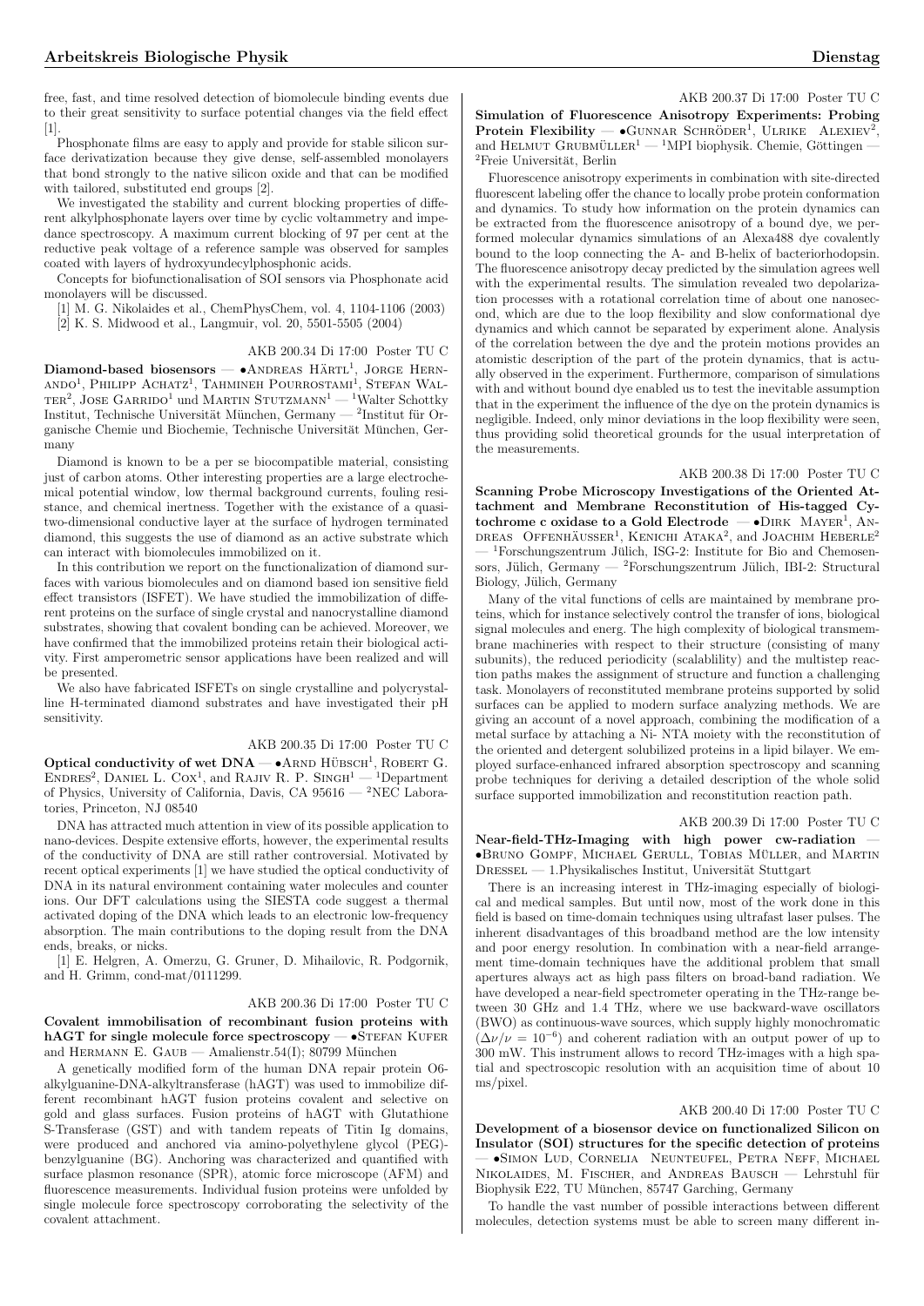free, fast, and time resolved detection of biomolecule binding events due to their great sensitivity to surface potential changes via the field effect [1].

Phosphonate films are easy to apply and provide for stable silicon surface derivatization because they give dense, self-assembled monolayers that bond strongly to the native silicon oxide and that can be modified with tailored, substituted end groups [2].

We investigated the stability and current blocking properties of different alkylphosphonate layers over time by cyclic voltammetry and impedance spectroscopy. A maximum current blocking of 97 per cent at the reductive peak voltage of a reference sample was observed for samples coated with layers of hydroxyundecylphosphonic acids.

Concepts for biofunctionalisation of SOI sensors via Phosphonate acid monolayers will be discussed.

[1] M. G. Nikolaides et al., ChemPhysChem, vol. 4, 1104-1106 (2003)

[2] K. S. Midwood et al., Langmuir, vol. 20, 5501-5505 (2004)

AKB 200.34 Di 17:00 Poster TU C

**Diamond-based biosensors** — •Andreas Härtl[1], Jorge Hernando[1], Philipp Achatz[1], Tahmineh Pourrostami[1], Stefan Walter[2], Jose Garrido[1] und Martin Stutzmann[1] — [1]Walter Schottky Institut, Technische Universität München, Germany — [2]Institut für Organische Chemie und Biochemie, Technische Universität München, Germany

Diamond is known to be a per se biocompatible material, consisting just of carbon atoms. Other interesting properties are a large electrochemical potential window, low thermal background currents, fouling resistance, and chemical inertness. Together with the existance of a quasi-two-dimensional conductive layer at the surface of hydrogen terminated diamond, this suggests the use of diamond as an active substrate which can interact with biomolecules immobilized on it.

In this contribution we report on the functionalization of diamond surfaces with various biomolecules and on diamond based ion sensitive field effect transistors (ISFET). We have studied the immobilization of different proteins on the surface of single crystal and nanocrystalline diamond substrates, showing that covalent bonding can be achieved. Moreover, we have confirmed that the immobilized proteins retain their biological activity. First amperometric sensor applications have been realized and will be presented.

We also have fabricated ISFETs on single crystalline and polycrystalline H-terminated diamond substrates and have investigated their pH sensitivity.

AKB 200.35 Di 17:00 Poster TU C

**Optical conductivity of wet DNA** — •Arnd Hübsch[1], Robert G. Endres[2], Daniel L. Cox[1], and Rajiv R. P. Singh[1] — [1]Department of Physics, University of California, Davis, CA 95616 — [2]NEC Laboratories, Princeton, NJ 08540

DNA has attracted much attention in view of its possible application to nano-devices. Despite extensive efforts, however, the experimental results of the conductivity of DNA are still rather controversial. Motivated by recent optical experiments [1] we have studied the optical conductivity of DNA in its natural environment containing water molecules and counter ions. Our DFT calculations using the SIESTA code suggest a thermal activated doping of the DNA which leads to an electronic low-frequency absorption. The main contributions to the doping result from the DNA ends, breaks, or nicks.

[1] E. Helgren, A. Omerzu, G. Gruner, D. Mihailovic, R. Podgornik, and H. Grimm, cond-mat/0111299.

AKB 200.36 Di 17:00 Poster TU C

**Covalent immobilisation of recombinant fusion proteins with hAGT for single molecule force spectroscopy** — •Stefan Kufer and Hermann E. Gaub — Amalienstr.54(I); 80799 München

A genetically modified form of the human DNA repair protein O6-alkylguanine-DNA-alkyltransferase (hAGT) was used to immobilize different recombinant hAGT fusion proteins covalent and selective on gold and glass surfaces. Fusion proteins of hAGT with Glutathione S-Transferase (GST) and with tandem repeats of Titin Ig domains, were produced and anchored via amino-polyethylene glycol (PEG)-benzylguanine (BG). Anchoring was characterized and quantified with surface plasmon resonance (SPR), atomic force microscope (AFM) and fluorescence measurements. Individual fusion proteins were unfolded by single molecule force spectroscopy corroborating the selectivity of the covalent attachment.

AKB 200.37 Di 17:00 Poster TU C

**Simulation of Fluorescence Anisotropy Experiments: Probing Protein Flexibility** — •Gunnar Schröder[1], Ulrike Alexiev[2], and Helmut Grubmüller[1] — [1]MPI biophysik. Chemie, Göttingen — [2]Freie Universität, Berlin

Fluorescence anisotropy experiments in combination with site-directed fluorescent labeling offer the chance to locally probe protein conformation and dynamics. To study how information on the protein dynamics can be extracted from the fluorescence anisotropy of a bound dye, we performed molecular dynamics simulations of an Alexa488 dye covalently bound to the loop connecting the A- and B-helix of bacteriorhodopsin. The fluorescence anisotropy decay predicted by the simulation agrees well with the experimental results. The simulation revealed two depolarization processes with a rotational correlation time of about one nanosecond, which are due to the loop flexibility and slow conformational dye dynamics and which cannot be separated by experiment alone. Analysis of the correlation between the dye and the protein motions provides an atomistic description of the part of the protein dynamics, that is actually observed in the experiment. Furthermore, comparison of simulations with and without bound dye enabled us to test the inevitable assumption that in the experiment the influence of the dye on the protein dynamics is negligible. Indeed, only minor deviations in the loop flexibility were seen, thus providing solid theoretical grounds for the usual interpretation of the measurements.

AKB 200.38 Di 17:00 Poster TU C

**Scanning Probe Microscopy Investigations of the Oriented Attachment and Membrane Reconstitution of His-tagged Cytochrome c oxidase to a Gold Electrode** — •Dirk Mayer[1], Andreas Offenhäusser[1], Kenichi Ataka[2], and Joachim Heberle[2] — [1]Forschungszentrum Jülich, ISG-2: Institute for Bio and Chemosensors, Jülich, Germany — [2]Forschungszentrum Jülich, IBI-2: Structural Biology, Jülich, Germany

Many of the vital functions of cells are maintained by membrane proteins, which for instance selectively control the transfer of ions, biological signal molecules and energ. The high complexity of biological transmembrane machineries with respect to their structure (consisting of many subunits), the reduced periodicity (scalablility) and the multistep reaction paths makes the assignment of structure and function a challenging task. Monolayers of reconstituted membrane proteins supported by solid surfaces can be applied to modern surface analyzing methods. We are giving an account of a novel approach, combining the modification of a metal surface by attaching a Ni- NTA moiety with the reconstitution of the oriented and detergent solubilized proteins in a lipid bilayer. We employed surface-enhanced infrared absorption spectroscopy and scanning probe techniques for deriving a detailed description of the whole solid surface supported immobilization and reconstitution reaction path.

AKB 200.39 Di 17:00 Poster TU C

**Near-field-THz-Imaging with high power cw-radiation** — •Bruno Gompf, Michael Gerull, Tobias Müller, and Martin Dressel — 1.Physikalisches Institut, Universität Stuttgart

There is an increasing interest in THz-imaging especially of biological and medical samples. But until now, most of the work done in this field is based on time-domain techniques using ultrafast laser pulses. The inherent disadvantages of this broadband method are the low intensity and poor energy resolution. In combination with a near-field arrangement time-domain techniques have the additional problem that small apertures always act as high pass filters on broad-band radiation. We have developed a near-field spectrometer operating in the THz-range between 30 GHz and 1.4 THz, where we use backward-wave oscillators (BWO) as continuous-wave sources, which supply highly monochromatic ($\Delta\nu/\nu = 10^{-6}$) and coherent radiation with an output power of up to 300 mW. This instrument allows to record THz-images with a high spatial and spectroscopic resolution with an acquisition time of about 10 ms/pixel.

AKB 200.40 Di 17:00 Poster TU C

**Development of a biosensor device on functionalized Silicon on Insulator (SOI) structures for the specific detection of proteins** — •Simon Lud, Cornelia Neunteufel, Petra Neff, Michael Nikolaides, M. Fischer, and Andreas Bausch — Lehrstuhl für Biophysik E22, TU München, 85747 Garching, Germany

To handle the vast number of possible interactions between different molecules, detection systems must be able to screen many different in-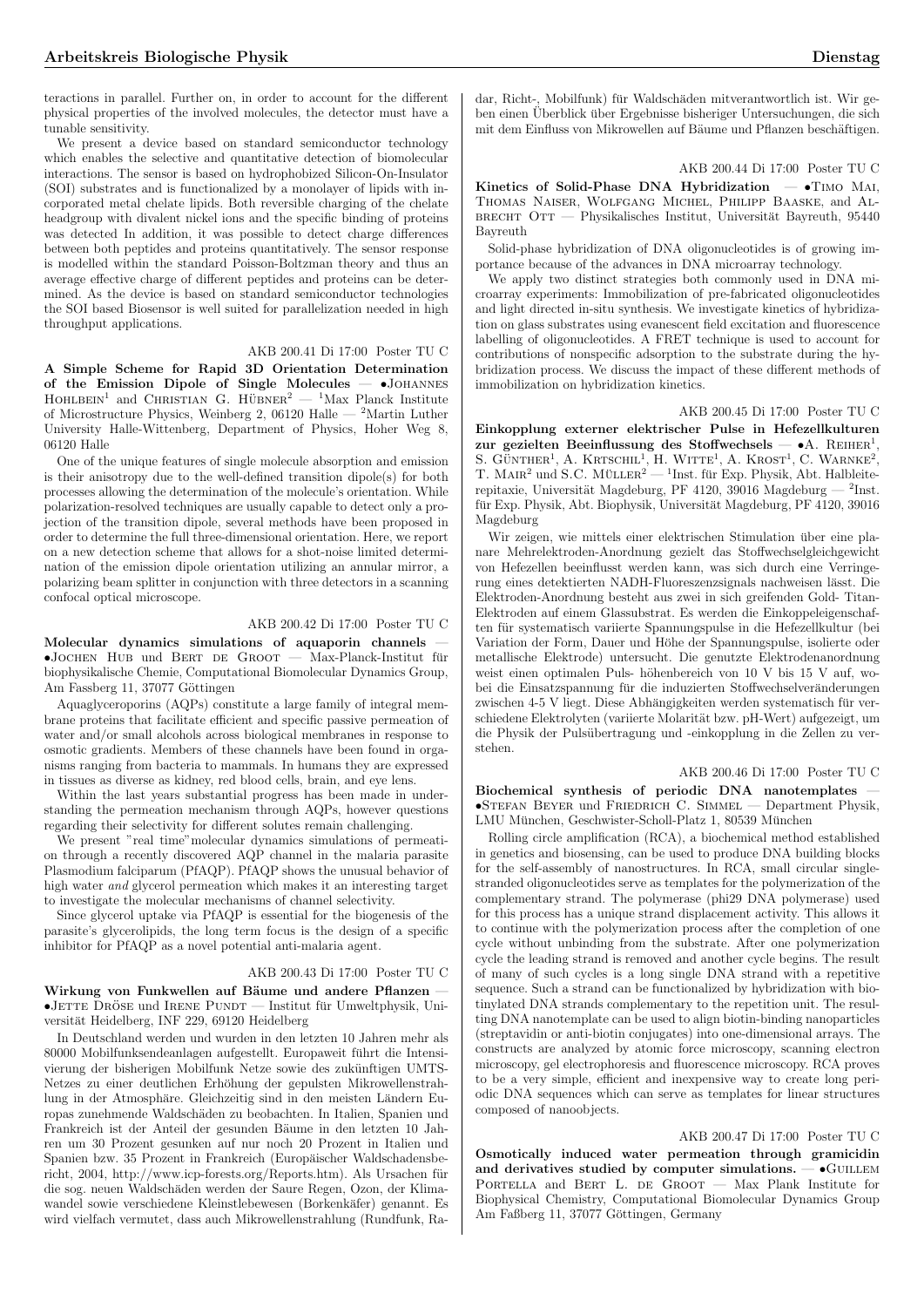teractions in parallel. Further on, in order to account for the different physical properties of the involved molecules, the detector must have a tunable sensitivity.

We present a device based on standard semiconductor technology which enables the selective and quantitative detection of biomolecular interactions. The sensor is based on hydrophobized Silicon-On-Insulator (SOI) substrates and is functionalized by a monolayer of lipids with incorporated metal chelate lipids. Both reversible charging of the chelate headgroup with divalent nickel ions and the specific binding of proteins was detected In addition, it was possible to detect charge differences between both peptides and proteins quantitatively. The sensor response is modelled within the standard Poisson-Boltzman theory and thus an average effective charge of different peptides and proteins can be determined. As the device is based on standard semiconductor technologies the SOI based Biosensor is well suited for parallelization needed in high throughput applications.

AKB 200.41 Di 17:00 Poster TU C

**A Simple Scheme for Rapid 3D Orientation Determination of the Emission Dipole of Single Molecules** — •Johannes Hohlbein[1] and Christian G. Hübner[2] — [1]Max Planck Institute of Microstructure Physics, Weinberg 2, 06120 Halle — [2]Martin Luther University Halle-Wittenberg, Department of Physics, Hoher Weg 8, 06120 Halle

One of the unique features of single molecule absorption and emission is their anisotropy due to the well-defined transition dipole(s) for both processes allowing the determination of the molecule's orientation. While polarization-resolved techniques are usually capable to detect only a projection of the transition dipole, several methods have been proposed in order to determine the full three-dimensional orientation. Here, we report on a new detection scheme that allows for a shot-noise limited determination of the emission dipole orientation utilizing an annular mirror, a polarizing beam splitter in conjunction with three detectors in a scanning confocal optical microscope.

AKB 200.42 Di 17:00 Poster TU C

**Molecular dynamics simulations of aquaporin channels** — •Jochen Hub und Bert de Groot — Max-Planck-Institut für biophysikalische Chemie, Computational Biomolecular Dynamics Group, Am Fassberg 11, 37077 Göttingen

Aquaglyceroporins (AQPs) constitute a large family of integral membrane proteins that facilitate efficient and specific passive permeation of water and/or small alcohols across biological membranes in response to osmotic gradients. Members of these channels have been found in organisms ranging from bacteria to mammals. In humans they are expressed in tissues as diverse as kidney, red blood cells, brain, and eye lens.

Within the last years substantial progress has been made in understanding the permeation mechanism through AQPs, however questions regarding their selectivity for different solutes remain challenging.

We present "real time"molecular dynamics simulations of permeation through a recently discovered AQP channel in the malaria parasite Plasmodium falciparum (PfAQP). PfAQP shows the unusual behavior of high water *and* glycerol permeation which makes it an interesting target to investigate the molecular mechanisms of channel selectivity.

Since glycerol uptake via PfAQP is essential for the biogenesis of the parasite's glycerolipids, the long term focus is the design of a specific inhibitor for PfAQP as a novel potential anti-malaria agent.

AKB 200.43 Di 17:00 Poster TU C

**Wirkung von Funkwellen auf Bäume und andere Pflanzen** — •Jette Dröse und Irene Pundt — Institut für Umweltphysik, Universität Heidelberg, INF 229, 69120 Heidelberg

In Deutschland werden und wurden in den letzten 10 Jahren mehr als 80000 Mobilfunksendeanlagen aufgestellt. Europaweit führt die Intensivierung der bisherigen Mobilfunk Netze sowie des zukünftigen UMTS-Netzes zu einer deutlichen Erhöhung der gepulsten Mikrowellenstrahlung in der Atmosphäre. Gleichzeitig sind in den meisten Ländern Europas zunehmende Waldschäden zu beobachten. In Italien, Spanien und Frankreich ist der Anteil der gesunden Bäume in den letzten 10 Jahren um 30 Prozent gesunken auf nur noch 20 Prozent in Italien und Spanien bzw. 35 Prozent in Frankreich (Europäischer Waldschadensbericht, 2004, http://www.icp-forests.org/Reports.htm). Als Ursachen für die sog. neuen Waldschäden werden der Saure Regen, Ozon, der Klimawandel sowie verschiedene Kleinstlebewesen (Borkenkäfer) genannt. Es wird vielfach vermutet, dass auch Mikrowellenstrahlung (Rundfunk, Radar, Richt-, Mobilfunk) für Waldschäden mitverantwortlich ist. Wir geben einen Überblick über Ergebnisse bisheriger Untersuchungen, die sich mit dem Einfluss von Mikrowellen auf Bäume und Pflanzen beschäftigen.

AKB 200.44 Di 17:00 Poster TU C

**Kinetics of Solid-Phase DNA Hybridization** — •Timo Mai, Thomas Naiser, Wolfgang Michel, Philipp Baaske, and Albrecht Ott — Physikalisches Institut, Universität Bayreuth, 95440 Bayreuth

Solid-phase hybridization of DNA oligonucleotides is of growing importance because of the advances in DNA microarray technology.

We apply two distinct strategies both commonly used in DNA microarray experiments: Immobilization of pre-fabricated oligonucleotides and light directed in-situ synthesis. We investigate kinetics of hybridization on glass substrates using evanescent field excitation and fluorescence labelling of oligonucleotides. A FRET technique is used to account for contributions of nonspecific adsorption to the substrate during the hybridization process. We discuss the impact of these different methods of immobilization on hybridization kinetics.

AKB 200.45 Di 17:00 Poster TU C

**Einkopplung externer elektrischer Pulse in Hefezellkulturen zur gezielten Beeinflussung des Stoffwechsels** — •A. Reiher[1], S. Günther[1], A. Krtschil[1], H. Witte[1], A. Krost[1], C. Warnke[2], T. Mair[2] und S.C. Müller[2] — [1]Inst. für Exp. Physik, Abt. Halbleiterepitaxie, Universität Magdeburg, PF 4120, 39016 Magdeburg — [2]Inst. für Exp. Physik, Abt. Biophysik, Universität Magdeburg, PF 4120, 39016 Magdeburg

Wir zeigen, wie mittels einer elektrischen Stimulation über eine planare Mehrelektroden-Anordnung gezielt das Stoffwechselgleichgewicht von Hefezellen beeinflusst werden kann, was sich durch eine Verringerung eines detektierten NADH-Fluoreszenzsignals nachweisen lässt. Die Elektroden-Anordnung besteht aus zwei in sich greifenden Gold- Titan-Elektroden auf einem Glassubstrat. Die Einkoppeleigenschaften für systematisch variierte Spannungspulse in die Hefezellkultur (bei Variation der Form, Dauer und Höhe der Spannungspulse, isolierte oder metallische Elektrode) untersucht. Die genutzte Elektrodenanordnung weist einen optimalen Puls- höhenbereich von 10 V bis 15 V auf, wobei die Einsatzspannung für die induzierten Stoffwechselveränderungen zwischen 4-5 V liegt. Diese Abhängigkeiten werden systematisch für verschiedene Elektrolyten (variierte Molarität bzw. pH-Wert) aufgezeigt, um die Physik der Pulsübertragung und -einkopplung in die Zellen zu verstehen.

AKB 200.46 Di 17:00 Poster TU C

**Biochemical synthesis of periodic DNA nanotemplates** — •Stefan Beyer und Friedrich C. Simmel — Department Physik, LMU München, Geschwister-Scholl-Platz 1, 80539 München

Rolling circle amplification (RCA), a biochemical method established in genetics and biosensing, can be used to produce DNA building blocks for the self-assembly of nanostructures. In RCA, small circular single-stranded oligonucleotides serve as templates for the polymerization of the complementary strand. The polymerase (phi29 DNA polymerase) used for this process has a unique strand displacement activity. This allows it to continue with the polymerization process after the completion of one cycle without unbinding from the substrate. After one polymerization cycle the leading strand is removed and another cycle begins. The result of many of such cycles is a long single DNA strand with a repetitive sequence. Such a strand can be functionalized by hybridization with biotinylated DNA strands complementary to the repetition unit. The resulting DNA nanotemplate can be used to align biotin-binding nanoparticles (streptavidin or anti-biotin conjugates) into one-dimensional arrays. The constructs are analyzed by atomic force microscopy, scanning electron microscopy, gel electrophoresis and fluorescence microscopy. RCA proves to be a very simple, efficient and inexpensive way to create long periodic DNA sequences which can serve as templates for linear structures composed of nanoobjects.

AKB 200.47 Di 17:00 Poster TU C

**Osmotically induced water permeation through gramicidin and derivatives studied by computer simulations.** — •Guillem Portella and Bert L. de Groot — Max Plank Institute for Biophysical Chemistry, Computational Biomolecular Dynamics Group Am Faßberg 11, 37077 Göttingen, Germany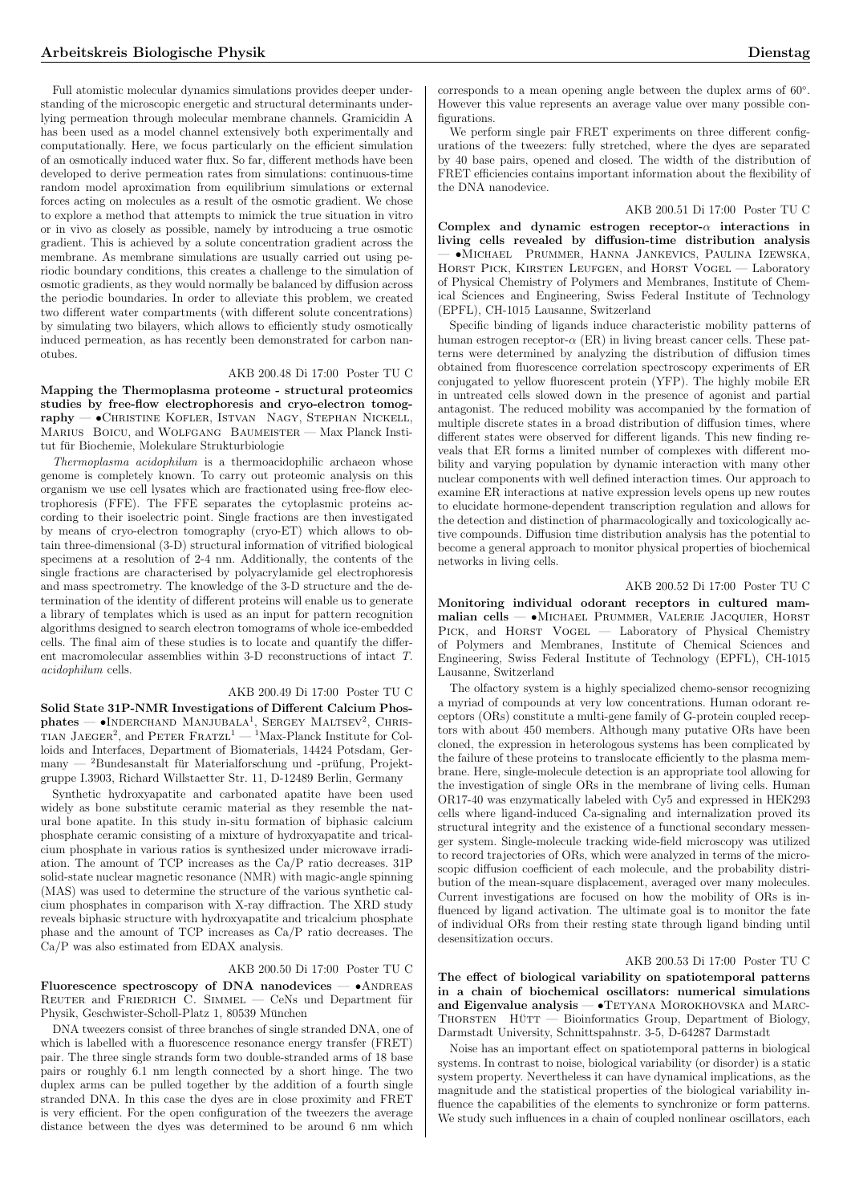Full atomistic molecular dynamics simulations provides deeper understanding of the microscopic energetic and structural determinants underlying permeation through molecular membrane channels. Gramicidin A has been used as a model channel extensively both experimentally and computationally. Here, we focus particularly on the efficient simulation of an osmotically induced water flux. So far, different methods have been developed to derive permeation rates from simulations: continuous-time random model aproximation from equilibrium simulations or external forces acting on molecules as a result of the osmotic gradient. We chose to explore a method that attempts to mimick the true situation in vitro or in vivo as closely as possible, namely by introducing a true osmotic gradient. This is achieved by a solute concentration gradient across the membrane. As membrane simulations are usually carried out using periodic boundary conditions, this creates a challenge to the simulation of osmotic gradients, as they would normally be balanced by diffusion across the periodic boundaries. In order to alleviate this problem, we created two different water compartments (with different solute concentrations) by simulating two bilayers, which allows to efficiently study osmotically induced permeation, as has recently been demonstrated for carbon nanotubes.

AKB 200.48 Di 17:00 Poster TU C

**Mapping the Thermoplasma proteome - structural proteomics studies by free-flow electrophoresis and cryo-electron tomography** — •Christine Kofler, Istvan Nagy, Stephan Nickell, Marius Boicu, and Wolfgang Baumeister — Max Planck Institut für Biochemie, Molekulare Strukturbiologie

*Thermoplasma acidophilum* is a thermoacidophilic archaeon whose genome is completely known. To carry out proteomic analysis on this organism we use cell lysates which are fractionated using free-flow electrophoresis (FFE). The FFE separates the cytoplasmic proteins according to their isoelectric point. Single fractions are then investigated by means of cryo-electron tomography (cryo-ET) which allows to obtain three-dimensional (3-D) structural information of vitrified biological specimens at a resolution of 2-4 nm. Additionally, the contents of the single fractions are characterised by polyacrylamide gel electrophoresis and mass spectrometry. The knowledge of the 3-D structure and the determination of the identity of different proteins will enable us to generate a library of templates which is used as an input for pattern recognition algorithms designed to search electron tomograms of whole ice-embedded cells. The final aim of these studies is to locate and quantify the different macromolecular assemblies within 3-D reconstructions of intact *T. acidophilum* cells.

AKB 200.49 Di 17:00 Poster TU C

**Solid State 31P-NMR Investigations of Different Calcium Phosphates** — •Inderchand Manjubala[1], Sergey Maltsev[2], Christian Jaeger[2], and Peter Fratzl[1] — [1]Max-Planck Institute for Colloids and Interfaces, Department of Biomaterials, 14424 Potsdam, Germany — [2]Bundesanstalt für Materialforschung und -prüfung, Projektgruppe I.3903, Richard Willstaetter Str. 11, D-12489 Berlin, Germany

Synthetic hydroxyapatite and carbonated apatite have been used widely as bone substitute ceramic material as they resemble the natural bone apatite. In this study in-situ formation of biphasic calcium phosphate ceramic consisting of a mixture of hydroxyapatite and tricalcium phosphate in various ratios is synthesized under microwave irradiation. The amount of TCP increases as the Ca/P ratio decreases. 31P solid-state nuclear magnetic resonance (NMR) with magic-angle spinning (MAS) was used to determine the structure of the various synthetic calcium phosphates in comparison with X-ray diffraction. The XRD study reveals biphasic structure with hydroxyapatite and tricalcium phosphate phase and the amount of TCP increases as Ca/P ratio decreases. The Ca/P was also estimated from EDAX analysis.

AKB 200.50 Di 17:00 Poster TU C

**Fluorescence spectroscopy of DNA nanodevices** — •Andreas Reuter and Friedrich C. Simmel — CeNs und Department für Physik, Geschwister-Scholl-Platz 1, 80539 München

DNA tweezers consist of three branches of single stranded DNA, one of which is labelled with a fluorescence resonance energy transfer (FRET) pair. The three single strands form two double-stranded arms of 18 base pairs or roughly 6.1 nm length connected by a short hinge. The two duplex arms can be pulled together by the addition of a fourth single stranded DNA. In this case the dyes are in close proximity and FRET is very efficient. For the open configuration of the tweezers the average distance between the dyes was determined to be around 6 nm which corresponds to a mean opening angle between the duplex arms of 60°. However this value represents an average value over many possible configurations.

We perform single pair FRET experiments on three different configurations of the tweezers: fully stretched, where the dyes are separated by 40 base pairs, opened and closed. The width of the distribution of FRET efficiencies contains important information about the flexibility of the DNA nanodevice.

AKB 200.51 Di 17:00 Poster TU C

**Complex and dynamic estrogen receptor-$\alpha$ interactions in living cells revealed by diffusion-time distribution analysis** — •Michael Prummer, Hanna Jankevics, Paulina Izewska, Horst Pick, Kirsten Leufgen, and Horst Vogel — Laboratory of Physical Chemistry of Polymers and Membranes, Institute of Chemical Sciences and Engineering, Swiss Federal Institute of Technology (EPFL), CH-1015 Lausanne, Switzerland

Specific binding of ligands induce characteristic mobility patterns of human estrogen receptor-$\alpha$ (ER) in living breast cancer cells. These patterns were determined by analyzing the distribution of diffusion times obtained from fluorescence correlation spectroscopy experiments of ER conjugated to yellow fluorescent protein (YFP). The highly mobile ER in untreated cells slowed down in the presence of agonist and partial antagonist. The reduced mobility was accompanied by the formation of multiple discrete states in a broad distribution of diffusion times, where different states were observed for different ligands. This new finding reveals that ER forms a limited number of complexes with different mobility and varying population by dynamic interaction with many other nuclear components with well defined interaction times. Our approach to examine ER interactions at native expression levels opens up new routes to elucidate hormone-dependent transcription regulation and allows for the detection and distinction of pharmacologically and toxicologically active compounds. Diffusion time distribution analysis has the potential to become a general approach to monitor physical properties of biochemical networks in living cells.

AKB 200.52 Di 17:00 Poster TU C

**Monitoring individual odorant receptors in cultured mammalian cells** — •Michael Prummer, Valerie Jacquier, Horst Pick, and Horst Vogel — Laboratory of Physical Chemistry of Polymers and Membranes, Institute of Chemical Sciences and Engineering, Swiss Federal Institute of Technology (EPFL), CH-1015 Lausanne, Switzerland

The olfactory system is a highly specialized chemo-sensor recognizing a myriad of compounds at very low concentrations. Human odorant receptors (ORs) constitute a multi-gene family of G-protein coupled receptors with about 450 members. Although many putative ORs have been cloned, the expression in heterologous systems has been complicated by the failure of these proteins to translocate efficiently to the plasma membrane. Here, single-molecule detection is an appropriate tool allowing for the investigation of single ORs in the membrane of living cells. Human OR17-40 was enzymatically labeled with Cy5 and expressed in HEK293 cells where ligand-induced Ca-signaling and internalization proved its structural integrity and the existence of a functional secondary messenger system. Single-molecule tracking wide-field microscopy was utilized to record trajectories of ORs, which were analyzed in terms of the microscopic diffusion coefficient of each molecule, and the probability distribution of the mean-square displacement, averaged over many molecules. Current investigations are focused on how the mobility of ORs is influenced by ligand activation. The ultimate goal is to monitor the fate of individual ORs from their resting state through ligand binding until desensitization occurs.

AKB 200.53 Di 17:00 Poster TU C

**The effect of biological variability on spatiotemporal patterns in a chain of biochemical oscillators: numerical simulations and Eigenvalue analysis** — •Tetyana Morokhovska and Marc-Thorsten Hütt — Bioinformatics Group, Department of Biology, Darmstadt University, Schnittspahnstr. 3-5, D-64287 Darmstadt

Noise has an important effect on spatiotemporal patterns in biological systems. In contrast to noise, biological variability (or disorder) is a static system property. Nevertheless it can have dynamical implications, as the magnitude and the statistical properties of the biological variability influence the capabilities of the elements to synchronize or form patterns. We study such influences in a chain of coupled nonlinear oscillators, each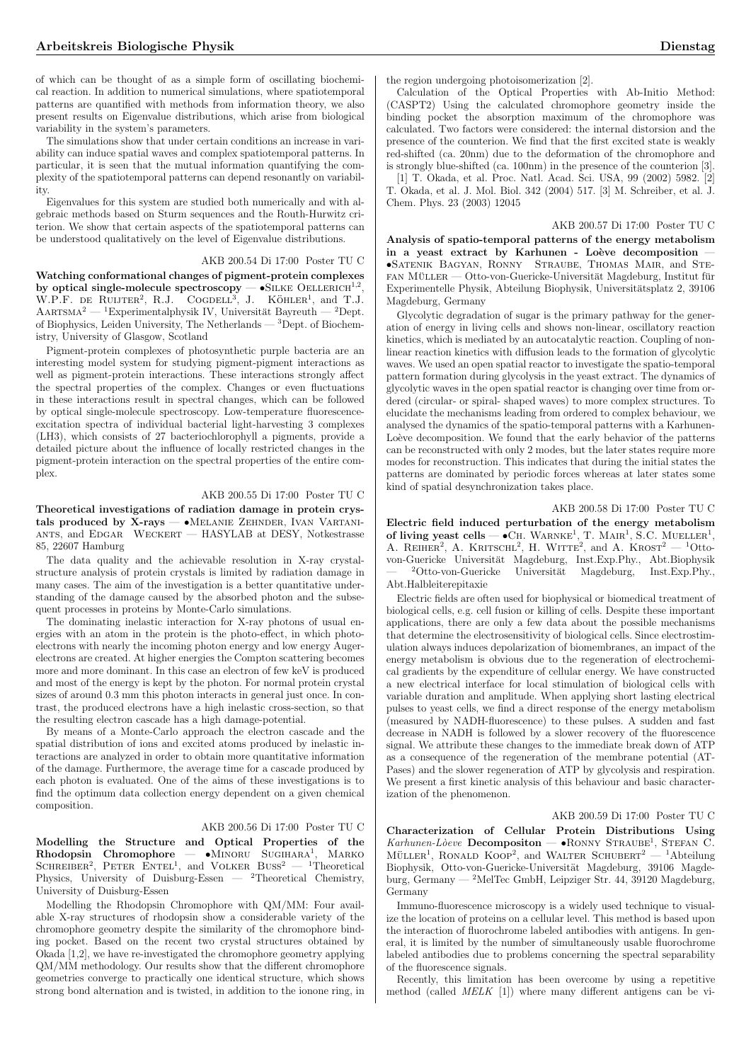of which can be thought of as a simple form of oscillating biochemical reaction. In addition to numerical simulations, where spatiotemporal patterns are quantified with methods from information theory, we also present results on Eigenvalue distributions, which arise from biological variability in the system's parameters.

The simulations show that under certain conditions an increase in variability can induce spatial waves and complex spatiotemporal patterns. In particular, it is seen that the mutual information quantifying the complexity of the spatiotemporal patterns can depend resonantly on variability.

Eigenvalues for this system are studied both numerically and with algebraic methods based on Sturm sequences and the Routh-Hurwitz criterion. We show that certain aspects of the spatiotemporal patterns can be understood qualitatively on the level of Eigenvalue distributions.

AKB 200.54 Di 17:00 Poster TU C

**Watching conformational changes of pigment-protein complexes by optical single-molecule spectroscopy** — •Silke Oellerich[1,2], W.P.F. de Ruijter[2], R.J. Cogdell[3], J. Köhler[1], and T.J. Aartsma[2] — [1]Experimentalphysik IV, Universität Bayreuth — [2]Dept. of Biophysics, Leiden University, The Netherlands — [3]Dept. of Biochemistry, University of Glasgow, Scotland

Pigment-protein complexes of photosynthetic purple bacteria are an interesting model system for studying pigment-pigment interactions as well as pigment-protein interactions. These interactions strongly affect the spectral properties of the complex. Changes or even fluctuations in these interactions result in spectral changes, which can be followed by optical single-molecule spectroscopy. Low-temperature fluorescence-excitation spectra of individual bacterial light-harvesting 3 complexes (LH3), which consists of 27 bacteriochlorophyll a pigments, provide a detailed picture about the influence of locally restricted changes in the pigment-protein interaction on the spectral properties of the entire complex.

AKB 200.55 Di 17:00 Poster TU C

**Theoretical investigations of radiation damage in protein crystals produced by X-rays** — •Melanie Zehnder, Ivan Vartaniants, and Edgar Weckert — HASYLAB at DESY, Notkestrasse 85, 22607 Hamburg

The data quality and the achievable resolution in X-ray crystal-structure analysis of protein crystals is limited by radiation damage in many cases. The aim of the investigation is a better quantitative understanding of the damage caused by the absorbed photon and the subsequent processes in proteins by Monte-Carlo simulations.

The dominating inelastic interaction for X-ray photons of usual energies with an atom in the protein is the photo-effect, in which photoelectrons with nearly the incoming photon energy and low energy Auger-electrons are created. At higher energies the Compton scattering becomes more and more dominant. In this case an electron of few keV is produced and most of the energy is kept by the photon. For normal protein crystal sizes of around 0.3 mm this photon interacts in general just once. In contrast, the produced electrons have a high inelastic cross-section, so that the resulting electron cascade has a high damage-potential.

By means of a Monte-Carlo approach the electron cascade and the spatial distribution of ions and excited atoms produced by inelastic interactions are analyzed in order to obtain more quantitative information of the damage. Furthermore, the average time for a cascade produced by each photon is evaluated. One of the aims of these investigations is to find the optimum data collection energy dependent on a given chemical composition.

AKB 200.56 Di 17:00 Poster TU C

**Modelling the Structure and Optical Properties of the Rhodopsin Chromophore** — •Minoru Sugihara[1], Marko Schreiber[2], Peter Entel[1], and Volker Buss[2] — [1]Theoretical Physics, University of Duisburg-Essen — [2]Theoretical Chemistry, University of Duisburg-Essen

Modelling the Rhodopsin Chromophore with QM/MM: Four available X-ray structures of rhodopsin show a considerable variety of the chromophore geometry despite the similarity of the chromophore binding pocket. Based on the recent two crystal structures obtained by Okada [1,2], we have re-investigated the chromophore geometry applying QM/MM methodology. Our results show that the different chromophore geometries converge to practically one identical structure, which shows strong bond alternation and is twisted, in addition to the ionone ring, in the region undergoing photoisomerization [2].

Calculation of the Optical Properties with Ab-Initio Method: (CASPT2) Using the calculated chromophore geometry inside the binding pocket the absorption maximum of the chromophore was calculated. Two factors were considered: the internal distorsion and the presence of the counterion. We find that the first excited state is weakly red-shifted (ca. 20nm) due to the deformation of the chromophore and is strongly blue-shifted (ca. 100nm) in the presence of the counterion [3].

[1] T. Okada, et al. Proc. Natl. Acad. Sci. USA, 99 (2002) 5982. [2] T. Okada, et al. J. Mol. Biol. 342 (2004) 517. [3] M. Schreiber, et al. J. Chem. Phys. 23 (2003) 12045

AKB 200.57 Di 17:00 Poster TU C

**Analysis of spatio-temporal patterns of the energy metabolism in a yeast extract by Karhunen - Loève decomposition** — •Satenik Bagyan, Ronny Straube, Thomas Mair, and Stefan Müller — Otto-von-Guericke-Universität Magdeburg, Institut für Experimentelle Physik, Abteilung Biophysik, Universitätsplatz 2, 39106 Magdeburg, Germany

Glycolytic degradation of sugar is the primary pathway for the generation of energy in living cells and shows non-linear, oscillatory reaction kinetics, which is mediated by an autocatalytic reaction. Coupling of non-linear reaction kinetics with diffusion leads to the formation of glycolytic waves. We used an open spatial reactor to investigate the spatio-temporal pattern formation during glycolysis in the yeast extract. The dynamics of glycolytic waves in the open spatial reactor is changing over time from ordered (circular- or spiral- shaped waves) to more complex structures. To elucidate the mechanisms leading from ordered to complex behaviour, we analysed the dynamics of the spatio-temporal patterns with a Karhunen-Loève decomposition. We found that the early behavior of the patterns can be reconstructed with only 2 modes, but the later states require more modes for reconstruction. This indicates that during the initial states the patterns are dominated by periodic forces whereas at later states some kind of spatial desynchronization takes place.

AKB 200.58 Di 17:00 Poster TU C

**Electric field induced perturbation of the energy metabolism of living yeast cells** — •Ch. Warnke[1], T. Mair[1], S.C. Mueller[1], A. Reiher[2], A. Kritschl[2], H. Witte[2], and A. Krost[2] — [1]Otto-von-Guericke Universität Magdeburg, Inst.Exp.Phy., Abt.Biophysik — [2]Otto-von-Guericke Universität Magdeburg, Inst.Exp.Phy., Abt.Halbleiterepitaxie

Electric fields are often used for biophysical or biomedical treatment of biological cells, e.g. cell fusion or killing of cells. Despite these important applications, there are only a few data about the possible mechanisms that determine the electrosensitivity of biological cells. Since electrostimulation always induces depolarization of biomembranes, an impact of the energy metabolism is obvious due to the regeneration of electrochemical gradients by the expenditure of cellular energy. We have constructed a new electrical interface for local stimulation of biological cells with variable duration and amplitude. When applying short lasting electrical pulses to yeast cells, we find a direct response of the energy metabolism (measured by NADH-fluorescence) to these pulses. A sudden and fast decrease in NADH is followed by a slower recovery of the fluorescence signal. We attribute these changes to the immediate break down of ATP as a consequence of the regeneration of the membrane potential (ATPases) and the slower regeneration of ATP by glycolysis and respiration. We present a first kinetic analysis of this behaviour and basic characterization of the phenomenon.

AKB 200.59 Di 17:00 Poster TU C

**Characterization of Cellular Protein Distributions Using *Karhunen-Lòeve* Decompositon** — •Ronny Straube[1], Stefan C. Müller[1], Ronald Koop[2], and Walter Schubert[2] — [1]Abteilung Biophysik, Otto-von-Guericke-Universität Magdeburg, 39106 Magdeburg, Germany — [2]MelTec GmbH, Leipziger Str. 44, 39120 Magdeburg, Germany

Immuno-fluorescence microscopy is a widely used technique to visualize the location of proteins on a cellular level. This method is based upon the interaction of fluorochrome labeled antibodies with antigens. In general, it is limited by the number of simultaneously usable fluorochrome labeled antibodies due to problems concerning the spectral separability of the fluorescence signals.

Recently, this limitation has been overcome by using a repetitive method (called *MELK* [1]) where many different antigens can be vi-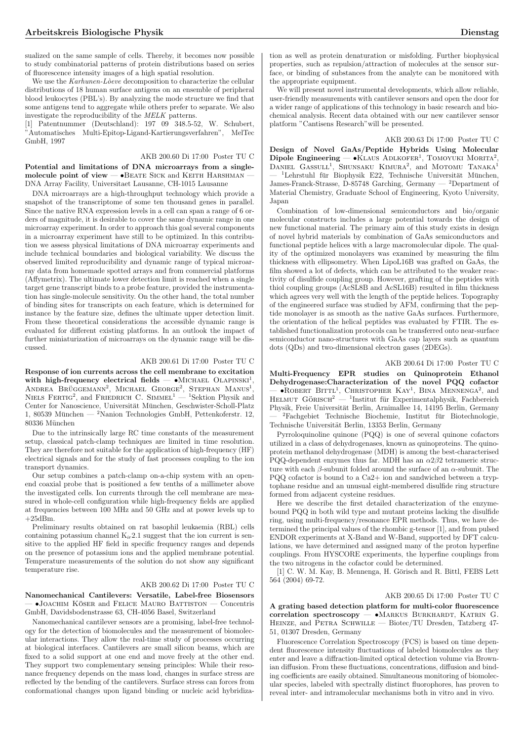sualized on the same sample of cells. Thereby, it becomes now possible to study combinatorial patterns of protein distributions based on series of fluorescence intensity images of a high spatial resolution.

We use the *Karhunen-Lòeve* decomposition to characterize the cellular distributions of 18 human surface antigens on an ensemble of peripheral blood leukocytes (PBL's). By analyzing the mode structure we find that some antigens tend to aggregate while others prefer to separate. We also investigate the reproducibility of the *MELK* patterns.

[1] Patentnummer (Deutschland): 197 09 348.5-52, W. Schubert, "Automatisches Multi-Epitop-Ligand-Kartierungsverfahren", MelTec GmbH, 1997

AKB 200.60 Di 17:00 Poster TU C

**Potential and limitations of DNA microarrays from a single-molecule point of view** — •Beate Sick and Keith Harshman — DNA Array Facility, Universitaet Lausanne, CH-1015 Lausanne

DNA microarrays are a high-throughput technology which provide a snapshot of the transcriptome of some ten thousand genes in parallel. Since the native RNA expression levels in a cell can span a range of 6 orders of magnitude, it is desirable to cover the same dynamic range in one microarray experiment. In order to approach this goal several components in a microarray experiment have still to be optimized. In this contribution we assess physical limitations of DNA microarray experiments and include technical boundaries and biological variability. We discuss the observed limited reproducibility and dynamic range of typical microarray data from homemade spotted arrays and from commercial platforms (Affymetrix). The ultimate lower detection limit is reached when a single target gene transcript binds to a probe feature, provided the instrumentation has single-molecule sensitivity. On the other hand, the total number of binding sites for transcripts on each feature, which is determined for instance by the feature size, defines the ultimate upper detection limit. From these theoretical considerations the accessible dynamic range is evaluated for different existing platforms. In an outlook the impact of further miniaturization of microarrays on the dynamic range will be discussed.

AKB 200.61 Di 17:00 Poster TU C

**Response of ion currents across the cell membrane to excitation with high-frequency electrical fields** — •Michael Olapinski[1], Andrea Brüggemann[2], Michael George[2], Stephan Manus[1], Niels Fertig[2], and Friedrich C. Simmel[1] — [1]Sektion Physik and Center for Nanoscience, Universität München, Geschwister-Scholl-Platz 1, 80539 München — [2]Nanion Technologies GmbH, Pettenkoferstr. 12, 80336 München

Due to the intrinsically large RC time constants of the measurement setup, classical patch-clamp techniques are limited in time resolution. They are therefore not suitable for the application of high-frequency (HF) electrical signals and for the study of fast processes coupling to the ion transport dynamics.

Our setup combines a patch-clamp on-a-chip system with an open-end coaxial probe that is positioned a few tenths of a millimeter above the investigated cells. Ion currents through the cell membrane are measured in whole-cell configuration while high-frequency fields are applied at frequencies between 100 MHz and 50 GHz and at power levels up to +25dBm.

Preliminary results obtained on rat basophil leukaemia (RBL) cells containing potassium channel $K_{ir}2.1$ suggest that the ion current is sensitive to the applied HF field in specific frequency ranges and depends on the presence of potassium ions and the applied membrane potential. Temperature measurements of the solution do not show any significant temperature rise.

AKB 200.62 Di 17:00 Poster TU C

**Nanomechanical Cantilevers: Versatile, Label-free Biosensors** — •Joachim Köser and Felice Mauro Battiston — Concentris GmbH, Davidsbodenstrasse 63, CH-4056 Basel, Switzerland

Nanomechanical cantilever sensors are a promising, label-free technology for the detection of biomolecules and the measurement of biomolecular interactions. They allow the real-time study of processes occurring at biological interfaces. Cantilevers are small silicon beams, which are fixed to a solid support at one end and move freely at the other end. They support two complementary sensing principles: While their resonance frequency depends on the mass load, changes in surface stress are reflected by the bending of the cantilevers. Surface stress can forces from conformational changes upon ligand binding or nucleic acid hybridization as well as protein denaturation or misfolding. Further biophysical properties, such as repulsion/attraction of molecules at the sensor surface, or binding of substances from the analyte can be monitored with the appropriate equipment.

We will present novel instrumental developments, which allow reliable, user-friendly measurements with cantilever sensors and open the door for a wider range of applications of this technology in basic research and biochemical analysis. Recent data obtained with our new cantilever sensor platform "Cantisens Research"will be presented.

AKB 200.63 Di 17:00 Poster TU C

**Design of Novel GaAs/Peptide Hybrids Using Molecular Dipole Engineering** — •Klaus Adlkofer[1], Tomoyuki Morita[2], Daniel Gassull[1], Shunsaku Kimura[2], and Motomu Tanaka[1] — [1]Lehrstuhl für Biophysik E22, Technische Universität München, James-Franck-Strasse, D-85748 Garching, Germany — [2]Department of Material Chemistry, Graduate School of Engineering, Kyoto University, Japan

Combination of low-dimensional semiconductors and bio/organic molecular constructs includes a large potential towards the design of new functional material. The primary aim of this study exists in design of novel hybrid materials by combination of GaAs semiconductors and functional peptide helices with a large macromolecular dipole. The quality of the optimized monolayers was examined by measuring the film thickness with ellipsometry. When LipoL16B was grafted on GaAs, the film showed a lot of defects, which can be attributed to the weaker reactivity of disulfide coupling group. However, grafting of the peptides with thiol coupling groups (AcSL8B and AcSL16B) resulted in film thickness which agrees very well with the length of the peptide helices. Topography of the engineered surface was studied by AFM, confirming that the peptide monolayer is as smooth as the native GaAs surfaces. Furthermore, the orientation of the helical peptides was evaluated by FTIR. The established functionalization protocols can be transferred onto near-surface semiconductor nano-structures with GaAs cap layers such as quantum dots (QDs) and two-dimensional electron gases (2DEGs).

AKB 200.64 Di 17:00 Poster TU C

**Multi-Frequency EPR studies on Quinoprotein Ethanol Dehydrogenase:Characterization of the novel PQQ cofactor** — •Robert Bittl[1], Christopher Kay[1], Bina Mennenga[2], and Helmut Görisch[2] — [1]Institut für Experimentalphysik, Fachbereich Physik, Freie Universität Berlin, Arnimallee 14, 14195 Berlin, Germany — [2]Fachgebiet Technische Biochemie, Institut für Biotechnologie, Technische Universität Berlin, 13353 Berlin, Germany

Pyrroloquinoline quinone (PQQ) is one of several quinone cofactors utilized in a class of dehydrogenases, known as quinoproteins. The quinoprotein methanol dehydrogenase (MDH) is among the best-characterised PQQ-dependent enzymes thus far. MDH has an $\alpha 2\beta 2$ tetrameric structure with each $\beta$-subunit folded around the surface of an $\alpha$-subunit. The PQQ cofactor is bound to a $Ca2+$ ion and sandwiched between a tryptophane residue and an unusual eight-membered disulfide ring structure formed from adjacent cysteine residues.

Here we describe the first detailed characterization of the enzyme-bound PQQ in both wild type and mutant proteins lacking the disulfide ring, using multi-frequency/resonance EPR methods. Thus, we have determined the principal values of the rhombic g-tensor [1], and from pulsed ENDOR experiments at X-Band and W-Band, supported by DFT calculations, we have determined and assigned many of the proton hyperfine couplings. From HYSCORE experiments, the hyperfine couplings from the two nitrogens in the cofactor could be determined.

[1] C. W. M. Kay, B. Mennenga, H. Görisch and R. Bittl, FEBS Lett 564 (2004) 69-72.

AKB 200.65 Di 17:00 Poster TU C

**A grating based detection platform for multi-color fluorescence correlation spectroscopy** — •Markus Burkhardt, Katrin G. Heinze, and Petra Schwille — Biotec/TU Dresden, Tatzberg 47-51, 01307 Dresden, Germany

Fluorescence Correlation Spectroscopy (FCS) is based on time dependent fluorescence intensity fluctuations of labeled biomolecules as they enter and leave a diffraction-limited optical detection volume via Brownian diffusion. From these fluctuations, concentrations, diffusion and binding coefficients are easily obtained. Simultaneous monitoring of biomolecular species, labeled with spectrally distinct fluorophores, has proven to reveal inter- and intramolecular mechanisms both in vitro and in vivo.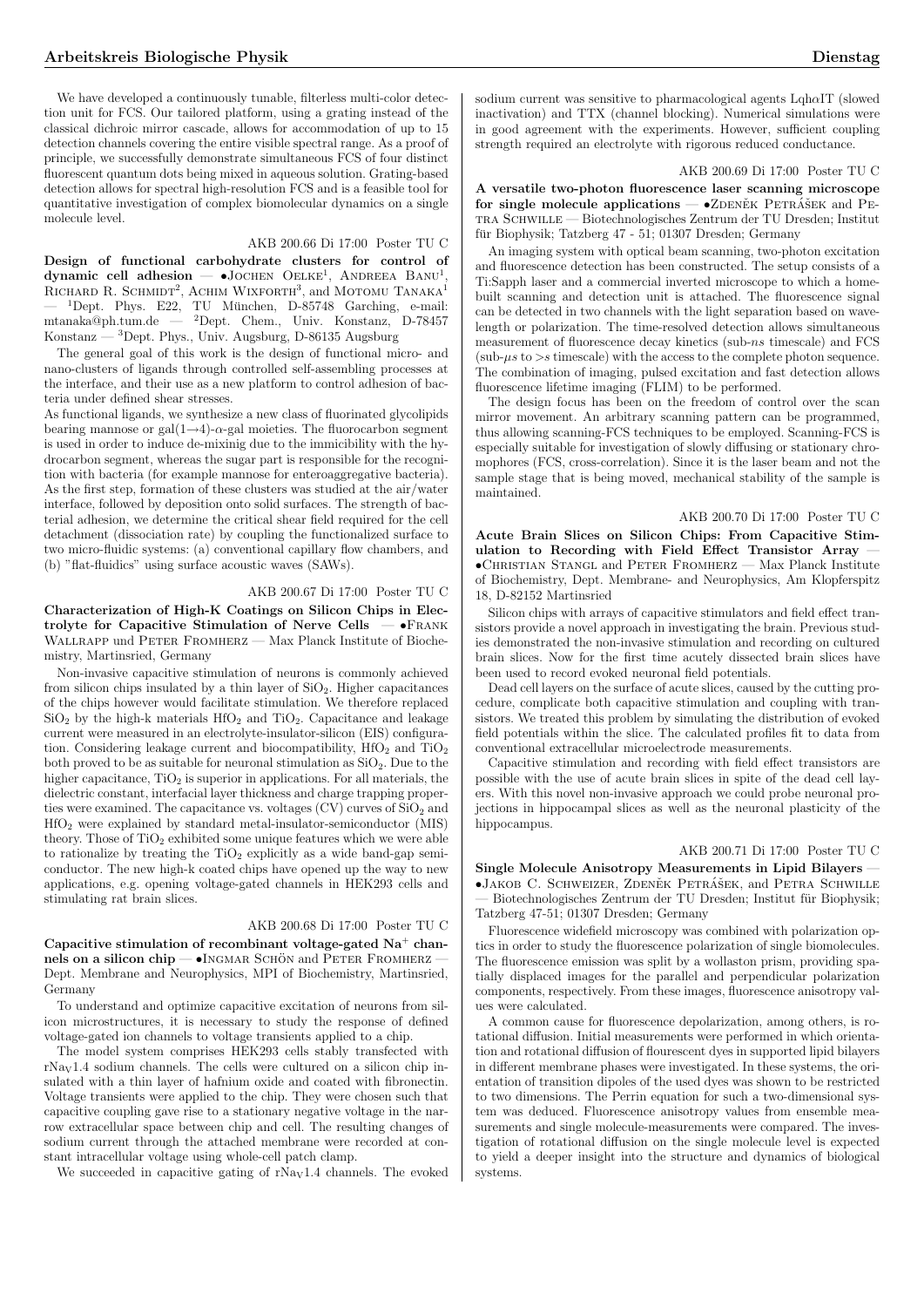We have developed a continuously tunable, filterless multi-color detection unit for FCS. Our tailored platform, using a grating instead of the classical dichroic mirror cascade, allows for accommodation of up to 15 detection channels covering the entire visible spectral range. As a proof of principle, we successfully demonstrate simultaneous FCS of four distinct fluorescent quantum dots being mixed in aqueous solution. Grating-based detection allows for spectral high-resolution FCS and is a feasible tool for quantitative investigation of complex biomolecular dynamics on a single molecule level.

AKB 200.66 Di 17:00 Poster TU C

**Design of functional carbohydrate clusters for control of dynamic cell adhesion** — •Jochen Oelke[1], Andreea Banu[1], Richard R. Schmidt[2], Achim Wixforth[3], and Motomu Tanaka[1] — [1]Dept. Phys. E22, TU München, D-85748 Garching, e-mail: mtanaka@ph.tum.de — [2]Dept. Chem., Univ. Konstanz, D-78457 Konstanz — [3]Dept. Phys., Univ. Augsburg, D-86135 Augsburg

The general goal of this work is the design of functional micro- and nano-clusters of ligands through controlled self-assembling processes at the interface, and their use as a new platform to control adhesion of bacteria under defined shear stresses.

As functional ligands, we synthesize a new class of fluorinated glycolipids bearing mannose or gal(1→4)-$\alpha$-gal moieties. The fluorocarbon segment is used in order to induce de-mixinig due to the immicibility with the hydrocarbon segment, whereas the sugar part is responsible for the recognition with bacteria (for example mannose for enteroaggregative bacteria). As the first step, formation of these clusters was studied at the air/water interface, followed by deposition onto solid surfaces. The strength of bacterial adhesion, we determine the critical shear field required for the cell detachment (dissociation rate) by coupling the functionalized surface to two micro-fluidic systems: (a) conventional capillary flow chambers, and (b) "flat-fluidics" using surface acoustic waves (SAWs).

AKB 200.67 Di 17:00 Poster TU C

**Characterization of High-K Coatings on Silicon Chips in Electrolyte for Capacitive Stimulation of Nerve Cells** — •Frank Wallrapp und Peter Fromherz — Max Planck Institute of Biochemistry, Martinsried, Germany

Non-invasive capacitive stimulation of neurons is commonly achieved from silicon chips insulated by a thin layer of $SiO_2$. Higher capacitances of the chips however would facilitate stimulation. We therefore replaced $SiO_2$ by the high-k materials $HfO_2$ and $TiO_2$. Capacitance and leakage current were measured in an electrolyte-insulator-silicon (EIS) configuration. Considering leakage current and biocompatibility, $HfO_2$ and $TiO_2$ both proved to be as suitable for neuronal stimulation as $SiO_2$. Due to the higher capacitance, $TiO_2$ is superior in applications. For all materials, the dielectric constant, interfacial layer thickness and charge trapping properties were examined. The capacitance vs. voltages (CV) curves of $SiO_2$ and $HfO_2$ were explained by standard metal-insulator-semiconductor (MIS) theory. Those of $TiO_2$ exhibited some unique features which we were able to rationalize by treating the $TiO_2$ explicitly as a wide band-gap semiconductor. The new high-k coated chips have opened up the way to new applications, e.g. opening voltage-gated channels in HEK293 cells and stimulating rat brain slices.

AKB 200.68 Di 17:00 Poster TU C

**Capacitive stimulation of recombinant voltage-gated $Na^+$ channels on a silicon chip** — •Ingmar Schön and Peter Fromherz — Dept. Membrane and Neurophysics, MPI of Biochemistry, Martinsried, Germany

To understand and optimize capacitive excitation of neurons from silicon microstructures, it is necessary to study the response of defined voltage-gated ion channels to voltage transients applied to a chip.

The model system comprises HEK293 cells stably transfected with $rNa_V1.4$ sodium channels. The cells were cultured on a silicon chip insulated with a thin layer of hafnium oxide and coated with fibronectin. Voltage transients were applied to the chip. They were chosen such that capacitive coupling gave rise to a stationary negative voltage in the narrow extracellular space between chip and cell. The resulting changes of sodium current through the attached membrane were recorded at constant intracellular voltage using whole-cell patch clamp.

We succeeded in capacitive gating of $rNa_V1.4$ channels. The evoked sodium current was sensitive to pharmacological agents Lqh$\alpha$IT (slowed inactivation) and TTX (channel blocking). Numerical simulations were in good agreement with the experiments. However, sufficient coupling strength required an electrolyte with rigorous reduced conductance.

AKB 200.69 Di 17:00 Poster TU C

**A versatile two-photon fluorescence laser scanning microscope for single molecule applications** — •Zdeněk Petrášek and Petra Schwille — Biotechnologisches Zentrum der TU Dresden; Institut für Biophysik; Tatzberg 47 - 51; 01307 Dresden; Germany

An imaging system with optical beam scanning, two-photon excitation and fluorescence detection has been constructed. The setup consists of a Ti:Sapph laser and a commercial inverted microscope to which a home-built scanning and detection unit is attached. The fluorescence signal can be detected in two channels with the light separation based on wavelength or polarization. The time-resolved detection allows simultaneous measurement of fluorescence decay kinetics (sub-*ns* timescale) and FCS (sub-$\mu s$ to $>s$ timescale) with the access to the complete photon sequence. The combination of imaging, pulsed excitation and fast detection allows fluorescence lifetime imaging (FLIM) to be performed.

The design focus has been on the freedom of control over the scan mirror movement. An arbitrary scanning pattern can be programmed, thus allowing scanning-FCS techniques to be employed. Scanning-FCS is especially suitable for investigation of slowly diffusing or stationary chromophores (FCS, cross-correlation). Since it is the laser beam and not the sample stage that is being moved, mechanical stability of the sample is maintained.

AKB 200.70 Di 17:00 Poster TU C

**Acute Brain Slices on Silicon Chips: From Capacitive Stimulation to Recording with Field Effect Transistor Array** — •Christian Stangl and Peter Fromherz — Max Planck Institute of Biochemistry, Dept. Membrane- and Neurophysics, Am Klopferspitz 18, D-82152 Martinsried

Silicon chips with arrays of capacitive stimulators and field effect transistors provide a novel approach in investigating the brain. Previous studies demonstrated the non-invasive stimulation and recording on cultured brain slices. Now for the first time acutely dissected brain slices have been used to record evoked neuronal field potentials.

Dead cell layers on the surface of acute slices, caused by the cutting procedure, complicate both capacitive stimulation and coupling with transistors. We treated this problem by simulating the distribution of evoked field potentials within the slice. The calculated profiles fit to data from conventional extracellular microelectrode measurements.

Capacitive stimulation and recording with field effect transistors are possible with the use of acute brain slices in spite of the dead cell layers. With this novel non-invasive approach we could probe neuronal projections in hippocampal slices as well as the neuronal plasticity of the hippocampus.

AKB 200.71 Di 17:00 Poster TU C

**Single Molecule Anisotropy Measurements in Lipid Bilayers** — •Jakob C. Schweizer, Zdeněk Petrášek, and Petra Schwille — Biotechnologisches Zentrum der TU Dresden; Institut für Biophysik; Tatzberg 47-51; 01307 Dresden; Germany

Fluorescence widefield microscopy was combined with polarization optics in order to study the fluorescence polarization of single biomolecules. The fluorescence emission was split by a wollaston prism, providing spatially displaced images for the parallel and perpendicular polarization components, respectively. From these images, fluorescence anisotropy values were calculated.

A common cause for fluorescence depolarization, among others, is rotational diffusion. Initial measurements were performed in which orientation and rotational diffusion of flourescent dyes in supported lipid bilayers in different membrane phases were investigated. In these systems, the orientation of transition dipoles of the used dyes was shown to be restricted to two dimensions. The Perrin equation for such a two-dimensional system was deduced. Fluorescence anisotropy values from ensemble measurements and single molecule-measurements were compared. The investigation of rotational diffusion on the single molecule level is expected to yield a deeper insight into the structure and dynamics of biological systems.